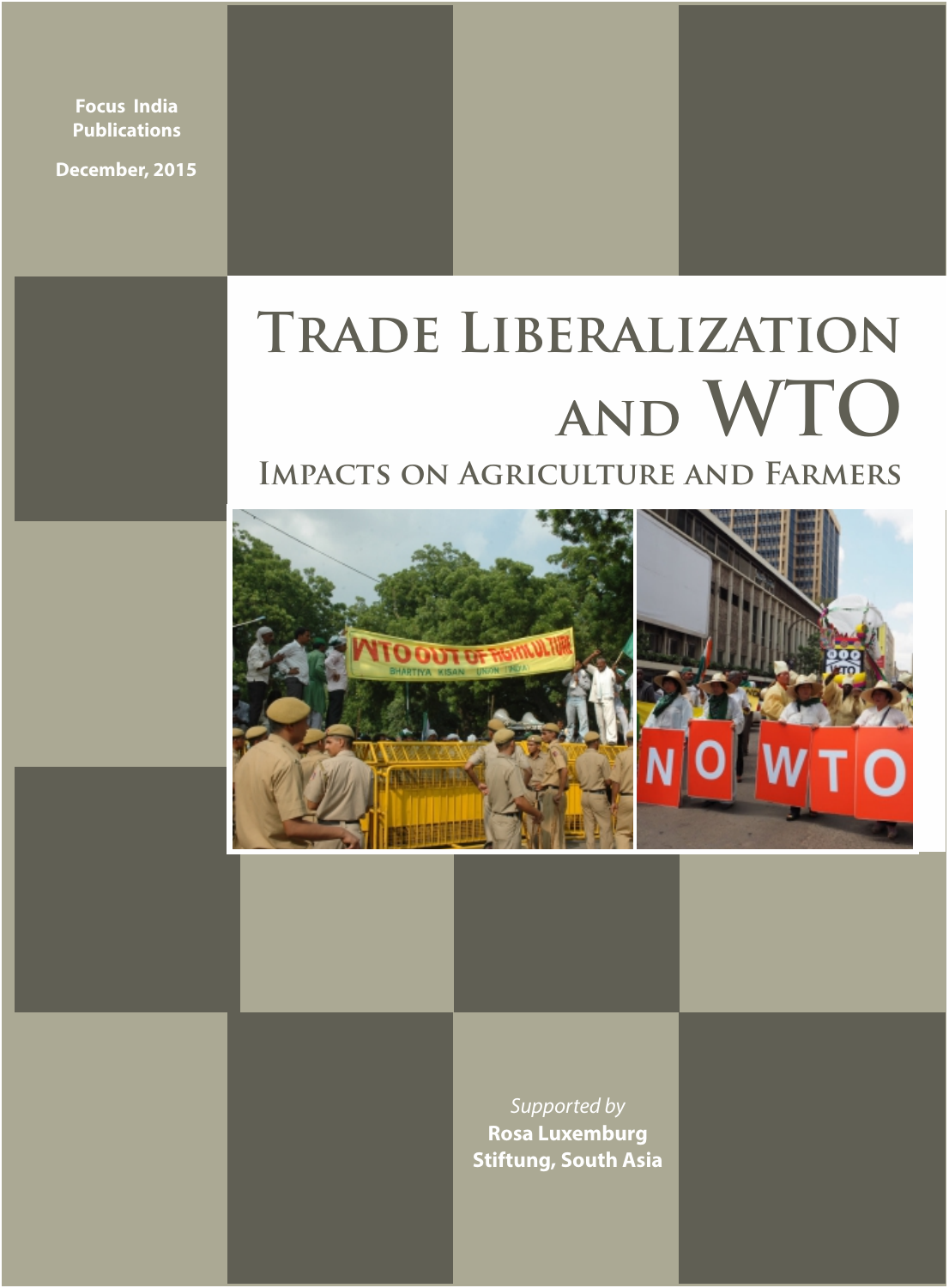Focus India Publications

December, 2015

# Trade Liberalization and WTO

## Impacts on Agriculture and Farmers

*Supported by*

**Rosa Luxemburg Stiftung, South Asia**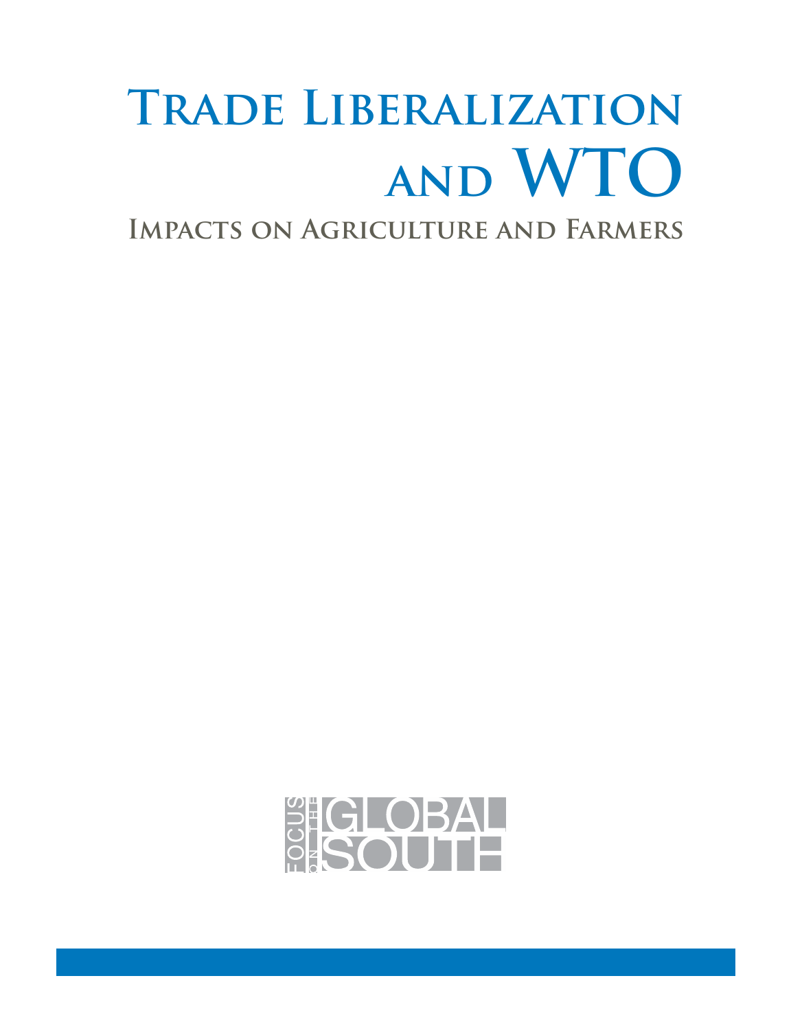# Trade Liberalization and WTO

## Impacts on Agriculture and Farmers

FOCUS ON THE GLOBAL SOUTH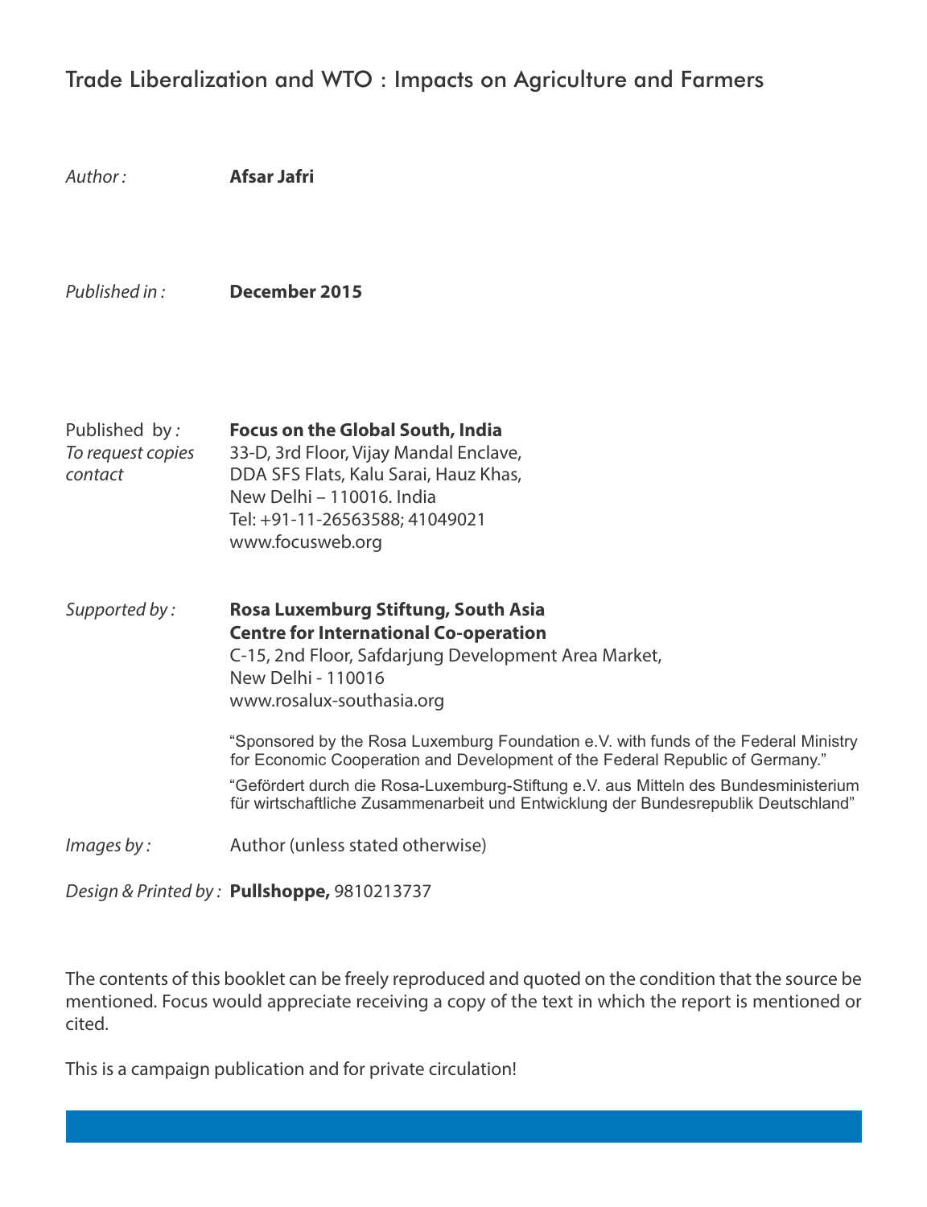Trade Liberalization and WTO : Impacts on Agriculture and Farmers

*Author :* **Afsar Jafri**

*Published in :* **December 2015**

Published by *:*
*To request copies contact*

**Focus on the Global South, India**
33-D, 3rd Floor, Vijay Mandal Enclave,
DDA SFS Flats, Kalu Sarai, Hauz Khas,
New Delhi – 110016. India
Tel: +91-11-26563588; 41049021
www.focusweb.org

*Supported by :*

**Rosa Luxemburg Stiftung, South Asia**
**Centre for International Co-operation**
C-15, 2nd Floor, Safdarjung Development Area Market,
New Delhi - 110016
www.rosalux-southasia.org

"Sponsored by the Rosa Luxemburg Foundation e.V. with funds of the Federal Ministry for Economic Cooperation and Development of the Federal Republic of Germany."

"Gefördert durch die Rosa-Luxemburg-Stiftung e.V. aus Mitteln des Bundesministerium für wirtschaftliche Zusammenarbeit und Entwicklung der Bundesrepublik Deutschland"

*Images by :* Author (unless stated otherwise)

*Design & Printed by :* **Pullshoppe,** 9810213737

The contents of this booklet can be freely reproduced and quoted on the condition that the source be mentioned. Focus would appreciate receiving a copy of the text in which the report is mentioned or cited.

This is a campaign publication and for private circulation!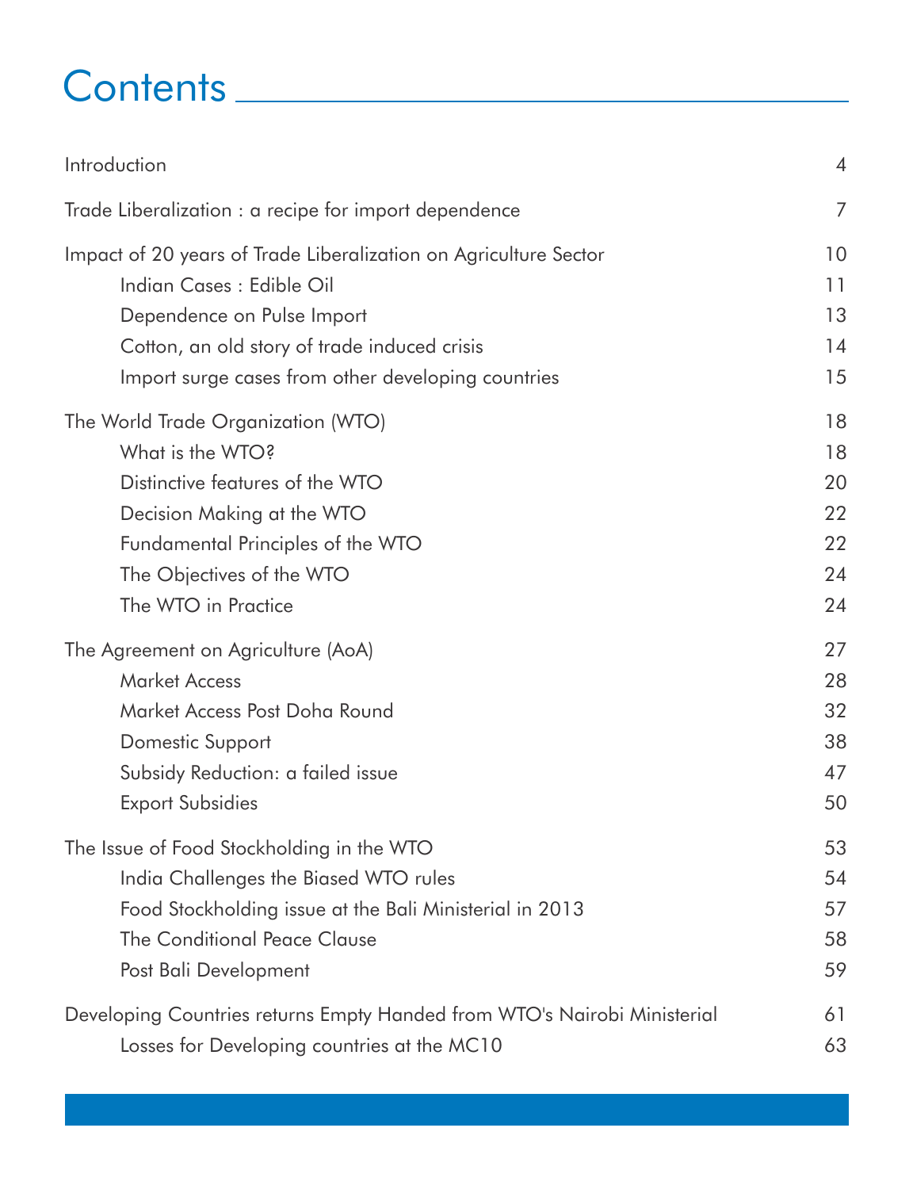# Contents

| | |
|---|---|
| Introduction | 4 |
| Trade Liberalization : a recipe for import dependence | 7 |
| Impact of 20 years of Trade Liberalization on Agriculture Sector | 10 |
| Indian Cases : Edible Oil | 11 |
| Dependence on Pulse Import | 13 |
| Cotton, an old story of trade induced crisis | 14 |
| Import surge cases from other developing countries | 15 |
| The World Trade Organization (WTO) | 18 |
| What is the WTO? | 18 |
| Distinctive features of the WTO | 20 |
| Decision Making at the WTO | 22 |
| Fundamental Principles of the WTO | 22 |
| The Objectives of the WTO | 24 |
| The WTO in Practice | 24 |
| The Agreement on Agriculture (AoA) | 27 |
| Market Access | 28 |
| Market Access Post Doha Round | 32 |
| Domestic Support | 38 |
| Subsidy Reduction: a failed issue | 47 |
| Export Subsidies | 50 |
| The Issue of Food Stockholding in the WTO | 53 |
| India Challenges the Biased WTO rules | 54 |
| Food Stockholding issue at the Bali Ministerial in 2013 | 57 |
| The Conditional Peace Clause | 58 |
| Post Bali Development | 59 |
| Developing Countries returns Empty Handed from WTO's Nairobi Ministerial | 61 |
| Losses for Developing countries at the MC10 | 63 |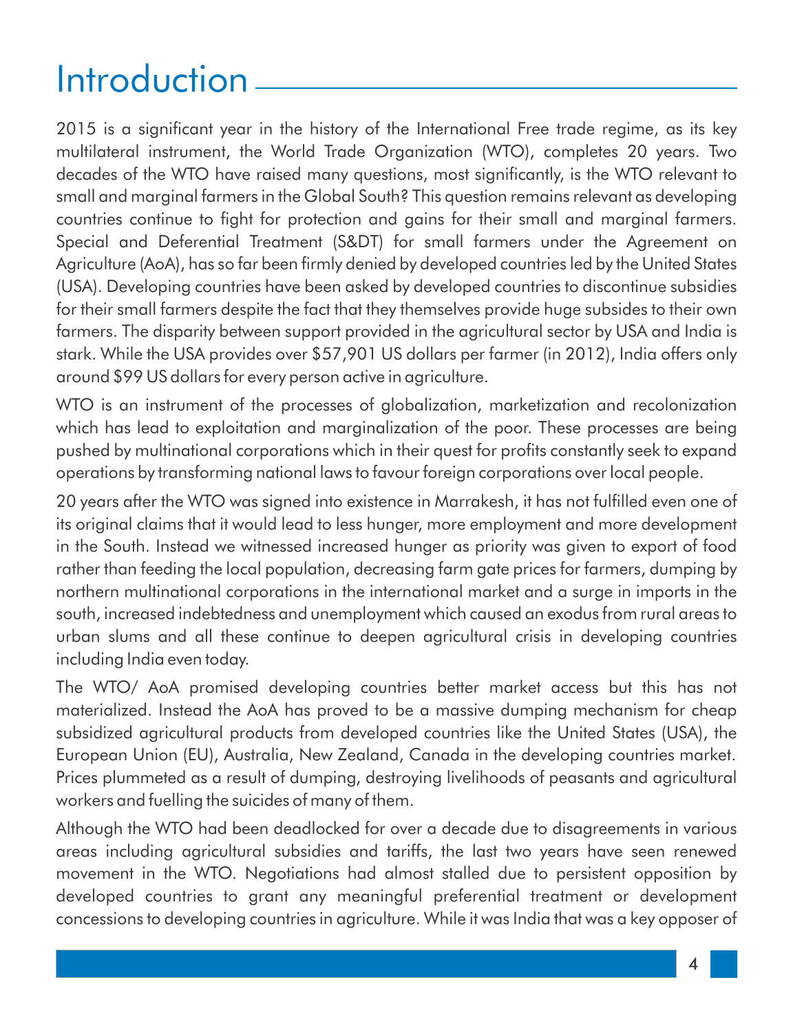# Introduction

2015 is a significant year in the history of the International Free trade regime, as its key multilateral instrument, the World Trade Organization (WTO), completes 20 years. Two decades of the WTO have raised many questions, most significantly, is the WTO relevant to small and marginal farmers in the Global South? This question remains relevant as developing countries continue to fight for protection and gains for their small and marginal farmers. Special and Deferential Treatment (S&DT) for small farmers under the Agreement on Agriculture (AoA), has so far been firmly denied by developed countries led by the United States (USA). Developing countries have been asked by developed countries to discontinue subsidies for their small farmers despite the fact that they themselves provide huge subsides to their own farmers. The disparity between support provided in the agricultural sector by USA and India is stark. While the USA provides over $57,901 US dollars per farmer (in 2012), India offers only around $99 US dollars for every person active in agriculture.

WTO is an instrument of the processes of globalization, marketization and recolonization which has lead to exploitation and marginalization of the poor. These processes are being pushed by multinational corporations which in their quest for profits constantly seek to expand operations by transforming national laws to favour foreign corporations over local people.

20 years after the WTO was signed into existence in Marrakesh, it has not fulfilled even one of its original claims that it would lead to less hunger, more employment and more development in the South. Instead we witnessed increased hunger as priority was given to export of food rather than feeding the local population, decreasing farm gate prices for farmers, dumping by northern multinational corporations in the international market and a surge in imports in the south, increased indebtedness and unemployment which caused an exodus from rural areas to urban slums and all these continue to deepen agricultural crisis in developing countries including India even today.

The WTO/ AoA promised developing countries better market access but this has not materialized. Instead the AoA has proved to be a massive dumping mechanism for cheap subsidized agricultural products from developed countries like the United States (USA), the European Union (EU), Australia, New Zealand, Canada in the developing countries market. Prices plummeted as a result of dumping, destroying livelihoods of peasants and agricultural workers and fuelling the suicides of many of them.

Although the WTO had been deadlocked for over a decade due to disagreements in various areas including agricultural subsidies and tariffs, the last two years have seen renewed movement in the WTO. Negotiations had almost stalled due to persistent opposition by developed countries to grant any meaningful preferential treatment or development concessions to developing countries in agriculture. While it was India that was a key opposer of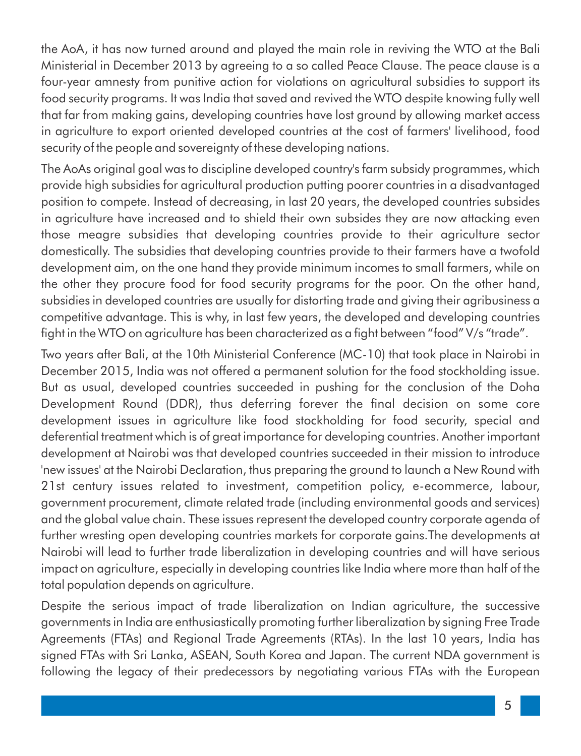the AoA, it has now turned around and played the main role in reviving the WTO at the Bali Ministerial in December 2013 by agreeing to a so called Peace Clause. The peace clause is a four-year amnesty from punitive action for violations on agricultural subsidies to support its food security programs. It was India that saved and revived the WTO despite knowing fully well that far from making gains, developing countries have lost ground by allowing market access in agriculture to export oriented developed countries at the cost of farmers' livelihood, food security of the people and sovereignty of these developing nations.

The AoAs original goal was to discipline developed country's farm subsidy programmes, which provide high subsidies for agricultural production putting poorer countries in a disadvantaged position to compete. Instead of decreasing, in last 20 years, the developed countries subsides in agriculture have increased and to shield their own subsides they are now attacking even those meagre subsidies that developing countries provide to their agriculture sector domestically. The subsidies that developing countries provide to their farmers have a twofold development aim, on the one hand they provide minimum incomes to small farmers, while on the other they procure food for food security programs for the poor. On the other hand, subsidies in developed countries are usually for distorting trade and giving their agribusiness a competitive advantage. This is why, in last few years, the developed and developing countries fight in the WTO on agriculture has been characterized as a fight between "food" V/s "trade".

Two years after Bali, at the 10th Ministerial Conference (MC-10) that took place in Nairobi in December 2015, India was not offered a permanent solution for the food stockholding issue. But as usual, developed countries succeeded in pushing for the conclusion of the Doha Development Round (DDR), thus deferring forever the final decision on some core development issues in agriculture like food stockholding for food security, special and deferential treatment which is of great importance for developing countries. Another important development at Nairobi was that developed countries succeeded in their mission to introduce 'new issues' at the Nairobi Declaration, thus preparing the ground to launch a New Round with 21st century issues related to investment, competition policy, e-ecommerce, labour, government procurement, climate related trade (including environmental goods and services) and the global value chain. These issues represent the developed country corporate agenda of further wresting open developing countries markets for corporate gains.The developments at Nairobi will lead to further trade liberalization in developing countries and will have serious impact on agriculture, especially in developing countries like India where more than half of the total population depends on agriculture.

Despite the serious impact of trade liberalization on Indian agriculture, the successive governments in India are enthusiastically promoting further liberalization by signing Free Trade Agreements (FTAs) and Regional Trade Agreements (RTAs). In the last 10 years, India has signed FTAs with Sri Lanka, ASEAN, South Korea and Japan. The current NDA government is following the legacy of their predecessors by negotiating various FTAs with the European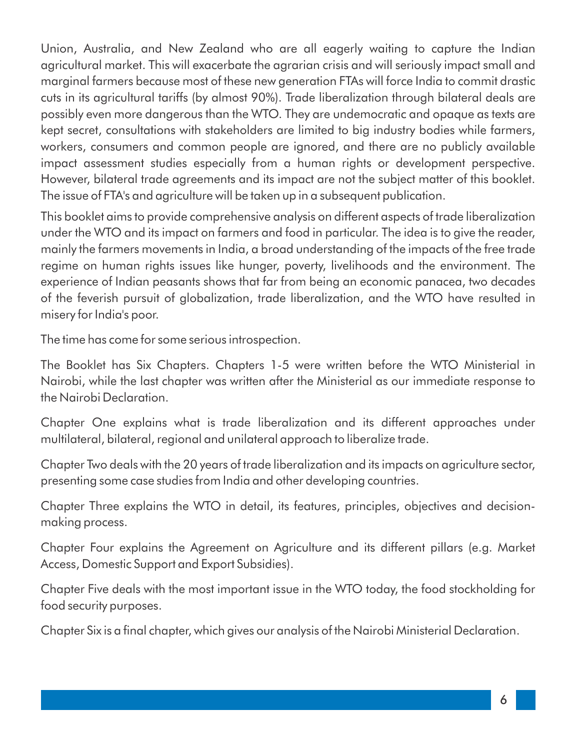Union, Australia, and New Zealand who are all eagerly waiting to capture the Indian agricultural market. This will exacerbate the agrarian crisis and will seriously impact small and marginal farmers because most of these new generation FTAs will force India to commit drastic cuts in its agricultural tariffs (by almost 90%). Trade liberalization through bilateral deals are possibly even more dangerous than the WTO. They are undemocratic and opaque as texts are kept secret, consultations with stakeholders are limited to big industry bodies while farmers, workers, consumers and common people are ignored, and there are no publicly available impact assessment studies especially from a human rights or development perspective. However, bilateral trade agreements and its impact are not the subject matter of this booklet. The issue of FTA's and agriculture will be taken up in a subsequent publication.

This booklet aims to provide comprehensive analysis on different aspects of trade liberalization under the WTO and its impact on farmers and food in particular. The idea is to give the reader, mainly the farmers movements in India, a broad understanding of the impacts of the free trade regime on human rights issues like hunger, poverty, livelihoods and the environment. The experience of Indian peasants shows that far from being an economic panacea, two decades of the feverish pursuit of globalization, trade liberalization, and the WTO have resulted in misery for India's poor.

The time has come for some serious introspection.

The Booklet has Six Chapters. Chapters 1-5 were written before the WTO Ministerial in Nairobi, while the last chapter was written after the Ministerial as our immediate response to the Nairobi Declaration.

Chapter One explains what is trade liberalization and its different approaches under multilateral, bilateral, regional and unilateral approach to liberalize trade.

Chapter Two deals with the 20 years of trade liberalization and its impacts on agriculture sector, presenting some case studies from India and other developing countries.

Chapter Three explains the WTO in detail, its features, principles, objectives and decision-making process.

Chapter Four explains the Agreement on Agriculture and its different pillars (e.g. Market Access, Domestic Support and Export Subsidies).

Chapter Five deals with the most important issue in the WTO today, the food stockholding for food security purposes.

Chapter Six is a final chapter, which gives our analysis of the Nairobi Ministerial Declaration.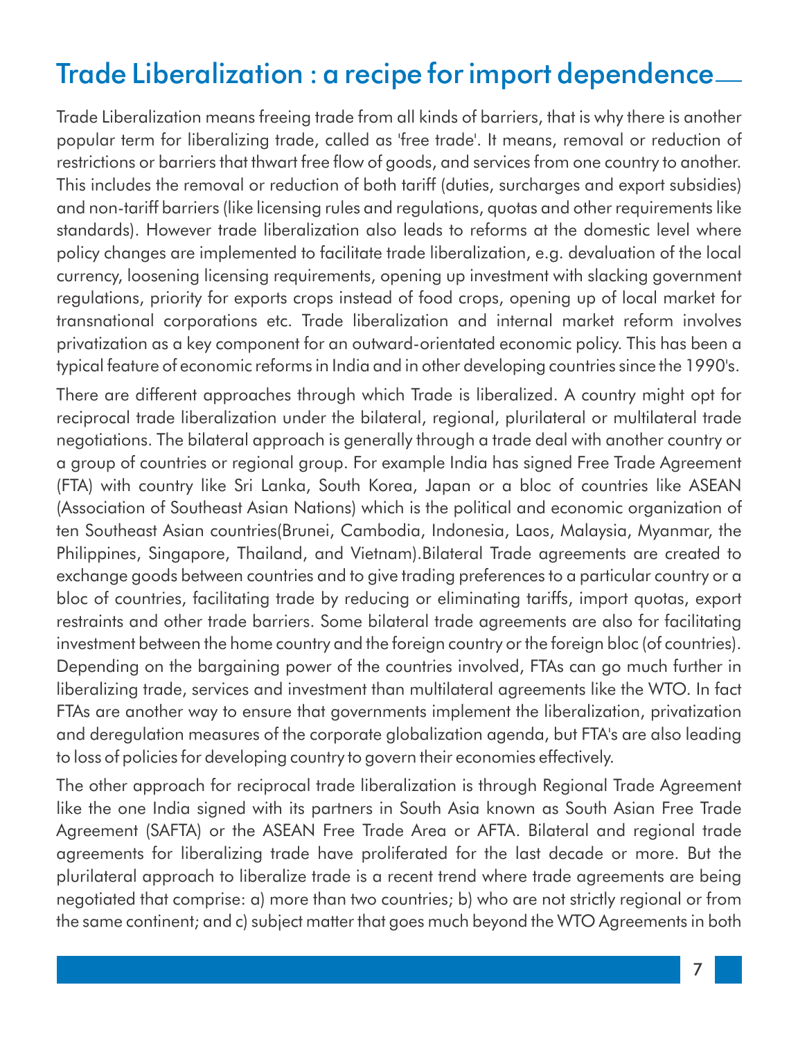## Trade Liberalization : a recipe for import dependence

Trade Liberalization means freeing trade from all kinds of barriers, that is why there is another popular term for liberalizing trade, called as 'free trade'. It means, removal or reduction of restrictions or barriers that thwart free flow of goods, and services from one country to another. This includes the removal or reduction of both tariff (duties, surcharges and export subsidies) and non-tariff barriers (like licensing rules and regulations, quotas and other requirements like standards). However trade liberalization also leads to reforms at the domestic level where policy changes are implemented to facilitate trade liberalization, e.g. devaluation of the local currency, loosening licensing requirements, opening up investment with slacking government regulations, priority for exports crops instead of food crops, opening up of local market for transnational corporations etc. Trade liberalization and internal market reform involves privatization as a key component for an outward-orientated economic policy. This has been a typical feature of economic reforms in India and in other developing countries since the 1990's.

There are different approaches through which Trade is liberalized. A country might opt for reciprocal trade liberalization under the bilateral, regional, plurilateral or multilateral trade negotiations. The bilateral approach is generally through a trade deal with another country or a group of countries or regional group. For example India has signed Free Trade Agreement (FTA) with country like Sri Lanka, South Korea, Japan or a bloc of countries like ASEAN (Association of Southeast Asian Nations) which is the political and economic organization of ten Southeast Asian countries(Brunei, Cambodia, Indonesia, Laos, Malaysia, Myanmar, the Philippines, Singapore, Thailand, and Vietnam).Bilateral Trade agreements are created to exchange goods between countries and to give trading preferences to a particular country or a bloc of countries, facilitating trade by reducing or eliminating tariffs, import quotas, export restraints and other trade barriers. Some bilateral trade agreements are also for facilitating investment between the home country and the foreign country or the foreign bloc (of countries). Depending on the bargaining power of the countries involved, FTAs can go much further in liberalizing trade, services and investment than multilateral agreements like the WTO. In fact FTAs are another way to ensure that governments implement the liberalization, privatization and deregulation measures of the corporate globalization agenda, but FTA's are also leading to loss of policies for developing country to govern their economies effectively.

The other approach for reciprocal trade liberalization is through Regional Trade Agreement like the one India signed with its partners in South Asia known as South Asian Free Trade Agreement (SAFTA) or the ASEAN Free Trade Area or AFTA. Bilateral and regional trade agreements for liberalizing trade have proliferated for the last decade or more. But the plurilateral approach to liberalize trade is a recent trend where trade agreements are being negotiated that comprise: a) more than two countries; b) who are not strictly regional or from the same continent; and c) subject matter that goes much beyond the WTO Agreements in both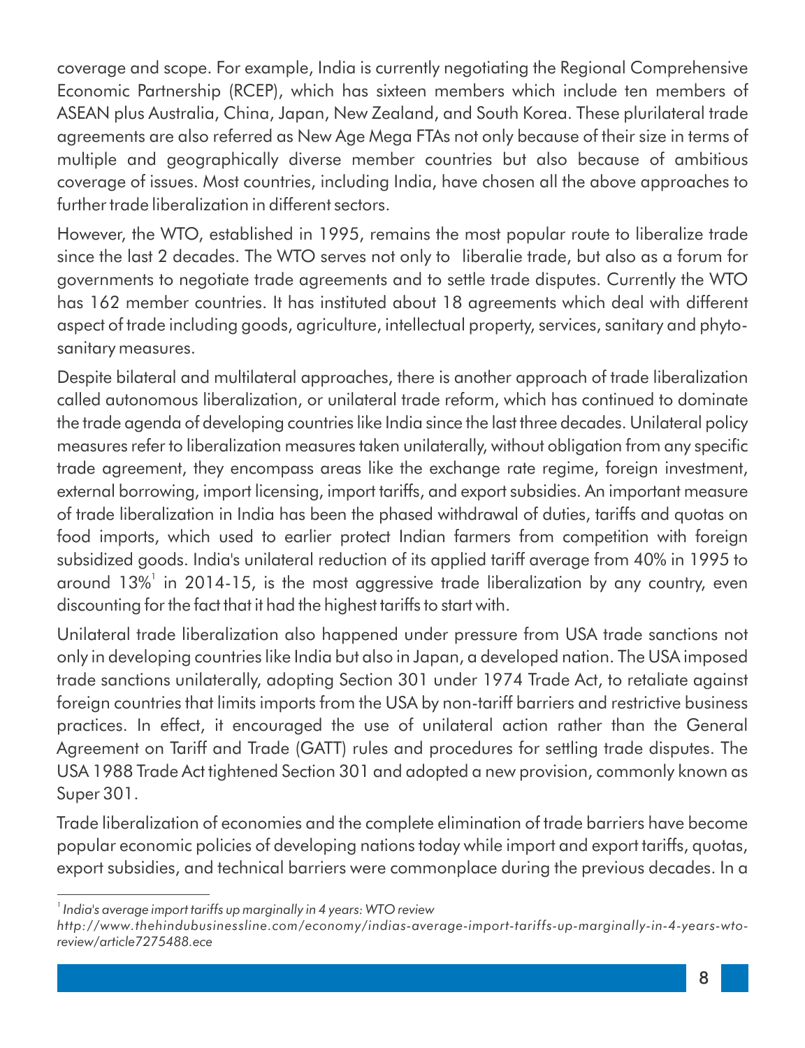coverage and scope. For example, India is currently negotiating the Regional Comprehensive Economic Partnership (RCEP), which has sixteen members which include ten members of ASEAN plus Australia, China, Japan, New Zealand, and South Korea. These plurilateral trade agreements are also referred as New Age Mega FTAs not only because of their size in terms of multiple and geographically diverse member countries but also because of ambitious coverage of issues. Most countries, including India, have chosen all the above approaches to further trade liberalization in different sectors.

However, the WTO, established in 1995, remains the most popular route to liberalize trade since the last 2 decades. The WTO serves not only to liberalie trade, but also as a forum for governments to negotiate trade agreements and to settle trade disputes. Currently the WTO has 162 member countries. It has instituted about 18 agreements which deal with different aspect of trade including goods, agriculture, intellectual property, services, sanitary and phyto-sanitary measures.

Despite bilateral and multilateral approaches, there is another approach of trade liberalization called autonomous liberalization, or unilateral trade reform, which has continued to dominate the trade agenda of developing countries like India since the last three decades. Unilateral policy measures refer to liberalization measures taken unilaterally, without obligation from any specific trade agreement, they encompass areas like the exchange rate regime, foreign investment, external borrowing, import licensing, import tariffs, and export subsidies. An important measure of trade liberalization in India has been the phased withdrawal of duties, tariffs and quotas on food imports, which used to earlier protect Indian farmers from competition with foreign subsidized goods. India's unilateral reduction of its applied tariff average from 40% in 1995 to around 13%[1] in 2014-15, is the most aggressive trade liberalization by any country, even discounting for the fact that it had the highest tariffs to start with.

Unilateral trade liberalization also happened under pressure from USA trade sanctions not only in developing countries like India but also in Japan, a developed nation. The USA imposed trade sanctions unilaterally, adopting Section 301 under 1974 Trade Act, to retaliate against foreign countries that limits imports from the USA by non-tariff barriers and restrictive business practices. In effect, it encouraged the use of unilateral action rather than the General Agreement on Tariff and Trade (GATT) rules and procedures for settling trade disputes. The USA 1988 Trade Act tightened Section 301 and adopted a new provision, commonly known as Super 301.

Trade liberalization of economies and the complete elimination of trade barriers have become popular economic policies of developing nations today while import and export tariffs, quotas, export subsidies, and technical barriers were commonplace during the previous decades. In a

---

[1] *India's average import tariffs up marginally in 4 years: WTO review*
*http://www.thehindubusinessline.com/economy/indias-average-import-tariffs-up-marginally-in-4-years-wto-review/article7275488.ece*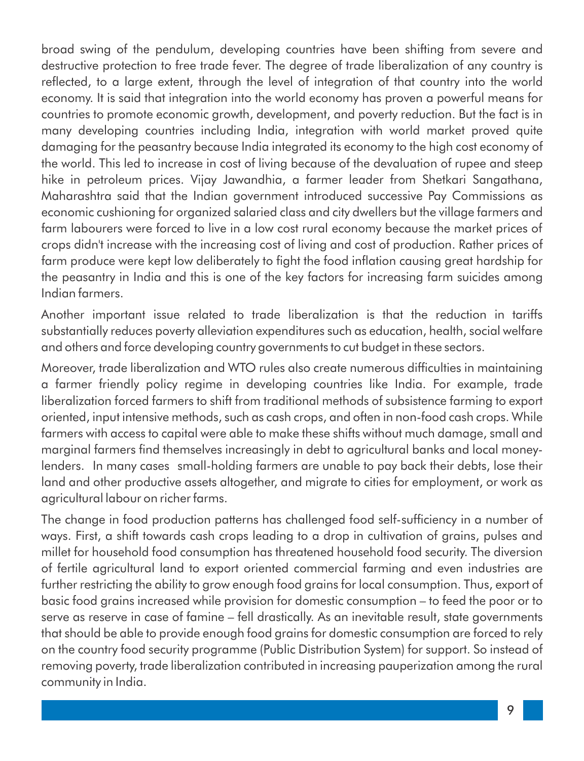broad swing of the pendulum, developing countries have been shifting from severe and destructive protection to free trade fever. The degree of trade liberalization of any country is reflected, to a large extent, through the level of integration of that country into the world economy. It is said that integration into the world economy has proven a powerful means for countries to promote economic growth, development, and poverty reduction. But the fact is in many developing countries including India, integration with world market proved quite damaging for the peasantry because India integrated its economy to the high cost economy of the world. This led to increase in cost of living because of the devaluation of rupee and steep hike in petroleum prices. Vijay Jawandhia, a farmer leader from Shetkari Sangathana, Maharashtra said that the Indian government introduced successive Pay Commissions as economic cushioning for organized salaried class and city dwellers but the village farmers and farm labourers were forced to live in a low cost rural economy because the market prices of crops didn't increase with the increasing cost of living and cost of production. Rather prices of farm produce were kept low deliberately to fight the food inflation causing great hardship for the peasantry in India and this is one of the key factors for increasing farm suicides among Indian farmers.

Another important issue related to trade liberalization is that the reduction in tariffs substantially reduces poverty alleviation expenditures such as education, health, social welfare and others and force developing country governments to cut budget in these sectors.

Moreover, trade liberalization and WTO rules also create numerous difficulties in maintaining a farmer friendly policy regime in developing countries like India. For example, trade liberalization forced farmers to shift from traditional methods of subsistence farming to export oriented, input intensive methods, such as cash crops, and often in non-food cash crops. While farmers with access to capital were able to make these shifts without much damage, small and marginal farmers find themselves increasingly in debt to agricultural banks and local money-lenders. In many cases small-holding farmers are unable to pay back their debts, lose their land and other productive assets altogether, and migrate to cities for employment, or work as agricultural labour on richer farms.

The change in food production patterns has challenged food self-sufficiency in a number of ways. First, a shift towards cash crops leading to a drop in cultivation of grains, pulses and millet for household food consumption has threatened household food security. The diversion of fertile agricultural land to export oriented commercial farming and even industries are further restricting the ability to grow enough food grains for local consumption. Thus, export of basic food grains increased while provision for domestic consumption – to feed the poor or to serve as reserve in case of famine – fell drastically. As an inevitable result, state governments that should be able to provide enough food grains for domestic consumption are forced to rely on the country food security programme (Public Distribution System) for support. So instead of removing poverty, trade liberalization contributed in increasing pauperization among the rural community in India.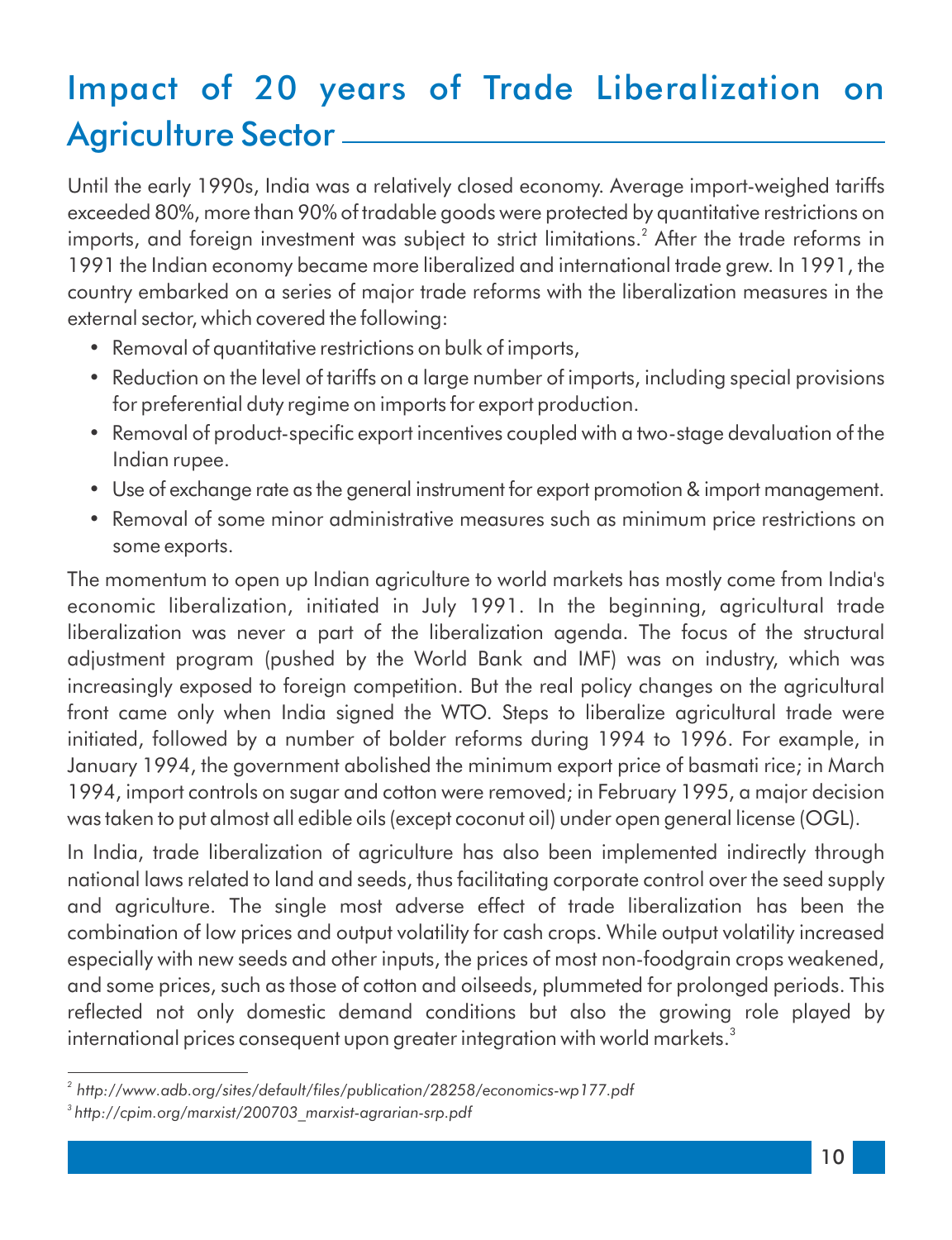## Impact of 20 years of Trade Liberalization on Agriculture Sector

Until the early 1990s, India was a relatively closed economy. Average import-weighed tariffs exceeded 80%, more than 90% of tradable goods were protected by quantitative restrictions on imports, and foreign investment was subject to strict limitations.[2] After the trade reforms in 1991 the Indian economy became more liberalized and international trade grew. In 1991, the country embarked on a series of major trade reforms with the liberalization measures in the external sector, which covered the following:

- Removal of quantitative restrictions on bulk of imports,
- Reduction on the level of tariffs on a large number of imports, including special provisions for preferential duty regime on imports for export production.
- Removal of product-specific export incentives coupled with a two-stage devaluation of the Indian rupee.
- Use of exchange rate as the general instrument for export promotion & import management.
- Removal of some minor administrative measures such as minimum price restrictions on some exports.

The momentum to open up Indian agriculture to world markets has mostly come from India's economic liberalization, initiated in July 1991. In the beginning, agricultural trade liberalization was never a part of the liberalization agenda. The focus of the structural adjustment program (pushed by the World Bank and IMF) was on industry, which was increasingly exposed to foreign competition. But the real policy changes on the agricultural front came only when India signed the WTO. Steps to liberalize agricultural trade were initiated, followed by a number of bolder reforms during 1994 to 1996. For example, in January 1994, the government abolished the minimum export price of basmati rice; in March 1994, import controls on sugar and cotton were removed; in February 1995, a major decision was taken to put almost all edible oils (except coconut oil) under open general license (OGL).

In India, trade liberalization of agriculture has also been implemented indirectly through national laws related to land and seeds, thus facilitating corporate control over the seed supply and agriculture. The single most adverse effect of trade liberalization has been the combination of low prices and output volatility for cash crops. While output volatility increased especially with new seeds and other inputs, the prices of most non-foodgrain crops weakened, and some prices, such as those of cotton and oilseeds, plummeted for prolonged periods. This reflected not only domestic demand conditions but also the growing role played by international prices consequent upon greater integration with world markets.[3]

---

[2] *http://www.adb.org/sites/default/files/publication/28258/economics-wp177.pdf*

[3] *http://cpim.org/marxist/200703_marxist-agrarian-srp.pdf*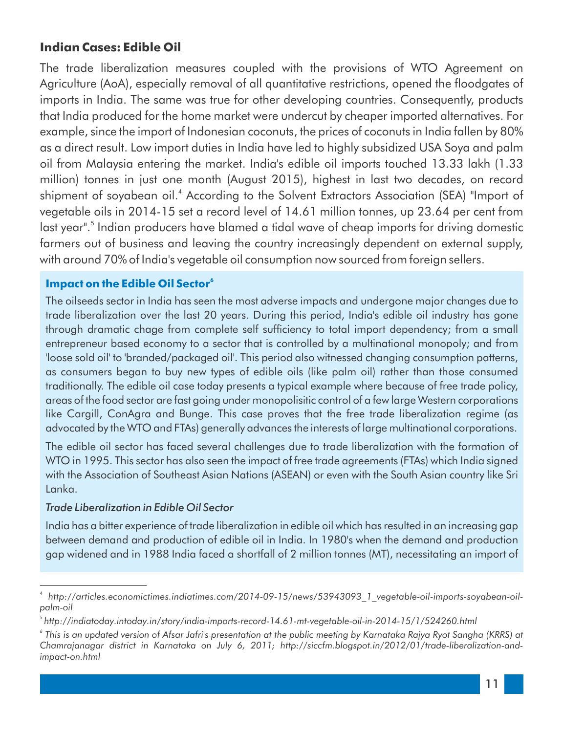## Indian Cases: Edible Oil

The trade liberalization measures coupled with the provisions of WTO Agreement on Agriculture (AoA), especially removal of all quantitative restrictions, opened the floodgates of imports in India. The same was true for other developing countries. Consequently, products that India produced for the home market were undercut by cheaper imported alternatives. For example, since the import of Indonesian coconuts, the prices of coconuts in India fallen by 80% as a direct result. Low import duties in India have led to highly subsidized USA Soya and palm oil from Malaysia entering the market. India's edible oil imports touched 13.33 lakh (1.33 million) tonnes in just one month (August 2015), highest in last two decades, on record shipment of soyabean oil.[4] According to the Solvent Extractors Association (SEA) "Import of vegetable oils in 2014-15 set a record level of 14.61 million tonnes, up 23.64 per cent from last year".[5] Indian producers have blamed a tidal wave of cheap imports for driving domestic farmers out of business and leaving the country increasingly dependent on external supply, with around 70% of India's vegetable oil consumption now sourced from foreign sellers.

### Impact on the Edible Oil Sector[6]

The oilseeds sector in India has seen the most adverse impacts and undergone major changes due to trade liberalization over the last 20 years. During this period, India's edible oil industry has gone through dramatic chage from complete self sufficiency to total import dependency; from a small entrepreneur based economy to a sector that is controlled by a multinational monopoly; and from 'loose sold oil' to 'branded/packaged oil'. This period also witnessed changing consumption patterns, as consumers began to buy new types of edible oils (like palm oil) rather than those consumed traditionally. The edible oil case today presents a typical example where because of free trade policy, areas of the food sector are fast going under monopolisitic control of a few large Western corporations like Cargill, ConAgra and Bunge. This case proves that the free trade liberalization regime (as advocated by the WTO and FTAs) generally advances the interests of large multinational corporations.

The edible oil sector has faced several challenges due to trade liberalization with the formation of WTO in 1995. This sector has also seen the impact of free trade agreements (FTAs) which India signed with the Association of Southeast Asian Nations (ASEAN) or even with the South Asian country like Sri Lanka.

*Trade Liberalization in Edible Oil Sector*

India has a bitter experience of trade liberalization in edible oil which has resulted in an increasing gap between demand and production of edible oil in India. In 1980's when the demand and production gap widened and in 1988 India faced a shortfall of 2 million tonnes (MT), necessitating an import of

---

[4] *http://articles.economictimes.indiatimes.com/2014-09-15/news/53943093_1_vegetable-oil-imports-soyabean-oil-palm-oil*

[5] *http://indiatoday.intoday.in/story/india-imports-record-14.61-mt-vegetable-oil-in-2014-15/1/524260.html*

[6] *This is an updated version of Afsar Jafri's presentation at the public meeting by Karnataka Rajya Ryot Sangha (KRRS) at Chamrajanagar district in Karnataka on July 6, 2011; http://siccfm.blogspot.in/2012/01/trade-liberalization-and-impact-on.html*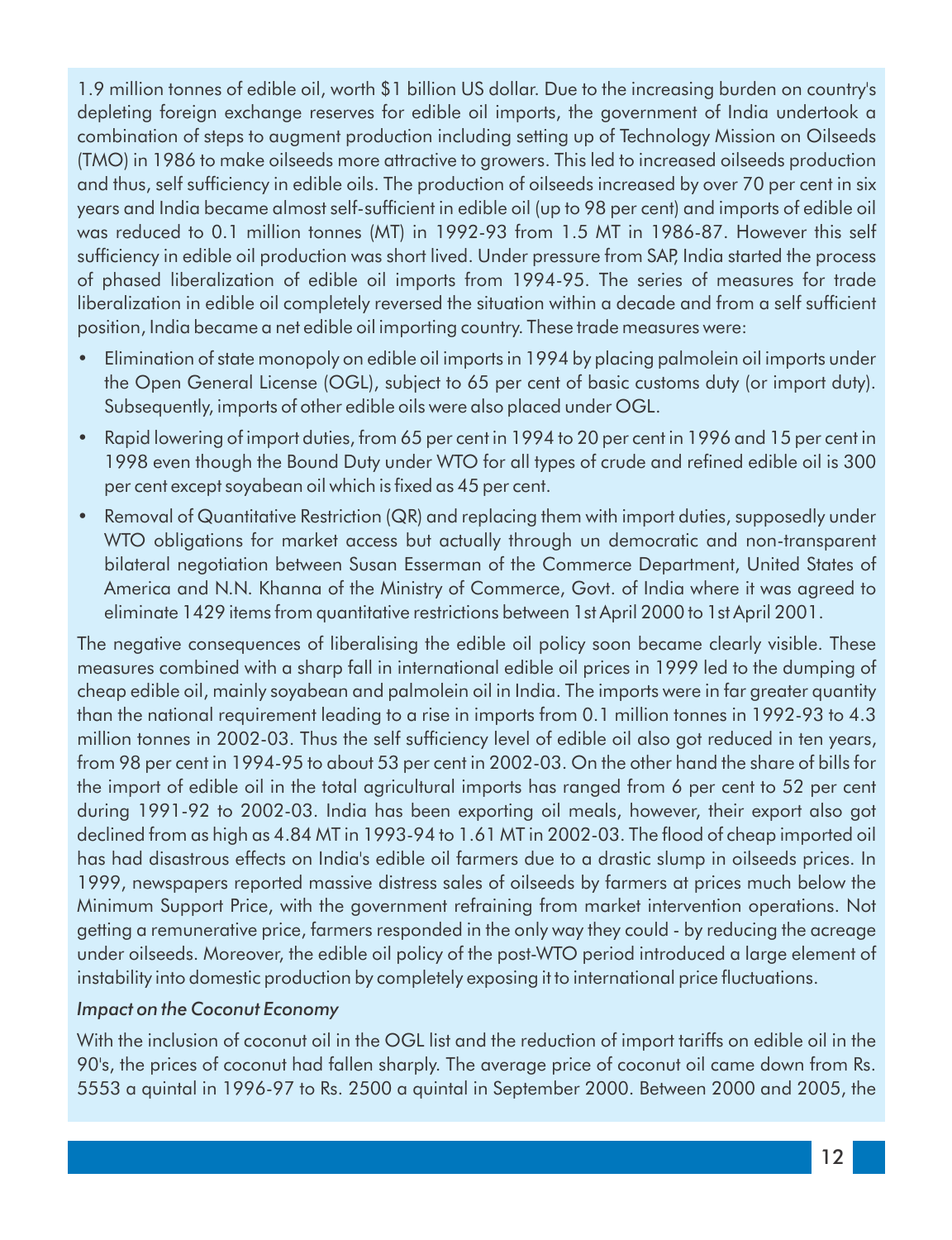1.9 million tonnes of edible oil, worth $1 billion US dollar. Due to the increasing burden on country's depleting foreign exchange reserves for edible oil imports, the government of India undertook a combination of steps to augment production including setting up of Technology Mission on Oilseeds (TMO) in 1986 to make oilseeds more attractive to growers. This led to increased oilseeds production and thus, self sufficiency in edible oils. The production of oilseeds increased by over 70 per cent in six years and India became almost self-sufficient in edible oil (up to 98 per cent) and imports of edible oil was reduced to 0.1 million tonnes (MT) in 1992-93 from 1.5 MT in 1986-87. However this self sufficiency in edible oil production was short lived. Under pressure from SAP, India started the process of phased liberalization of edible oil imports from 1994-95. The series of measures for trade liberalization in edible oil completely reversed the situation within a decade and from a self sufficient position, India became a net edible oil importing country. These trade measures were:

- Elimination of state monopoly on edible oil imports in 1994 by placing palmolein oil imports under the Open General License (OGL), subject to 65 per cent of basic customs duty (or import duty). Subsequently, imports of other edible oils were also placed under OGL.
- Rapid lowering of import duties, from 65 per cent in 1994 to 20 per cent in 1996 and 15 per cent in 1998 even though the Bound Duty under WTO for all types of crude and refined edible oil is 300 per cent except soyabean oil which is fixed as 45 per cent.
- Removal of Quantitative Restriction (QR) and replacing them with import duties, supposedly under WTO obligations for market access but actually through un democratic and non-transparent bilateral negotiation between Susan Esserman of the Commerce Department, United States of America and N.N. Khanna of the Ministry of Commerce, Govt. of India where it was agreed to eliminate 1429 items from quantitative restrictions between 1st April 2000 to 1st April 2001.

The negative consequences of liberalising the edible oil policy soon became clearly visible. These measures combined with a sharp fall in international edible oil prices in 1999 led to the dumping of cheap edible oil, mainly soyabean and palmolein oil in India. The imports were in far greater quantity than the national requirement leading to a rise in imports from 0.1 million tonnes in 1992-93 to 4.3 million tonnes in 2002-03. Thus the self sufficiency level of edible oil also got reduced in ten years, from 98 per cent in 1994-95 to about 53 per cent in 2002-03. On the other hand the share of bills for the import of edible oil in the total agricultural imports has ranged from 6 per cent to 52 per cent during 1991-92 to 2002-03. India has been exporting oil meals, however, their export also got declined from as high as 4.84 MT in 1993-94 to 1.61 MT in 2002-03. The flood of cheap imported oil has had disastrous effects on India's edible oil farmers due to a drastic slump in oilseeds prices. In 1999, newspapers reported massive distress sales of oilseeds by farmers at prices much below the Minimum Support Price, with the government refraining from market intervention operations. Not getting a remunerative price, farmers responded in the only way they could - by reducing the acreage under oilseeds. Moreover, the edible oil policy of the post-WTO period introduced a large element of instability into domestic production by completely exposing it to international price fluctuations.

*Impact on the Coconut Economy*

With the inclusion of coconut oil in the OGL list and the reduction of import tariffs on edible oil in the 90's, the prices of coconut had fallen sharply. The average price of coconut oil came down from Rs. 5553 a quintal in 1996-97 to Rs. 2500 a quintal in September 2000. Between 2000 and 2005, the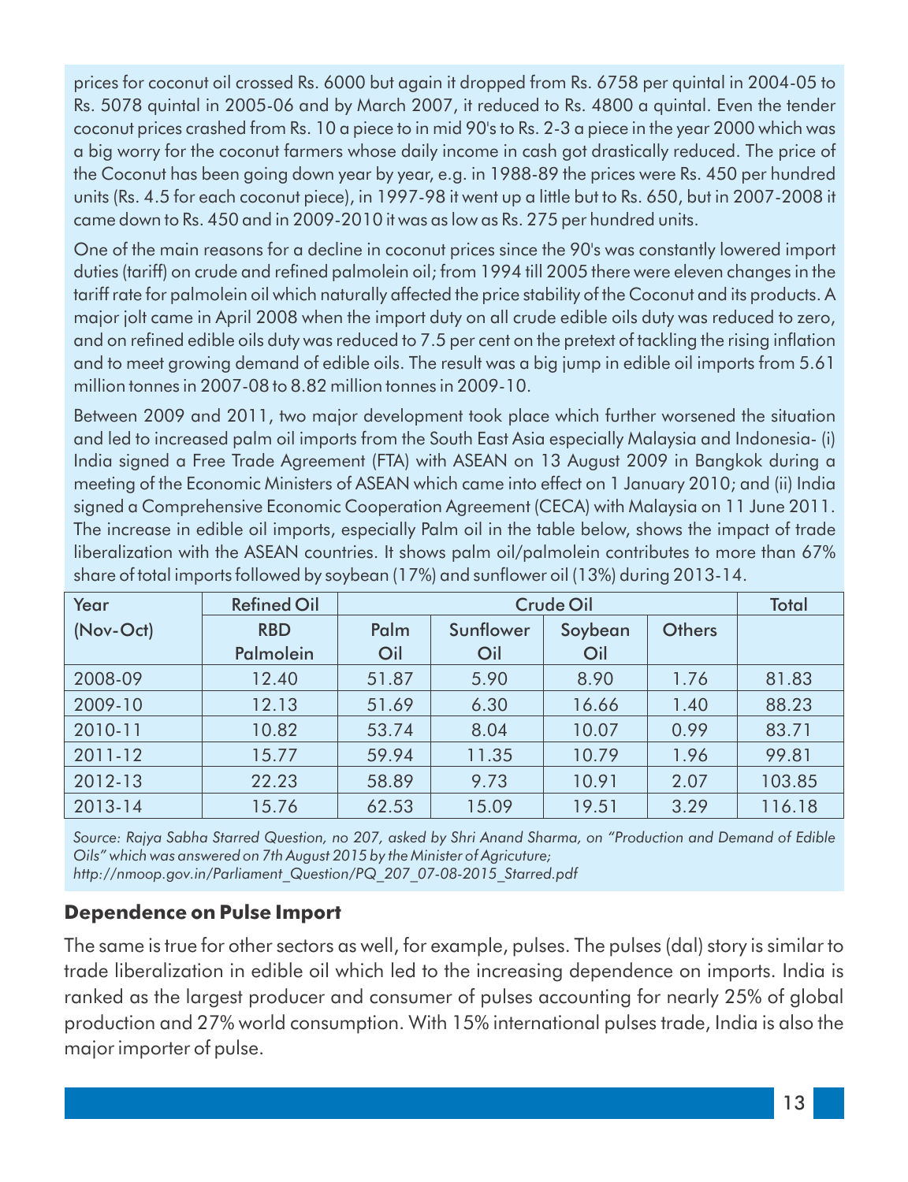prices for coconut oil crossed Rs. 6000 but again it dropped from Rs. 6758 per quintal in 2004-05 to Rs. 5078 quintal in 2005-06 and by March 2007, it reduced to Rs. 4800 a quintal. Even the tender coconut prices crashed from Rs. 10 a piece to in mid 90's to Rs. 2-3 a piece in the year 2000 which was a big worry for the coconut farmers whose daily income in cash got drastically reduced. The price of the Coconut has been going down year by year, e.g. in 1988-89 the prices were Rs. 450 per hundred units (Rs. 4.5 for each coconut piece), in 1997-98 it went up a little but to Rs. 650, but in 2007-2008 it came down to Rs. 450 and in 2009-2010 it was as low as Rs. 275 per hundred units.

One of the main reasons for a decline in coconut prices since the 90's was constantly lowered import duties (tariff) on crude and refined palmolein oil; from 1994 till 2005 there were eleven changes in the tariff rate for palmolein oil which naturally affected the price stability of the Coconut and its products. A major jolt came in April 2008 when the import duty on all crude edible oils duty was reduced to zero, and on refined edible oils duty was reduced to 7.5 per cent on the pretext of tackling the rising inflation and to meet growing demand of edible oils. The result was a big jump in edible oil imports from 5.61 million tonnes in 2007-08 to 8.82 million tonnes in 2009-10.

Between 2009 and 2011, two major development took place which further worsened the situation and led to increased palm oil imports from the South East Asia especially Malaysia and Indonesia- (i) India signed a Free Trade Agreement (FTA) with ASEAN on 13 August 2009 in Bangkok during a meeting of the Economic Ministers of ASEAN which came into effect on 1 January 2010; and (ii) India signed a Comprehensive Economic Cooperation Agreement (CECA) with Malaysia on 11 June 2011. The increase in edible oil imports, especially Palm oil in the table below, shows the impact of trade liberalization with the ASEAN countries. It shows palm oil/palmolein contributes to more than 67% share of total imports followed by soybean (17%) and sunflower oil (13%) during 2013-14.

| Year (Nov-Oct) | Refined Oil | Crude Oil | | | | Total |
|---|---|---|---|---|---|---|
| | RBD Palmolein | Palm Oil | Sunflower Oil | Soybean Oil | Others | |
| 2008-09 | 12.40 | 51.87 | 5.90 | 8.90 | 1.76 | 81.83 |
| 2009-10 | 12.13 | 51.69 | 6.30 | 16.66 | 1.40 | 88.23 |
| 2010-11 | 10.82 | 53.74 | 8.04 | 10.07 | 0.99 | 83.71 |
| 2011-12 | 15.77 | 59.94 | 11.35 | 10.79 | 1.96 | 99.81 |
| 2012-13 | 22.23 | 58.89 | 9.73 | 10.91 | 2.07 | 103.85 |
| 2013-14 | 15.76 | 62.53 | 15.09 | 19.51 | 3.29 | 116.18 |

*Source: Rajya Sabha Starred Question, no 207, asked by Shri Anand Sharma, on "Production and Demand of Edible Oils" which was answered on 7th August 2015 by the Minister of Agricuture; http://nmoop.gov.in/Parliament_Question/PQ_207_07-08-2015_Starred.pdf*

### Dependence on Pulse Import

The same is true for other sectors as well, for example, pulses. The pulses (dal) story is similar to trade liberalization in edible oil which led to the increasing dependence on imports. India is ranked as the largest producer and consumer of pulses accounting for nearly 25% of global production and 27% world consumption. With 15% international pulses trade, India is also the major importer of pulse.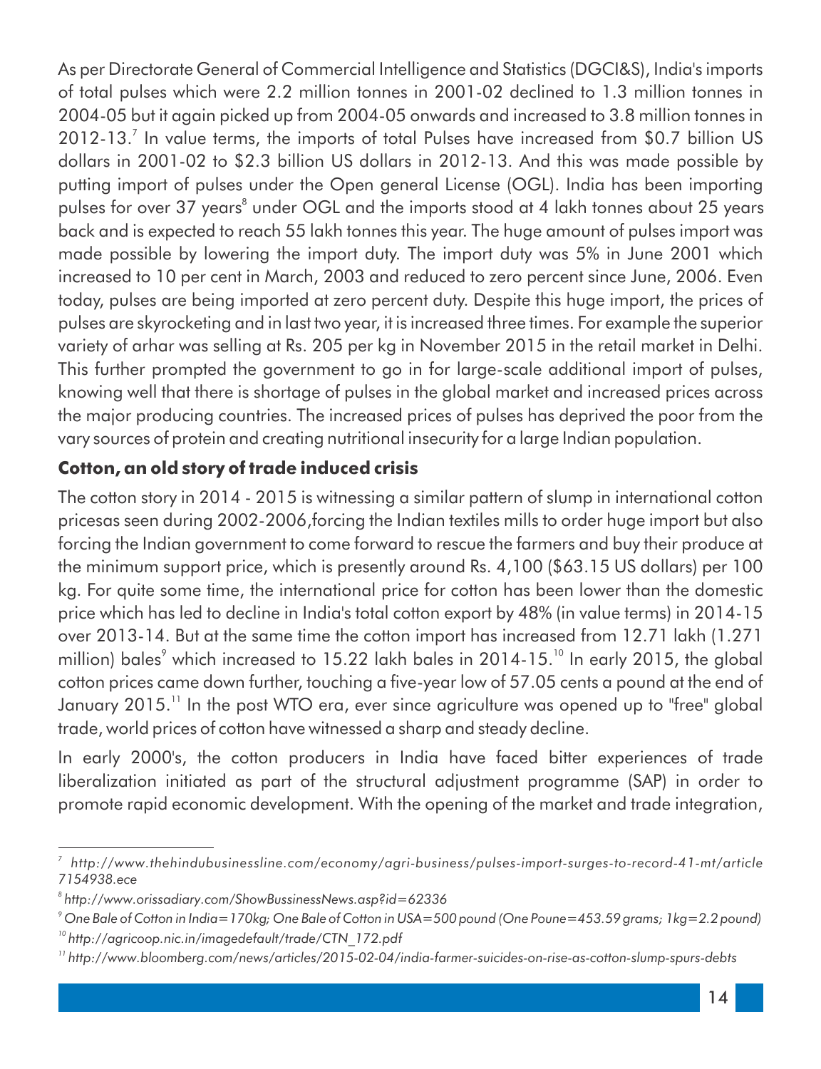As per Directorate General of Commercial Intelligence and Statistics (DGCI&S), India's imports of total pulses which were 2.2 million tonnes in 2001-02 declined to 1.3 million tonnes in 2004-05 but it again picked up from 2004-05 onwards and increased to 3.8 million tonnes in 2012-13.[7] In value terms, the imports of total Pulses have increased from $0.7 billion US dollars in 2001-02 to $2.3 billion US dollars in 2012-13. And this was made possible by putting import of pulses under the Open general License (OGL). India has been importing pulses for over 37 years[8] under OGL and the imports stood at 4 lakh tonnes about 25 years back and is expected to reach 55 lakh tonnes this year. The huge amount of pulses import was made possible by lowering the import duty. The import duty was 5% in June 2001 which increased to 10 per cent in March, 2003 and reduced to zero percent since June, 2006. Even today, pulses are being imported at zero percent duty. Despite this huge import, the prices of pulses are skyrocketing and in last two year, it is increased three times. For example the superior variety of arhar was selling at Rs. 205 per kg in November 2015 in the retail market in Delhi. This further prompted the government to go in for large-scale additional import of pulses, knowing well that there is shortage of pulses in the global market and increased prices across the major producing countries. The increased prices of pulses has deprived the poor from the vary sources of protein and creating nutritional insecurity for a large Indian population.

**Cotton, an old story of trade induced crisis**

The cotton story in 2014 - 2015 is witnessing a similar pattern of slump in international cotton pricesas seen during 2002-2006,forcing the Indian textiles mills to order huge import but also forcing the Indian government to come forward to rescue the farmers and buy their produce at the minimum support price, which is presently around Rs. 4,100 ($63.15 US dollars) per 100 kg. For quite some time, the international price for cotton has been lower than the domestic price which has led to decline in India's total cotton export by 48% (in value terms) in 2014-15 over 2013-14. But at the same time the cotton import has increased from 12.71 lakh (1.271 million) bales[9] which increased to 15.22 lakh bales in 2014-15.[10] In early 2015, the global cotton prices came down further, touching a five-year low of 57.05 cents a pound at the end of January 2015.[11] In the post WTO era, ever since agriculture was opened up to "free" global trade, world prices of cotton have witnessed a sharp and steady decline.

In early 2000's, the cotton producers in India have faced bitter experiences of trade liberalization initiated as part of the structural adjustment programme (SAP) in order to promote rapid economic development. With the opening of the market and trade integration,

---

[7] http://www.thehindubusinessline.com/economy/agri-business/pulses-import-surges-to-record-41-mt/article7154938.ece

[8] http://www.orissadiary.com/ShowBussinessNews.asp?id=62336

[9] One Bale of Cotton in India=170kg; One Bale of Cotton in USA=500 pound (One Poune=453.59 grams; 1kg=2.2 pound)

[10] http://agricoop.nic.in/imagedefault/trade/CTN_172.pdf

[11] http://www.bloomberg.com/news/articles/2015-02-04/india-farmer-suicides-on-rise-as-cotton-slump-spurs-debts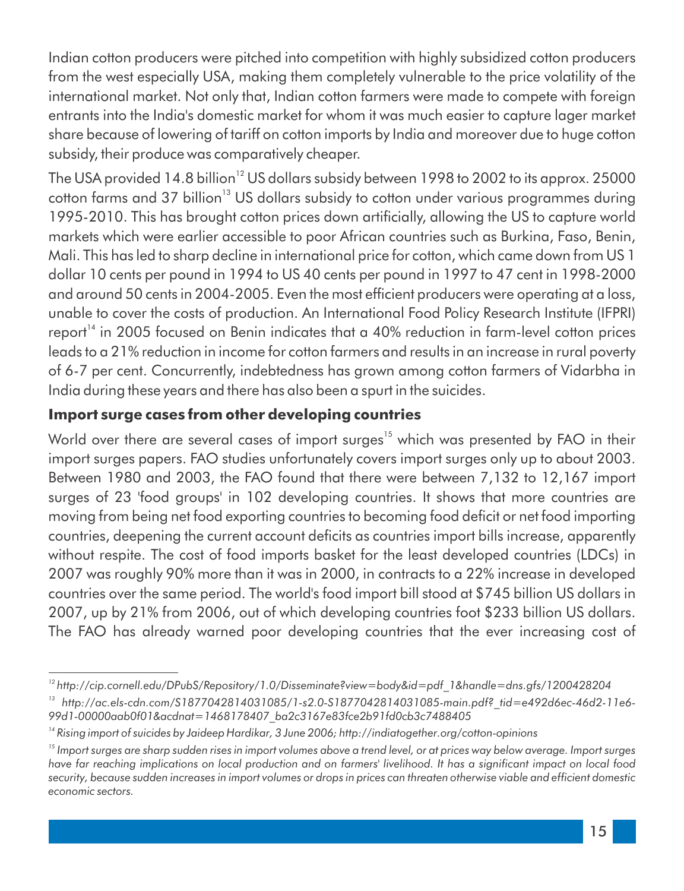Indian cotton producers were pitched into competition with highly subsidized cotton producers from the west especially USA, making them completely vulnerable to the price volatility of the international market. Not only that, Indian cotton farmers were made to compete with foreign entrants into the India's domestic market for whom it was much easier to capture lager market share because of lowering of tariff on cotton imports by India and moreover due to huge cotton subsidy, their produce was comparatively cheaper.

The USA provided 14.8 billion[12] US dollars subsidy between 1998 to 2002 to its approx. 25000 cotton farms and 37 billion[13] US dollars subsidy to cotton under various programmes during 1995-2010. This has brought cotton prices down artificially, allowing the US to capture world markets which were earlier accessible to poor African countries such as Burkina, Faso, Benin, Mali. This has led to sharp decline in international price for cotton, which came down from US 1 dollar 10 cents per pound in 1994 to US 40 cents per pound in 1997 to 47 cent in 1998-2000 and around 50 cents in 2004-2005. Even the most efficient producers were operating at a loss, unable to cover the costs of production. An International Food Policy Research Institute (IFPRI) report[14] in 2005 focused on Benin indicates that a 40% reduction in farm-level cotton prices leads to a 21% reduction in income for cotton farmers and results in an increase in rural poverty of 6-7 per cent. Concurrently, indebtedness has grown among cotton farmers of Vidarbha in India during these years and there has also been a spurt in the suicides.

### Import surge cases from other developing countries

World over there are several cases of import surges[15] which was presented by FAO in their import surges papers. FAO studies unfortunately covers import surges only up to about 2003. Between 1980 and 2003, the FAO found that there were between 7,132 to 12,167 import surges of 23 'food groups' in 102 developing countries. It shows that more countries are moving from being net food exporting countries to becoming food deficit or net food importing countries, deepening the current account deficits as countries import bills increase, apparently without respite. The cost of food imports basket for the least developed countries (LDCs) in 2007 was roughly 90% more than it was in 2000, in contracts to a 22% increase in developed countries over the same period. The world's food import bill stood at $745 billion US dollars in 2007, up by 21% from 2006, out of which developing countries foot $233 billion US dollars. The FAO has already warned poor developing countries that the ever increasing cost of

---

*[12] http://cip.cornell.edu/DPubS/Repository/1.0/Disseminate?view=body&id=pdf_1&handle=dns.gfs/1200428204*

*[13] http://ac.els-cdn.com/S1877042814031085/1-s2.0-S1877042814031085-main.pdf?_tid=e492d6ec-46d2-11e6-99d1-00000aab0f01&acdnat=1468178407_ba2c3167e83fce2b91fd0cb3c7488405*

*[14] Rising import of suicides by Jaideep Hardikar, 3 June 2006; http://indiatogether.org/cotton-opinions*

*[15] Import surges are sharp sudden rises in import volumes above a trend level, or at prices way below average. Import surges have far reaching implications on local production and on farmers' livelihood. It has a significant impact on local food security, because sudden increases in import volumes or drops in prices can threaten otherwise viable and efficient domestic economic sectors.*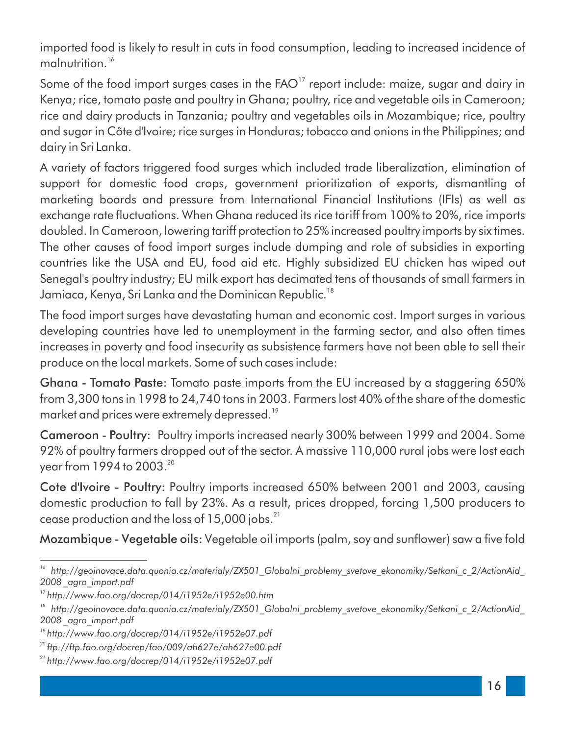imported food is likely to result in cuts in food consumption, leading to increased incidence of malnutrition.[16]

Some of the food import surges cases in the FAO[17] report include: maize, sugar and dairy in Kenya; rice, tomato paste and poultry in Ghana; poultry, rice and vegetable oils in Cameroon; rice and dairy products in Tanzania; poultry and vegetables oils in Mozambique; rice, poultry and sugar in Côte d'Ivoire; rice surges in Honduras; tobacco and onions in the Philippines; and dairy in Sri Lanka.

A variety of factors triggered food surges which included trade liberalization, elimination of support for domestic food crops, government prioritization of exports, dismantling of marketing boards and pressure from International Financial Institutions (IFIs) as well as exchange rate fluctuations. When Ghana reduced its rice tariff from 100% to 20%, rice imports doubled. In Cameroon, lowering tariff protection to 25% increased poultry imports by six times. The other causes of food import surges include dumping and role of subsidies in exporting countries like the USA and EU, food aid etc. Highly subsidized EU chicken has wiped out Senegal's poultry industry; EU milk export has decimated tens of thousands of small farmers in Jamiaca, Kenya, Sri Lanka and the Dominican Republic.[18]

The food import surges have devastating human and economic cost. Import surges in various developing countries have led to unemployment in the farming sector, and also often times increases in poverty and food insecurity as subsistence farmers have not been able to sell their produce on the local markets. Some of such cases include:

**Ghana - Tomato Paste**: Tomato paste imports from the EU increased by a staggering 650% from 3,300 tons in 1998 to 24,740 tons in 2003. Farmers lost 40% of the share of the domestic market and prices were extremely depressed.[19]

**Cameroon - Poultry**: Poultry imports increased nearly 300% between 1999 and 2004. Some 92% of poultry farmers dropped out of the sector. A massive 110,000 rural jobs were lost each year from 1994 to 2003.[20]

**Cote d'Ivoire - Poultry**: Poultry imports increased 650% between 2001 and 2003, causing domestic production to fall by 23%. As a result, prices dropped, forcing 1,500 producers to cease production and the loss of 15,000 jobs.[21]

**Mozambique - Vegetable oils**: Vegetable oil imports (palm, soy and sunflower) saw a five fold

---

[16] *http://geoinovace.data.quonia.cz/materialy/ZX501_Globalni_problemy_svetove_ekonomiky/Setkani_c_2/ActionAid_2008 _agro_import.pdf*

[17] *http://www.fao.org/docrep/014/i1952e/i1952e00.htm*

[18] *http://geoinovace.data.quonia.cz/materialy/ZX501_Globalni_problemy_svetove_ekonomiky/Setkani_c_2/ActionAid_2008 _agro_import.pdf*

[19] *http://www.fao.org/docrep/014/i1952e/i1952e07.pdf*

[20] *ftp://ftp.fao.org/docrep/fao/009/ah627e/ah627e00.pdf*

[21] *http://www.fao.org/docrep/014/i1952e/i1952e07.pdf*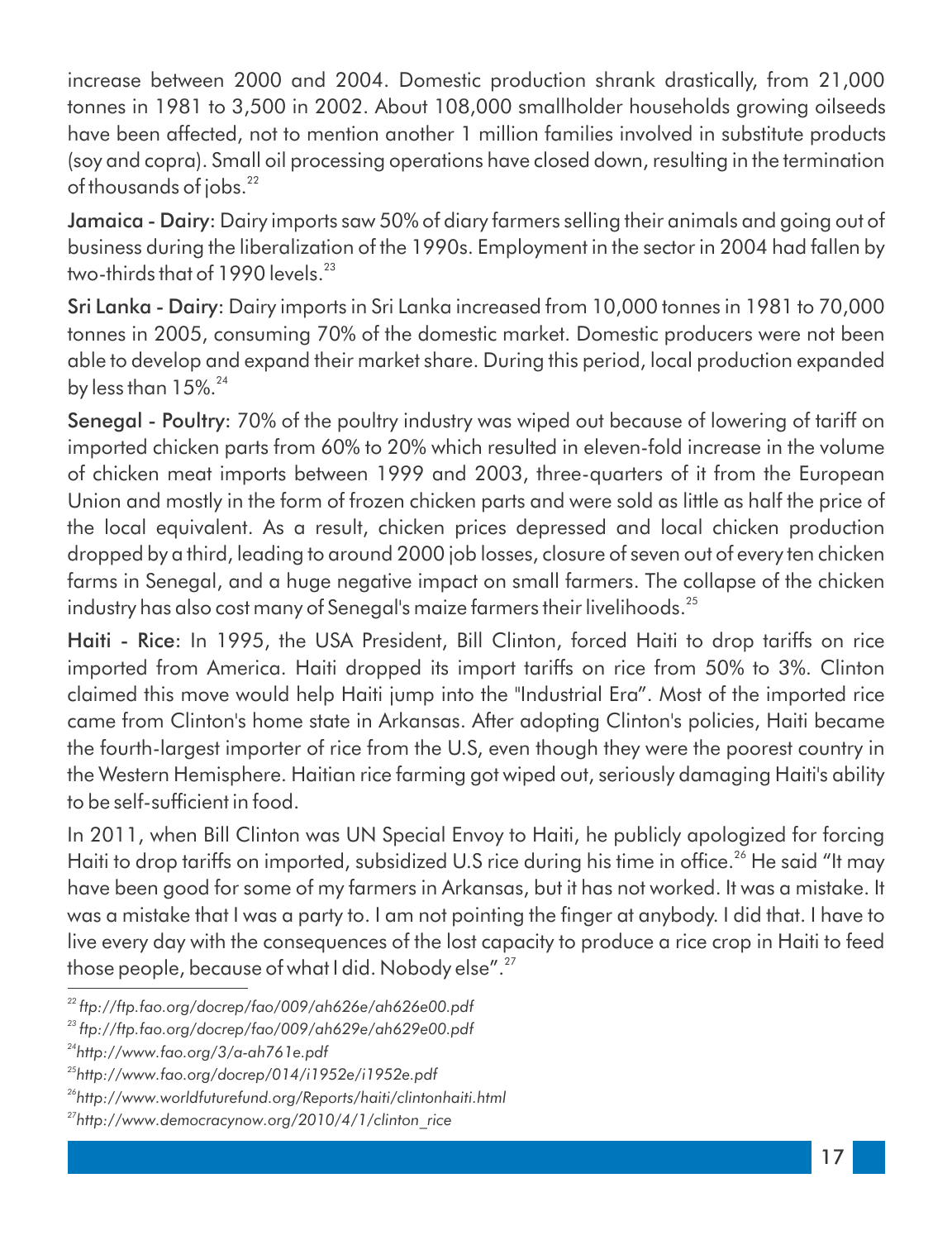increase between 2000 and 2004. Domestic production shrank drastically, from 21,000 tonnes in 1981 to 3,500 in 2002. About 108,000 smallholder households growing oilseeds have been affected, not to mention another 1 million families involved in substitute products (soy and copra). Small oil processing operations have closed down, resulting in the termination of thousands of jobs.[22]

**Jamaica - Dairy**: Dairy imports saw 50% of diary farmers selling their animals and going out of business during the liberalization of the 1990s. Employment in the sector in 2004 had fallen by two-thirds that of 1990 levels.[23]

**Sri Lanka - Dairy**: Dairy imports in Sri Lanka increased from 10,000 tonnes in 1981 to 70,000 tonnes in 2005, consuming 70% of the domestic market. Domestic producers were not been able to develop and expand their market share. During this period, local production expanded by less than 15%.[24]

**Senegal - Poultry**: 70% of the poultry industry was wiped out because of lowering of tariff on imported chicken parts from 60% to 20% which resulted in eleven-fold increase in the volume of chicken meat imports between 1999 and 2003, three-quarters of it from the European Union and mostly in the form of frozen chicken parts and were sold as little as half the price of the local equivalent. As a result, chicken prices depressed and local chicken production dropped by a third, leading to around 2000 job losses, closure of seven out of every ten chicken farms in Senegal, and a huge negative impact on small farmers. The collapse of the chicken industry has also cost many of Senegal's maize farmers their livelihoods.[25]

**Haiti - Rice**: In 1995, the USA President, Bill Clinton, forced Haiti to drop tariffs on rice imported from America. Haiti dropped its import tariffs on rice from 50% to 3%. Clinton claimed this move would help Haiti jump into the "Industrial Era". Most of the imported rice came from Clinton's home state in Arkansas. After adopting Clinton's policies, Haiti became the fourth-largest importer of rice from the U.S, even though they were the poorest country in the Western Hemisphere. Haitian rice farming got wiped out, seriously damaging Haiti's ability to be self-sufficient in food.

In 2011, when Bill Clinton was UN Special Envoy to Haiti, he publicly apologized for forcing Haiti to drop tariffs on imported, subsidized U.S rice during his time in office.[26] He said "It may have been good for some of my farmers in Arkansas, but it has not worked. It was a mistake. It was a mistake that I was a party to. I am not pointing the finger at anybody. I did that. I have to live every day with the consequences of the lost capacity to produce a rice crop in Haiti to feed those people, because of what I did. Nobody else".[27]

---

[22] *ftp://ftp.fao.org/docrep/fao/009/ah626e/ah626e00.pdf*

[23] *ftp://ftp.fao.org/docrep/fao/009/ah629e/ah629e00.pdf*

[24] *http://www.fao.org/3/a-ah761e.pdf*

[25] *http://www.fao.org/docrep/014/i1952e/i1952e.pdf*

[26] *http://www.worldfuturefund.org/Reports/haiti/clintonhaiti.html*

[27] *http://www.democracynow.org/2010/4/1/clinton_rice*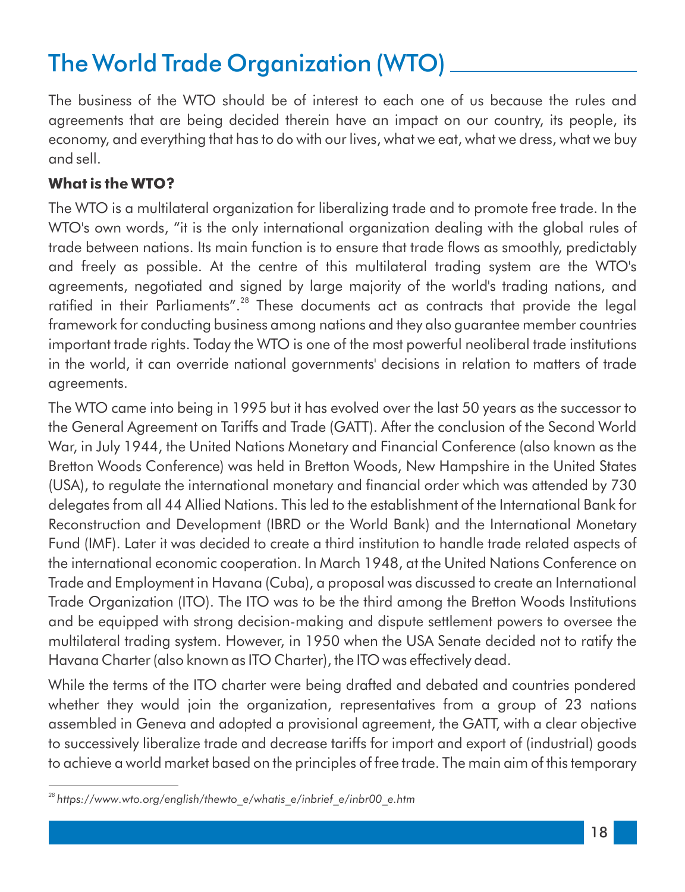# The World Trade Organization (WTO)

The business of the WTO should be of interest to each one of us because the rules and agreements that are being decided therein have an impact on our country, its people, its economy, and everything that has to do with our lives, what we eat, what we dress, what we buy and sell.

**What is the WTO?**

The WTO is a multilateral organization for liberalizing trade and to promote free trade. In the WTO's own words, "it is the only international organization dealing with the global rules of trade between nations. Its main function is to ensure that trade flows as smoothly, predictably and freely as possible. At the centre of this multilateral trading system are the WTO's agreements, negotiated and signed by large majority of the world's trading nations, and ratified in their Parliaments".[28] These documents act as contracts that provide the legal framework for conducting business among nations and they also guarantee member countries important trade rights. Today the WTO is one of the most powerful neoliberal trade institutions in the world, it can override national governments' decisions in relation to matters of trade agreements.

The WTO came into being in 1995 but it has evolved over the last 50 years as the successor to the General Agreement on Tariffs and Trade (GATT). After the conclusion of the Second World War, in July 1944, the United Nations Monetary and Financial Conference (also known as the Bretton Woods Conference) was held in Bretton Woods, New Hampshire in the United States (USA), to regulate the international monetary and financial order which was attended by 730 delegates from all 44 Allied Nations. This led to the establishment of the International Bank for Reconstruction and Development (IBRD or the World Bank) and the International Monetary Fund (IMF). Later it was decided to create a third institution to handle trade related aspects of the international economic cooperation. In March 1948, at the United Nations Conference on Trade and Employment in Havana (Cuba), a proposal was discussed to create an International Trade Organization (ITO). The ITO was to be the third among the Bretton Woods Institutions and be equipped with strong decision-making and dispute settlement powers to oversee the multilateral trading system. However, in 1950 when the USA Senate decided not to ratify the Havana Charter (also known as ITO Charter), the ITO was effectively dead.

While the terms of the ITO charter were being drafted and debated and countries pondered whether they would join the organization, representatives from a group of 23 nations assembled in Geneva and adopted a provisional agreement, the GATT, with a clear objective to successively liberalize trade and decrease tariffs for import and export of (industrial) goods to achieve a world market based on the principles of free trade. The main aim of this temporary

---

[28] *https://www.wto.org/english/thewto_e/whatis_e/inbrief_e/inbr00_e.htm*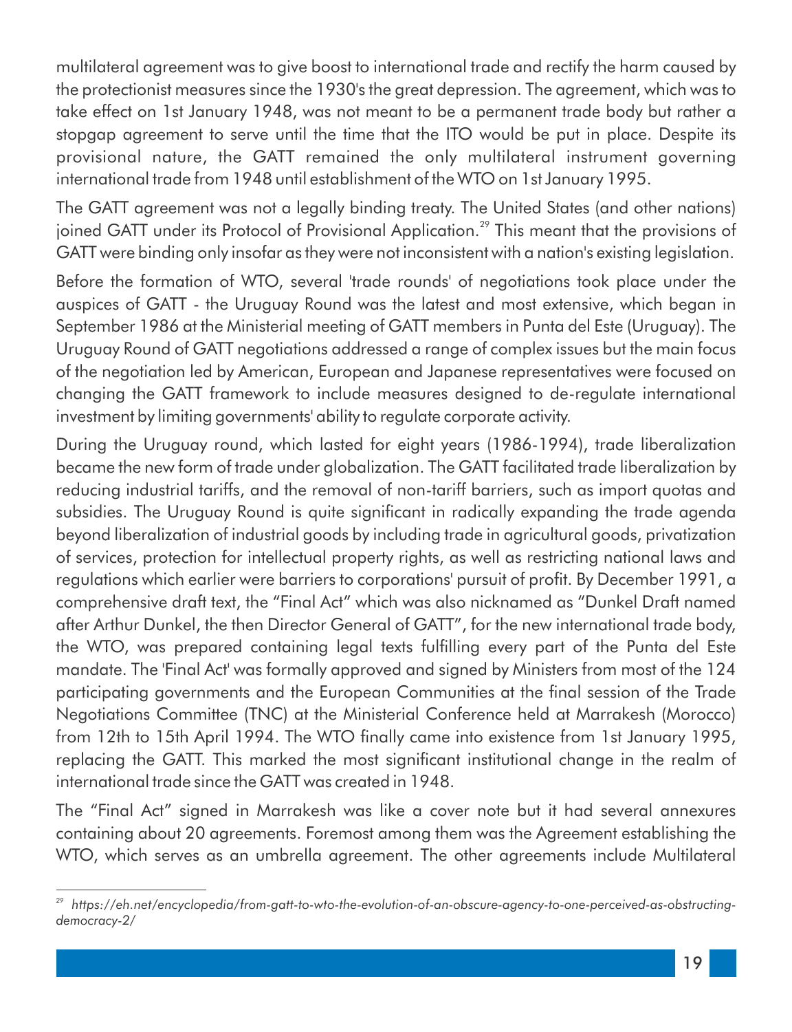multilateral agreement was to give boost to international trade and rectify the harm caused by the protectionist measures since the 1930's the great depression. The agreement, which was to take effect on 1st January 1948, was not meant to be a permanent trade body but rather a stopgap agreement to serve until the time that the ITO would be put in place. Despite its provisional nature, the GATT remained the only multilateral instrument governing international trade from 1948 until establishment of the WTO on 1st January 1995.

The GATT agreement was not a legally binding treaty. The United States (and other nations) joined GATT under its Protocol of Provisional Application.[29] This meant that the provisions of GATT were binding only insofar as they were not inconsistent with a nation's existing legislation.

Before the formation of WTO, several 'trade rounds' of negotiations took place under the auspices of GATT - the Uruguay Round was the latest and most extensive, which began in September 1986 at the Ministerial meeting of GATT members in Punta del Este (Uruguay). The Uruguay Round of GATT negotiations addressed a range of complex issues but the main focus of the negotiation led by American, European and Japanese representatives were focused on changing the GATT framework to include measures designed to de-regulate international investment by limiting governments' ability to regulate corporate activity.

During the Uruguay round, which lasted for eight years (1986-1994), trade liberalization became the new form of trade under globalization. The GATT facilitated trade liberalization by reducing industrial tariffs, and the removal of non-tariff barriers, such as import quotas and subsidies. The Uruguay Round is quite significant in radically expanding the trade agenda beyond liberalization of industrial goods by including trade in agricultural goods, privatization of services, protection for intellectual property rights, as well as restricting national laws and regulations which earlier were barriers to corporations' pursuit of profit. By December 1991, a comprehensive draft text, the "Final Act" which was also nicknamed as "Dunkel Draft named after Arthur Dunkel, the then Director General of GATT", for the new international trade body, the WTO, was prepared containing legal texts fulfilling every part of the Punta del Este mandate. The 'Final Act' was formally approved and signed by Ministers from most of the 124 participating governments and the European Communities at the final session of the Trade Negotiations Committee (TNC) at the Ministerial Conference held at Marrakesh (Morocco) from 12th to 15th April 1994. The WTO finally came into existence from 1st January 1995, replacing the GATT. This marked the most significant institutional change in the realm of international trade since the GATT was created in 1948.

The "Final Act" signed in Marrakesh was like a cover note but it had several annexures containing about 20 agreements. Foremost among them was the Agreement establishing the WTO, which serves as an umbrella agreement. The other agreements include Multilateral

---

[29] *https://eh.net/encyclopedia/from-gatt-to-wto-the-evolution-of-an-obscure-agency-to-one-perceived-as-obstructing-democracy-2/*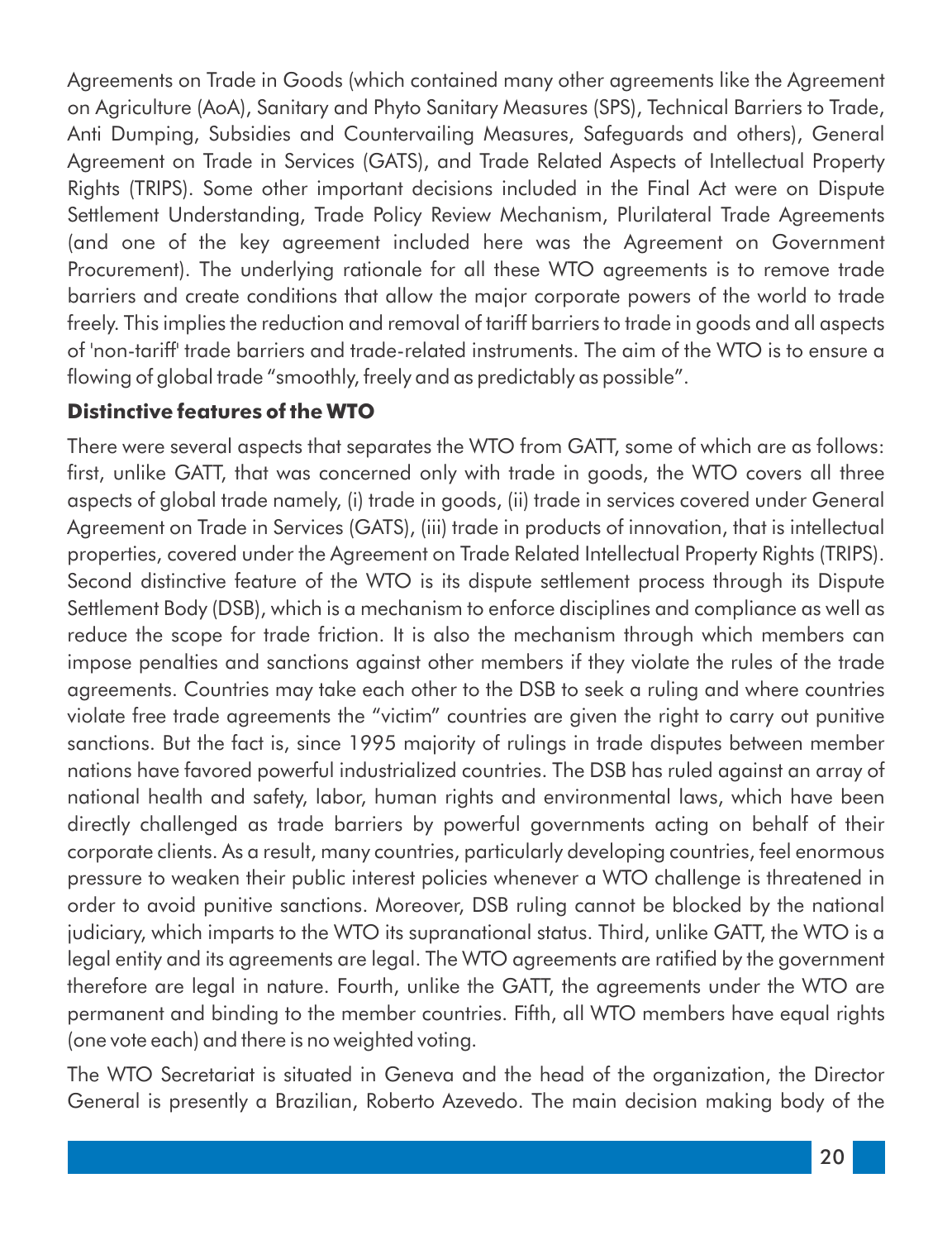Agreements on Trade in Goods (which contained many other agreements like the Agreement on Agriculture (AoA), Sanitary and Phyto Sanitary Measures (SPS), Technical Barriers to Trade, Anti Dumping, Subsidies and Countervailing Measures, Safeguards and others), General Agreement on Trade in Services (GATS), and Trade Related Aspects of Intellectual Property Rights (TRIPS). Some other important decisions included in the Final Act were on Dispute Settlement Understanding, Trade Policy Review Mechanism, Plurilateral Trade Agreements (and one of the key agreement included here was the Agreement on Government Procurement). The underlying rationale for all these WTO agreements is to remove trade barriers and create conditions that allow the major corporate powers of the world to trade freely. This implies the reduction and removal of tariff barriers to trade in goods and all aspects of 'non-tariff' trade barriers and trade-related instruments. The aim of the WTO is to ensure a flowing of global trade "smoothly, freely and as predictably as possible".

### Distinctive features of the WTO

There were several aspects that separates the WTO from GATT, some of which are as follows: first, unlike GATT, that was concerned only with trade in goods, the WTO covers all three aspects of global trade namely, (i) trade in goods, (ii) trade in services covered under General Agreement on Trade in Services (GATS), (iii) trade in products of innovation, that is intellectual properties, covered under the Agreement on Trade Related Intellectual Property Rights (TRIPS). Second distinctive feature of the WTO is its dispute settlement process through its Dispute Settlement Body (DSB), which is a mechanism to enforce disciplines and compliance as well as reduce the scope for trade friction. It is also the mechanism through which members can impose penalties and sanctions against other members if they violate the rules of the trade agreements. Countries may take each other to the DSB to seek a ruling and where countries violate free trade agreements the "victim" countries are given the right to carry out punitive sanctions. But the fact is, since 1995 majority of rulings in trade disputes between member nations have favored powerful industrialized countries. The DSB has ruled against an array of national health and safety, labor, human rights and environmental laws, which have been directly challenged as trade barriers by powerful governments acting on behalf of their corporate clients. As a result, many countries, particularly developing countries, feel enormous pressure to weaken their public interest policies whenever a WTO challenge is threatened in order to avoid punitive sanctions. Moreover, DSB ruling cannot be blocked by the national judiciary, which imparts to the WTO its supranational status. Third, unlike GATT, the WTO is a legal entity and its agreements are legal. The WTO agreements are ratified by the government therefore are legal in nature. Fourth, unlike the GATT, the agreements under the WTO are permanent and binding to the member countries. Fifth, all WTO members have equal rights (one vote each) and there is no weighted voting.

The WTO Secretariat is situated in Geneva and the head of the organization, the Director General is presently a Brazilian, Roberto Azevedo. The main decision making body of the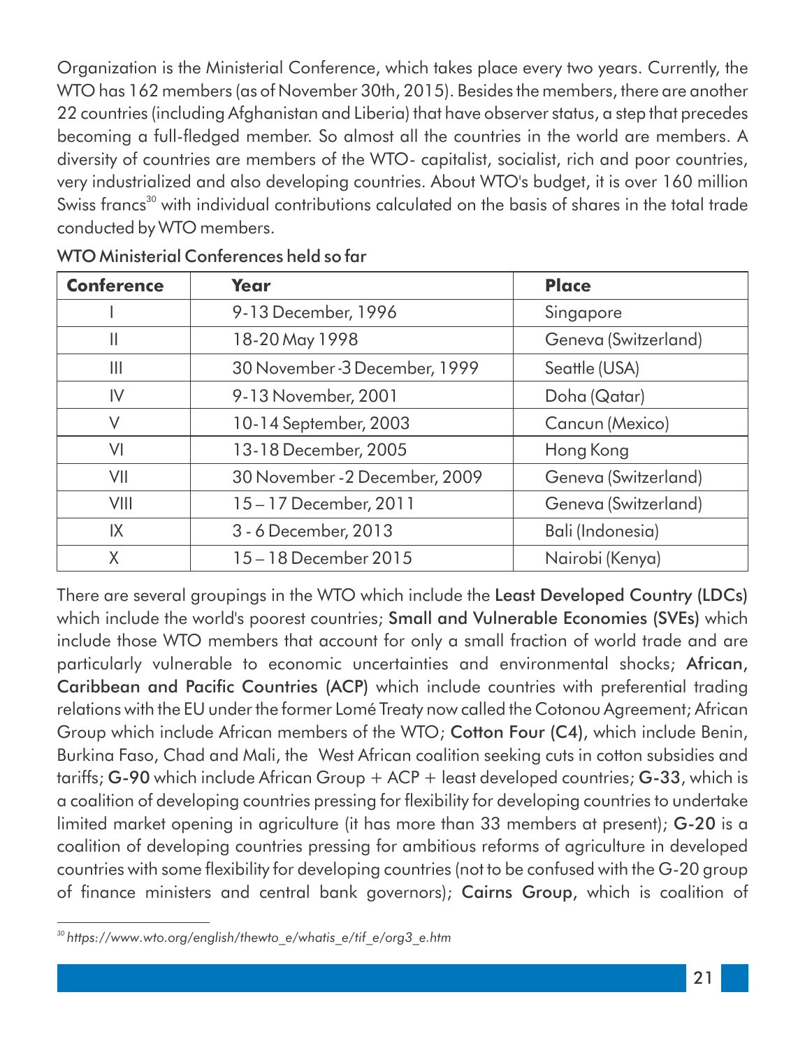Organization is the Ministerial Conference, which takes place every two years. Currently, the WTO has 162 members (as of November 30th, 2015). Besides the members, there are another 22 countries (including Afghanistan and Liberia) that have observer status, a step that precedes becoming a full-fledged member. So almost all the countries in the world are members. A diversity of countries are members of the WTO- capitalist, socialist, rich and poor countries, very industrialized and also developing countries. About WTO's budget, it is over 160 million Swiss francs[30] with individual contributions calculated on the basis of shares in the total trade conducted by WTO members.

**WTO Ministerial Conferences held so far**

| Conference | Year | Place |
|---|---|---|
| I | 9-13 December, 1996 | Singapore |
| II | 18-20 May 1998 | Geneva (Switzerland) |
| III | 30 November -3 December, 1999 | Seattle (USA) |
| IV | 9-13 November, 2001 | Doha (Qatar) |
| V | 10-14 September, 2003 | Cancun (Mexico) |
| VI | 13-18 December, 2005 | Hong Kong |
| VII | 30 November -2 December, 2009 | Geneva (Switzerland) |
| VIII | 15 – 17 December, 2011 | Geneva (Switzerland) |
| IX | 3 - 6 December, 2013 | Bali (Indonesia) |
| X | 15 – 18 December 2015 | Nairobi (Kenya) |

There are several groupings in the WTO which include the **Least Developed Country (LDCs)** which include the world's poorest countries; **Small and Vulnerable Economies (SVEs)** which include those WTO members that account for only a small fraction of world trade and are particularly vulnerable to economic uncertainties and environmental shocks; **African, Caribbean and Pacific Countries (ACP)** which include countries with preferential trading relations with the EU under the former Lomé Treaty now called the Cotonou Agreement; African Group which include African members of the WTO; **Cotton Four (C4)**, which include Benin, Burkina Faso, Chad and Mali, the West African coalition seeking cuts in cotton subsidies and tariffs; **G-90** which include African Group + ACP + least developed countries; **G-33**, which is a coalition of developing countries pressing for flexibility for developing countries to undertake limited market opening in agriculture (it has more than 33 members at present); **G-20** is a coalition of developing countries pressing for ambitious reforms of agriculture in developed countries with some flexibility for developing countries (not to be confused with the G-20 group of finance ministers and central bank governors); **Cairns Group**, which is coalition of

---

[30] *https://www.wto.org/english/thewto_e/whatis_e/tif_e/org3_e.htm*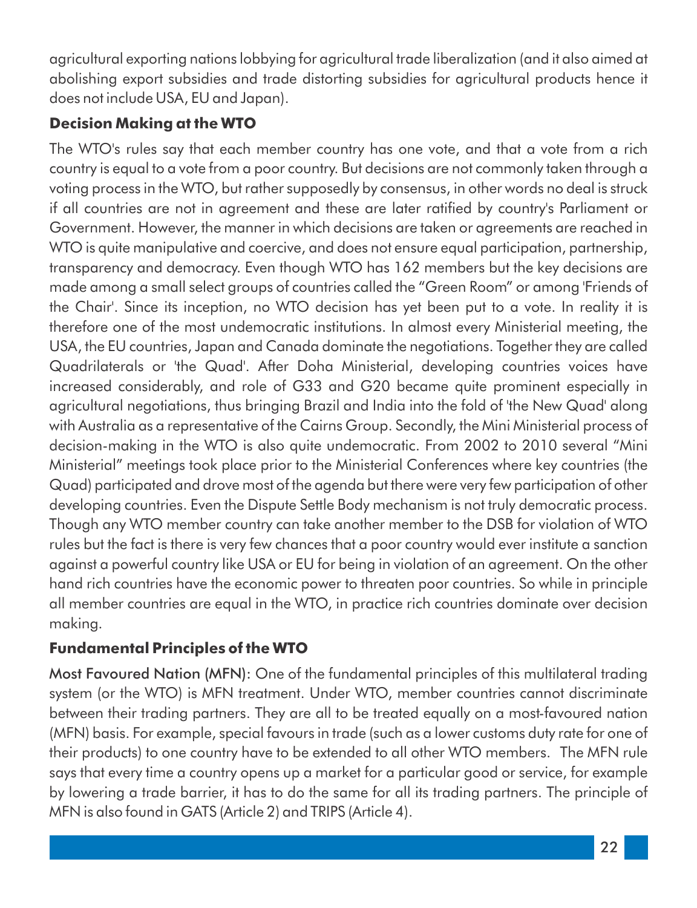agricultural exporting nations lobbying for agricultural trade liberalization (and it also aimed at abolishing export subsidies and trade distorting subsidies for agricultural products hence it does not include USA, EU and Japan).

### Decision Making at the WTO

The WTO's rules say that each member country has one vote, and that a vote from a rich country is equal to a vote from a poor country. But decisions are not commonly taken through a voting process in the WTO, but rather supposedly by consensus, in other words no deal is struck if all countries are not in agreement and these are later ratified by country's Parliament or Government. However, the manner in which decisions are taken or agreements are reached in WTO is quite manipulative and coercive, and does not ensure equal participation, partnership, transparency and democracy. Even though WTO has 162 members but the key decisions are made among a small select groups of countries called the "Green Room" or among 'Friends of the Chair'. Since its inception, no WTO decision has yet been put to a vote. In reality it is therefore one of the most undemocratic institutions. In almost every Ministerial meeting, the USA, the EU countries, Japan and Canada dominate the negotiations. Together they are called Quadrilaterals or 'the Quad'. After Doha Ministerial, developing countries voices have increased considerably, and role of G33 and G20 became quite prominent especially in agricultural negotiations, thus bringing Brazil and India into the fold of 'the New Quad' along with Australia as a representative of the Cairns Group. Secondly, the Mini Ministerial process of decision-making in the WTO is also quite undemocratic. From 2002 to 2010 several "Mini Ministerial" meetings took place prior to the Ministerial Conferences where key countries (the Quad) participated and drove most of the agenda but there were very few participation of other developing countries. Even the Dispute Settle Body mechanism is not truly democratic process. Though any WTO member country can take another member to the DSB for violation of WTO rules but the fact is there is very few chances that a poor country would ever institute a sanction against a powerful country like USA or EU for being in violation of an agreement. On the other hand rich countries have the economic power to threaten poor countries. So while in principle all member countries are equal in the WTO, in practice rich countries dominate over decision making.

### Fundamental Principles of the WTO

**Most Favoured Nation (MFN):** One of the fundamental principles of this multilateral trading system (or the WTO) is MFN treatment. Under WTO, member countries cannot discriminate between their trading partners. They are all to be treated equally on a most-favoured nation (MFN) basis. For example, special favours in trade (such as a lower customs duty rate for one of their products) to one country have to be extended to all other WTO members. The MFN rule says that every time a country opens up a market for a particular good or service, for example by lowering a trade barrier, it has to do the same for all its trading partners. The principle of MFN is also found in GATS (Article 2) and TRIPS (Article 4).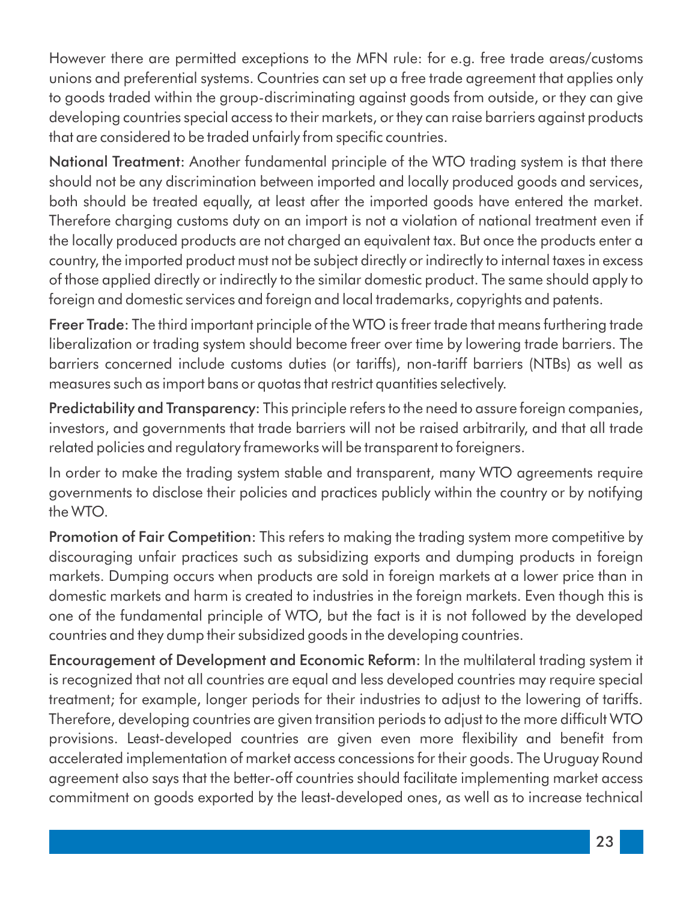However there are permitted exceptions to the MFN rule: for e.g. free trade areas/customs unions and preferential systems. Countries can set up a free trade agreement that applies only to goods traded within the group-discriminating against goods from outside, or they can give developing countries special access to their markets, or they can raise barriers against products that are considered to be traded unfairly from specific countries.

**National Treatment**: Another fundamental principle of the WTO trading system is that there should not be any discrimination between imported and locally produced goods and services, both should be treated equally, at least after the imported goods have entered the market. Therefore charging customs duty on an import is not a violation of national treatment even if the locally produced products are not charged an equivalent tax. But once the products enter a country, the imported product must not be subject directly or indirectly to internal taxes in excess of those applied directly or indirectly to the similar domestic product. The same should apply to foreign and domestic services and foreign and local trademarks, copyrights and patents.

**Freer Trade**: The third important principle of the WTO is freer trade that means furthering trade liberalization or trading system should become freer over time by lowering trade barriers. The barriers concerned include customs duties (or tariffs), non-tariff barriers (NTBs) as well as measures such as import bans or quotas that restrict quantities selectively.

**Predictability and Transparency**: This principle refers to the need to assure foreign companies, investors, and governments that trade barriers will not be raised arbitrarily, and that all trade related policies and regulatory frameworks will be transparent to foreigners.

In order to make the trading system stable and transparent, many WTO agreements require governments to disclose their policies and practices publicly within the country or by notifying the WTO.

**Promotion of Fair Competition**: This refers to making the trading system more competitive by discouraging unfair practices such as subsidizing exports and dumping products in foreign markets. Dumping occurs when products are sold in foreign markets at a lower price than in domestic markets and harm is created to industries in the foreign markets. Even though this is one of the fundamental principle of WTO, but the fact is it is not followed by the developed countries and they dump their subsidized goods in the developing countries.

**Encouragement of Development and Economic Reform**: In the multilateral trading system it is recognized that not all countries are equal and less developed countries may require special treatment; for example, longer periods for their industries to adjust to the lowering of tariffs. Therefore, developing countries are given transition periods to adjust to the more difficult WTO provisions. Least-developed countries are given even more flexibility and benefit from accelerated implementation of market access concessions for their goods. The Uruguay Round agreement also says that the better-off countries should facilitate implementing market access commitment on goods exported by the least-developed ones, as well as to increase technical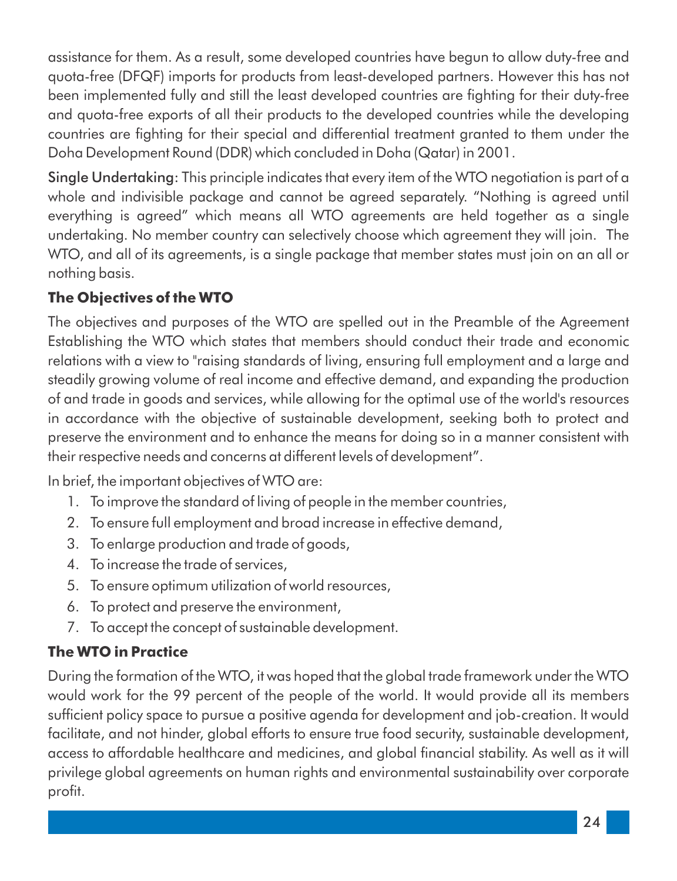assistance for them. As a result, some developed countries have begun to allow duty-free and quota-free (DFQF) imports for products from least-developed partners. However this has not been implemented fully and still the least developed countries are fighting for their duty-free and quota-free exports of all their products to the developed countries while the developing countries are fighting for their special and differential treatment granted to them under the Doha Development Round (DDR) which concluded in Doha (Qatar) in 2001.

Single Undertaking: This principle indicates that every item of the WTO negotiation is part of a whole and indivisible package and cannot be agreed separately. "Nothing is agreed until everything is agreed" which means all WTO agreements are held together as a single undertaking. No member country can selectively choose which agreement they will join. The WTO, and all of its agreements, is a single package that member states must join on an all or nothing basis.

### The Objectives of the WTO

The objectives and purposes of the WTO are spelled out in the Preamble of the Agreement Establishing the WTO which states that members should conduct their trade and economic relations with a view to "raising standards of living, ensuring full employment and a large and steadily growing volume of real income and effective demand, and expanding the production of and trade in goods and services, while allowing for the optimal use of the world's resources in accordance with the objective of sustainable development, seeking both to protect and preserve the environment and to enhance the means for doing so in a manner consistent with their respective needs and concerns at different levels of development".

In brief, the important objectives of WTO are:

1. To improve the standard of living of people in the member countries,
2. To ensure full employment and broad increase in effective demand,
3. To enlarge production and trade of goods,
4. To increase the trade of services,
5. To ensure optimum utilization of world resources,
6. To protect and preserve the environment,
7. To accept the concept of sustainable development.

### The WTO in Practice

During the formation of the WTO, it was hoped that the global trade framework under the WTO would work for the 99 percent of the people of the world. It would provide all its members sufficient policy space to pursue a positive agenda for development and job-creation. It would facilitate, and not hinder, global efforts to ensure true food security, sustainable development, access to affordable healthcare and medicines, and global financial stability. As well as it will privilege global agreements on human rights and environmental sustainability over corporate profit.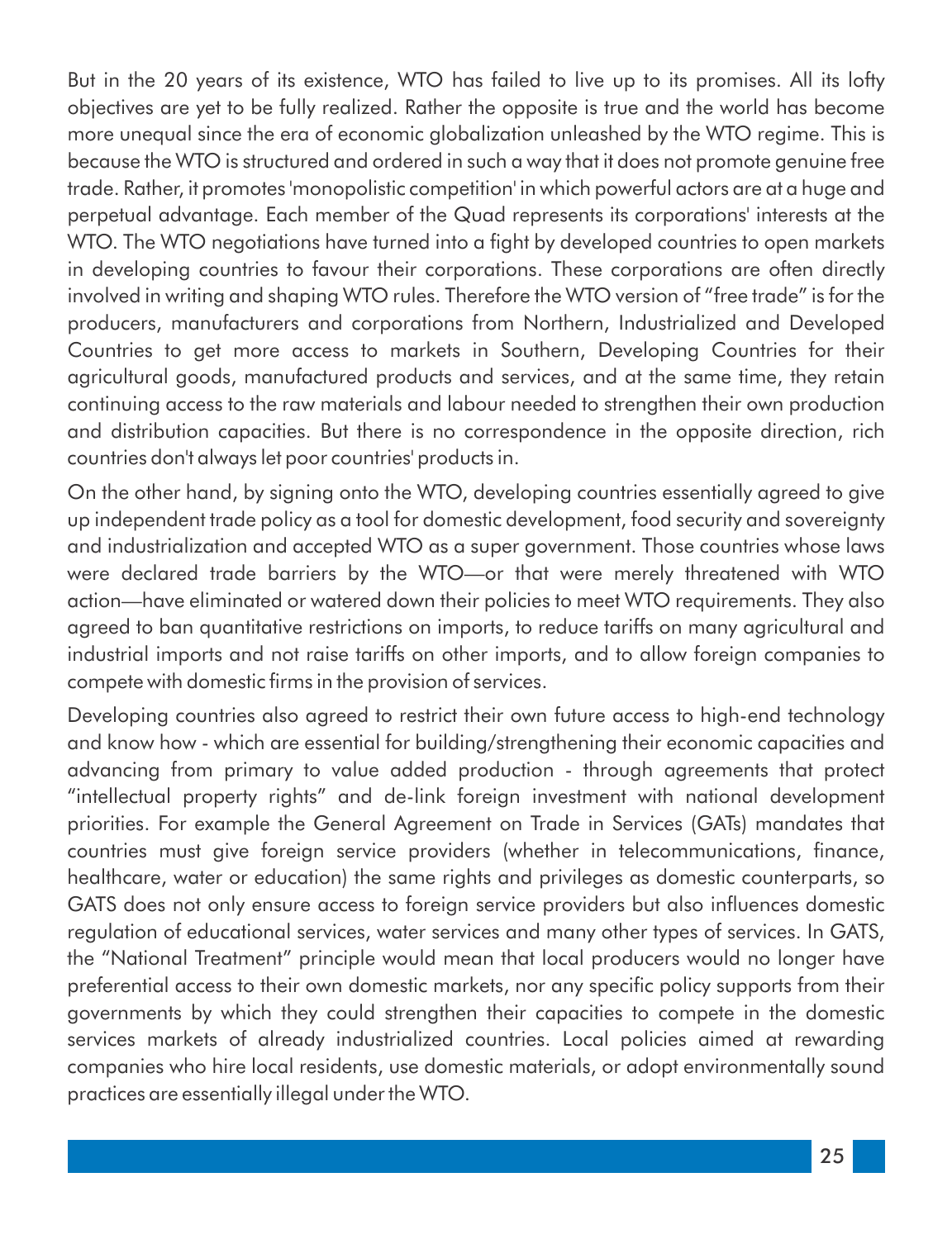But in the 20 years of its existence, WTO has failed to live up to its promises. All its lofty objectives are yet to be fully realized. Rather the opposite is true and the world has become more unequal since the era of economic globalization unleashed by the WTO regime. This is because the WTO is structured and ordered in such a way that it does not promote genuine free trade. Rather, it promotes 'monopolistic competition' in which powerful actors are at a huge and perpetual advantage. Each member of the Quad represents its corporations' interests at the WTO. The WTO negotiations have turned into a fight by developed countries to open markets in developing countries to favour their corporations. These corporations are often directly involved in writing and shaping WTO rules. Therefore the WTO version of "free trade" is for the producers, manufacturers and corporations from Northern, Industrialized and Developed Countries to get more access to markets in Southern, Developing Countries for their agricultural goods, manufactured products and services, and at the same time, they retain continuing access to the raw materials and labour needed to strengthen their own production and distribution capacities. But there is no correspondence in the opposite direction, rich countries don't always let poor countries' products in.

On the other hand, by signing onto the WTO, developing countries essentially agreed to give up independent trade policy as a tool for domestic development, food security and sovereignty and industrialization and accepted WTO as a super government. Those countries whose laws were declared trade barriers by the WTO—or that were merely threatened with WTO action—have eliminated or watered down their policies to meet WTO requirements. They also agreed to ban quantitative restrictions on imports, to reduce tariffs on many agricultural and industrial imports and not raise tariffs on other imports, and to allow foreign companies to compete with domestic firms in the provision of services.

Developing countries also agreed to restrict their own future access to high-end technology and know how - which are essential for building/strengthening their economic capacities and advancing from primary to value added production - through agreements that protect "intellectual property rights" and de-link foreign investment with national development priorities. For example the General Agreement on Trade in Services (GATs) mandates that countries must give foreign service providers (whether in telecommunications, finance, healthcare, water or education) the same rights and privileges as domestic counterparts, so GATS does not only ensure access to foreign service providers but also influences domestic regulation of educational services, water services and many other types of services. In GATS, the "National Treatment" principle would mean that local producers would no longer have preferential access to their own domestic markets, nor any specific policy supports from their governments by which they could strengthen their capacities to compete in the domestic services markets of already industrialized countries. Local policies aimed at rewarding companies who hire local residents, use domestic materials, or adopt environmentally sound practices are essentially illegal under the WTO.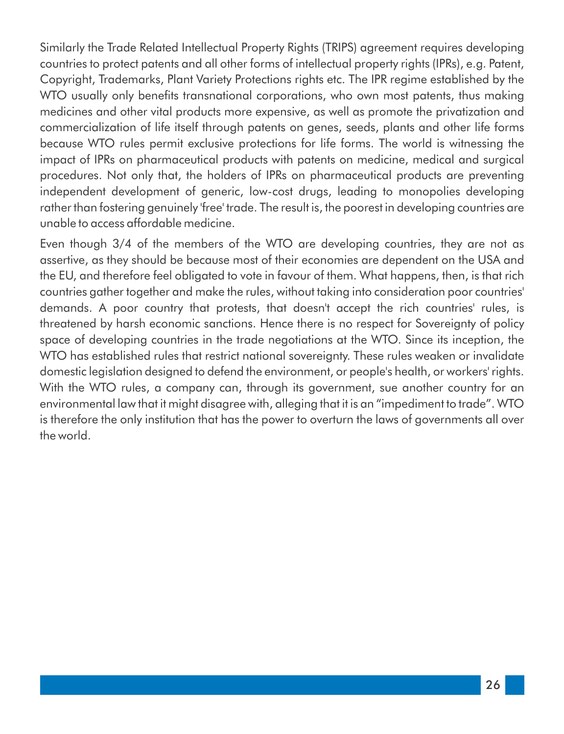Similarly the Trade Related Intellectual Property Rights (TRIPS) agreement requires developing countries to protect patents and all other forms of intellectual property rights (IPRs), e.g. Patent, Copyright, Trademarks, Plant Variety Protections rights etc. The IPR regime established by the WTO usually only benefits transnational corporations, who own most patents, thus making medicines and other vital products more expensive, as well as promote the privatization and commercialization of life itself through patents on genes, seeds, plants and other life forms because WTO rules permit exclusive protections for life forms. The world is witnessing the impact of IPRs on pharmaceutical products with patents on medicine, medical and surgical procedures. Not only that, the holders of IPRs on pharmaceutical products are preventing independent development of generic, low-cost drugs, leading to monopolies developing rather than fostering genuinely 'free' trade. The result is, the poorest in developing countries are unable to access affordable medicine.

Even though 3/4 of the members of the WTO are developing countries, they are not as assertive, as they should be because most of their economies are dependent on the USA and the EU, and therefore feel obligated to vote in favour of them. What happens, then, is that rich countries gather together and make the rules, without taking into consideration poor countries' demands. A poor country that protests, that doesn't accept the rich countries' rules, is threatened by harsh economic sanctions. Hence there is no respect for Sovereignty of policy space of developing countries in the trade negotiations at the WTO. Since its inception, the WTO has established rules that restrict national sovereignty. These rules weaken or invalidate domestic legislation designed to defend the environment, or people's health, or workers' rights. With the WTO rules, a company can, through its government, sue another country for an environmental law that it might disagree with, alleging that it is an "impediment to trade". WTO is therefore the only institution that has the power to overturn the laws of governments all over the world.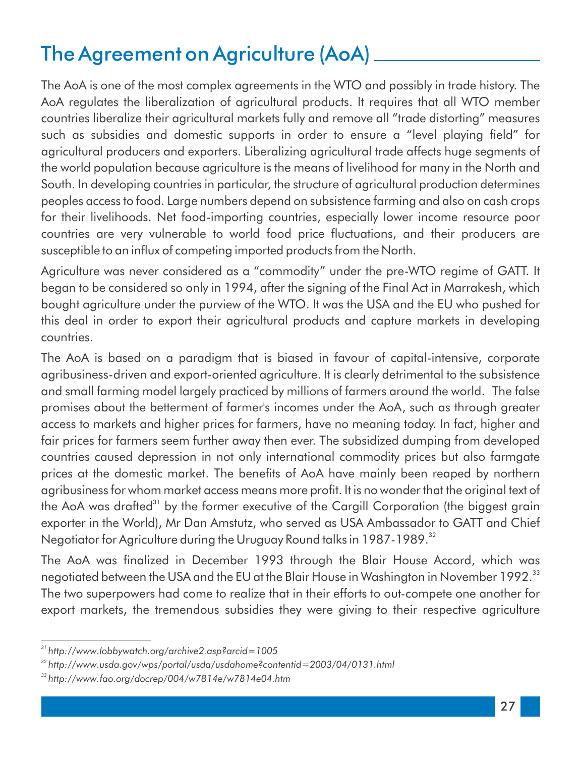## The Agreement on Agriculture (AoA)

The AoA is one of the most complex agreements in the WTO and possibly in trade history. The AoA regulates the liberalization of agricultural products. It requires that all WTO member countries liberalize their agricultural markets fully and remove all "trade distorting" measures such as subsidies and domestic supports in order to ensure a "level playing field" for agricultural producers and exporters. Liberalizing agricultural trade affects huge segments of the world population because agriculture is the means of livelihood for many in the North and South. In developing countries in particular, the structure of agricultural production determines peoples access to food. Large numbers depend on subsistence farming and also on cash crops for their livelihoods. Net food-importing countries, especially lower income resource poor countries are very vulnerable to world food price fluctuations, and their producers are susceptible to an influx of competing imported products from the North.

Agriculture was never considered as a "commodity" under the pre-WTO regime of GATT. It began to be considered so only in 1994, after the signing of the Final Act in Marrakesh, which bought agriculture under the purview of the WTO. It was the USA and the EU who pushed for this deal in order to export their agricultural products and capture markets in developing countries.

The AoA is based on a paradigm that is biased in favour of capital-intensive, corporate agribusiness-driven and export-oriented agriculture. It is clearly detrimental to the subsistence and small farming model largely practiced by millions of farmers around the world. The false promises about the betterment of farmer's incomes under the AoA, such as through greater access to markets and higher prices for farmers, have no meaning today. In fact, higher and fair prices for farmers seem further away then ever. The subsidized dumping from developed countries caused depression in not only international commodity prices but also farmgate prices at the domestic market. The benefits of AoA have mainly been reaped by northern agribusiness for whom market access means more profit. It is no wonder that the original text of the AoA was drafted[31] by the former executive of the Cargill Corporation (the biggest grain exporter in the World), Mr Dan Amstutz, who served as USA Ambassador to GATT and Chief Negotiator for Agriculture during the Uruguay Round talks in 1987-1989.[32]

The AoA was finalized in December 1993 through the Blair House Accord, which was negotiated between the USA and the EU at the Blair House in Washington in November 1992.[33] The two superpowers had come to realize that in their efforts to out-compete one another for export markets, the tremendous subsidies they were giving to their respective agriculture

---

[31] *http://www.lobbywatch.org/archive2.asp?arcid=1005*

[32] *http://www.usda.gov/wps/portal/usda/usdahome?contentid=2003/04/0131.html*

[33] *http://www.fao.org/docrep/004/w7814e/w7814e04.htm*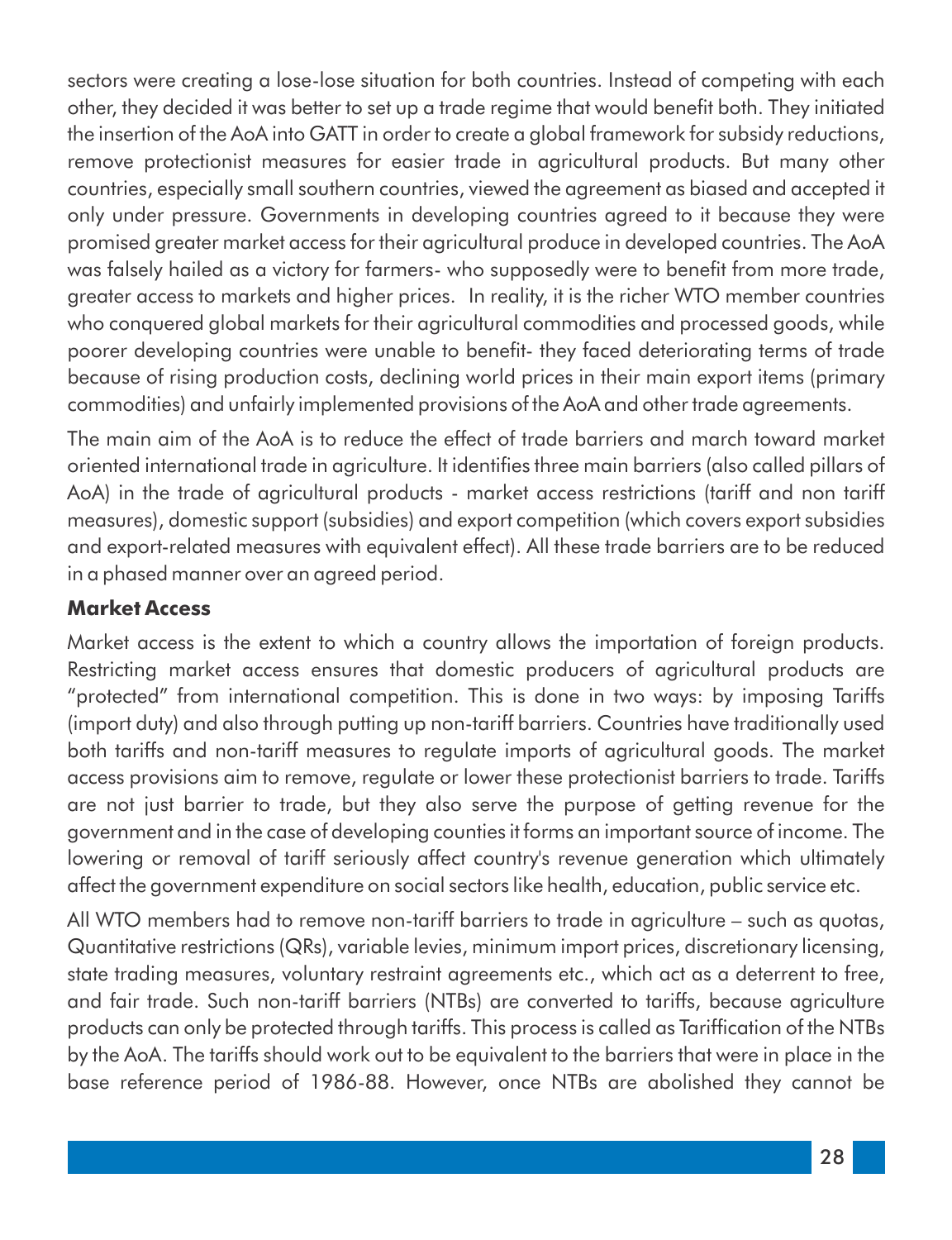sectors were creating a lose-lose situation for both countries. Instead of competing with each other, they decided it was better to set up a trade regime that would benefit both. They initiated the insertion of the AoA into GATT in order to create a global framework for subsidy reductions, remove protectionist measures for easier trade in agricultural products. But many other countries, especially small southern countries, viewed the agreement as biased and accepted it only under pressure. Governments in developing countries agreed to it because they were promised greater market access for their agricultural produce in developed countries. The AoA was falsely hailed as a victory for farmers- who supposedly were to benefit from more trade, greater access to markets and higher prices. In reality, it is the richer WTO member countries who conquered global markets for their agricultural commodities and processed goods, while poorer developing countries were unable to benefit- they faced deteriorating terms of trade because of rising production costs, declining world prices in their main export items (primary commodities) and unfairly implemented provisions of the AoA and other trade agreements.

The main aim of the AoA is to reduce the effect of trade barriers and march toward market oriented international trade in agriculture. It identifies three main barriers (also called pillars of AoA) in the trade of agricultural products - market access restrictions (tariff and non tariff measures), domestic support (subsidies) and export competition (which covers export subsidies and export-related measures with equivalent effect). All these trade barriers are to be reduced in a phased manner over an agreed period.

**Market Access**

Market access is the extent to which a country allows the importation of foreign products. Restricting market access ensures that domestic producers of agricultural products are "protected" from international competition. This is done in two ways: by imposing Tariffs (import duty) and also through putting up non-tariff barriers. Countries have traditionally used both tariffs and non-tariff measures to regulate imports of agricultural goods. The market access provisions aim to remove, regulate or lower these protectionist barriers to trade. Tariffs are not just barrier to trade, but they also serve the purpose of getting revenue for the government and in the case of developing counties it forms an important source of income. The lowering or removal of tariff seriously affect country's revenue generation which ultimately affect the government expenditure on social sectors like health, education, public service etc.

All WTO members had to remove non-tariff barriers to trade in agriculture – such as quotas, Quantitative restrictions (QRs), variable levies, minimum import prices, discretionary licensing, state trading measures, voluntary restraint agreements etc., which act as a deterrent to free, and fair trade. Such non-tariff barriers (NTBs) are converted to tariffs, because agriculture products can only be protected through tariffs. This process is called as Tariffication of the NTBs by the AoA. The tariffs should work out to be equivalent to the barriers that were in place in the base reference period of 1986-88. However, once NTBs are abolished they cannot be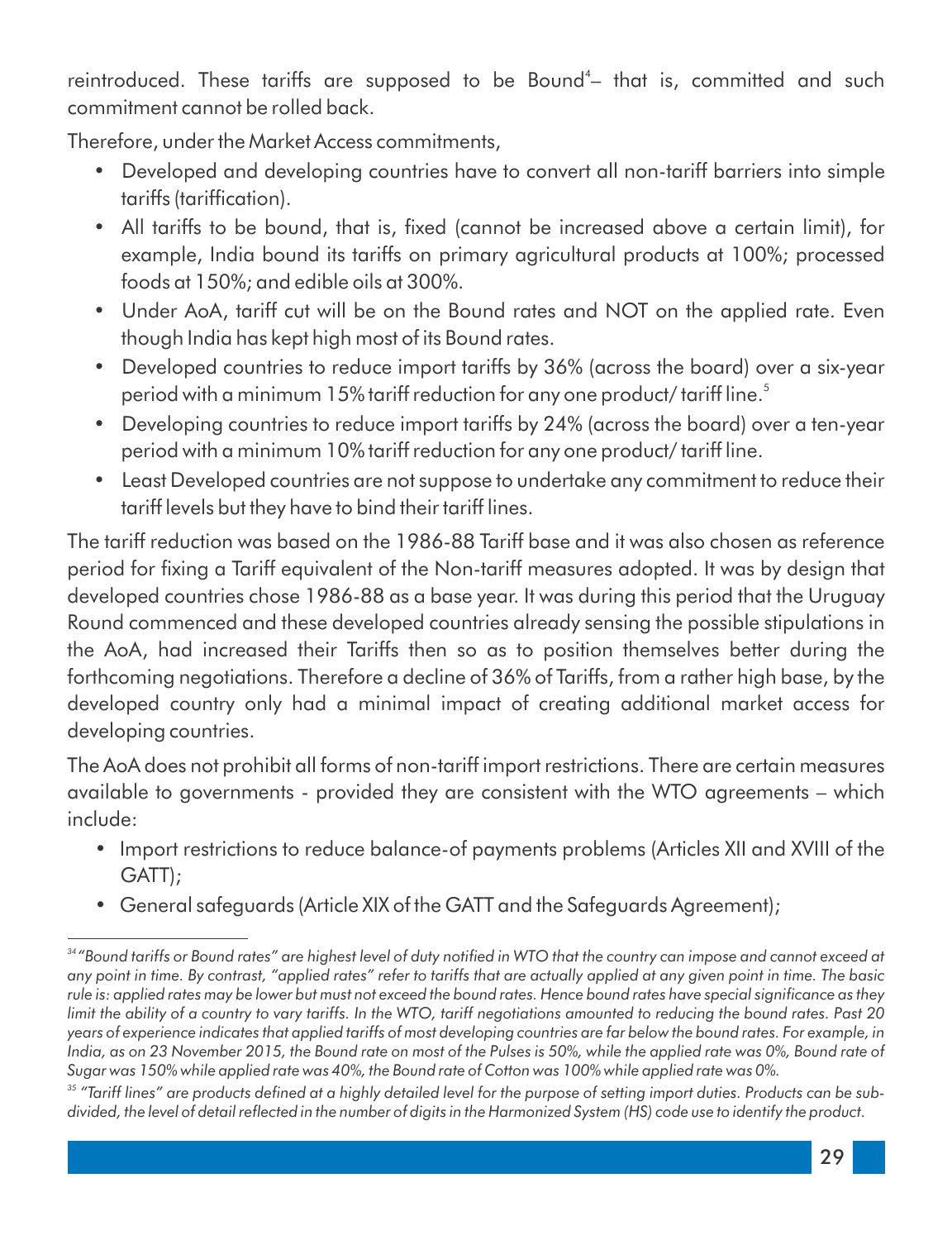reintroduced. These tariffs are supposed to be Bound[4]– that is, committed and such commitment cannot be rolled back.

Therefore, under the Market Access commitments,

- Developed and developing countries have to convert all non-tariff barriers into simple tariffs (tariffication).
- All tariffs to be bound, that is, fixed (cannot be increased above a certain limit), for example, India bound its tariffs on primary agricultural products at 100%; processed foods at 150%; and edible oils at 300%.
- Under AoA, tariff cut will be on the Bound rates and NOT on the applied rate. Even though India has kept high most of its Bound rates.
- Developed countries to reduce import tariffs by 36% (across the board) over a six-year period with a minimum 15% tariff reduction for any one product/ tariff line.[5]
- Developing countries to reduce import tariffs by 24% (across the board) over a ten-year period with a minimum 10% tariff reduction for any one product/ tariff line.
- Least Developed countries are not suppose to undertake any commitment to reduce their tariff levels but they have to bind their tariff lines.

The tariff reduction was based on the 1986-88 Tariff base and it was also chosen as reference period for fixing a Tariff equivalent of the Non-tariff measures adopted. It was by design that developed countries chose 1986-88 as a base year. It was during this period that the Uruguay Round commenced and these developed countries already sensing the possible stipulations in the AoA, had increased their Tariffs then so as to position themselves better during the forthcoming negotiations. Therefore a decline of 36% of Tariffs, from a rather high base, by the developed country only had a minimal impact of creating additional market access for developing countries.

The AoA does not prohibit all forms of non-tariff import restrictions. There are certain measures available to governments - provided they are consistent with the WTO agreements – which include:

- Import restrictions to reduce balance-of payments problems (Articles XII and XVIII of the GATT);
- General safeguards (Article XIX of the GATT and the Safeguards Agreement);

---

[34] *"Bound tariffs or Bound rates" are highest level of duty notified in WTO that the country can impose and cannot exceed at any point in time. By contrast, "applied rates" refer to tariffs that are actually applied at any given point in time. The basic rule is: applied rates may be lower but must not exceed the bound rates. Hence bound rates have special significance as they limit the ability of a country to vary tariffs. In the WTO, tariff negotiations amounted to reducing the bound rates. Past 20 years of experience indicates that applied tariffs of most developing countries are far below the bound rates. For example, in India, as on 23 November 2015, the Bound rate on most of the Pulses is 50%, while the applied rate was 0%, Bound rate of Sugar was 150% while applied rate was 40%, the Bound rate of Cotton was 100% while applied rate was 0%.*

[35] *"Tariff lines" are products defined at a highly detailed level for the purpose of setting import duties. Products can be sub-divided, the level of detail reflected in the number of digits in the Harmonized System (HS) code use to identify the product.*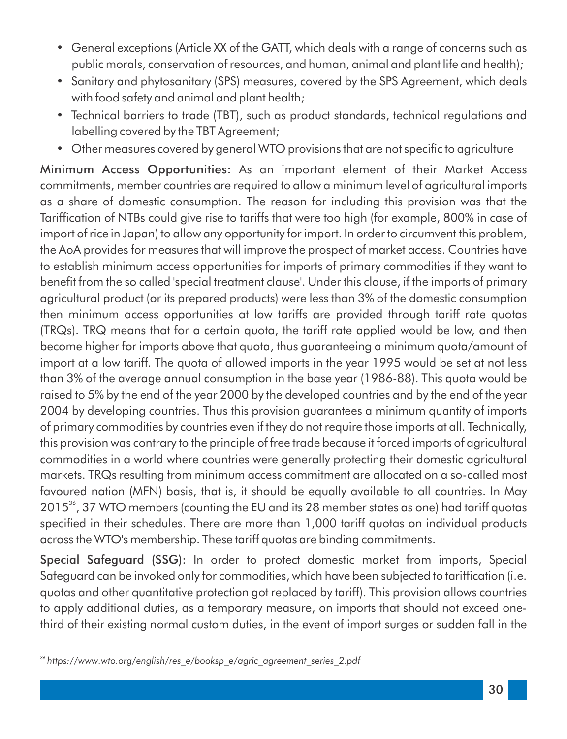- General exceptions (Article XX of the GATT, which deals with a range of concerns such as public morals, conservation of resources, and human, animal and plant life and health);
- Sanitary and phytosanitary (SPS) measures, covered by the SPS Agreement, which deals with food safety and animal and plant health;
- Technical barriers to trade (TBT), such as product standards, technical regulations and labelling covered by the TBT Agreement;
- Other measures covered by general WTO provisions that are not specific to agriculture

**Minimum Access Opportunities:** As an important element of their Market Access commitments, member countries are required to allow a minimum level of agricultural imports as a share of domestic consumption. The reason for including this provision was that the Tariffication of NTBs could give rise to tariffs that were too high (for example, 800% in case of import of rice in Japan) to allow any opportunity for import. In order to circumvent this problem, the AoA provides for measures that will improve the prospect of market access. Countries have to establish minimum access opportunities for imports of primary commodities if they want to benefit from the so called 'special treatment clause'. Under this clause, if the imports of primary agricultural product (or its prepared products) were less than 3% of the domestic consumption then minimum access opportunities at low tariffs are provided through tariff rate quotas (TRQs). TRQ means that for a certain quota, the tariff rate applied would be low, and then become higher for imports above that quota, thus guaranteeing a minimum quota/amount of import at a low tariff. The quota of allowed imports in the year 1995 would be set at not less than 3% of the average annual consumption in the base year (1986-88). This quota would be raised to 5% by the end of the year 2000 by the developed countries and by the end of the year 2004 by developing countries. Thus this provision guarantees a minimum quantity of imports of primary commodities by countries even if they do not require those imports at all. Technically, this provision was contrary to the principle of free trade because it forced imports of agricultural commodities in a world where countries were generally protecting their domestic agricultural markets. TRQs resulting from minimum access commitment are allocated on a so-called most favoured nation (MFN) basis, that is, it should be equally available to all countries. In May 2015[36], 37 WTO members (counting the EU and its 28 member states as one) had tariff quotas specified in their schedules. There are more than 1,000 tariff quotas on individual products across the WTO's membership. These tariff quotas are binding commitments.

**Special Safeguard (SSG):** In order to protect domestic market from imports, Special Safeguard can be invoked only for commodities, which have been subjected to tariffication (i.e. quotas and other quantitative protection got replaced by tariff). This provision allows countries to apply additional duties, as a temporary measure, on imports that should not exceed one-third of their existing normal custom duties, in the event of import surges or sudden fall in the

---

[36] *https://www.wto.org/english/res_e/booksp_e/agric_agreement_series_2.pdf*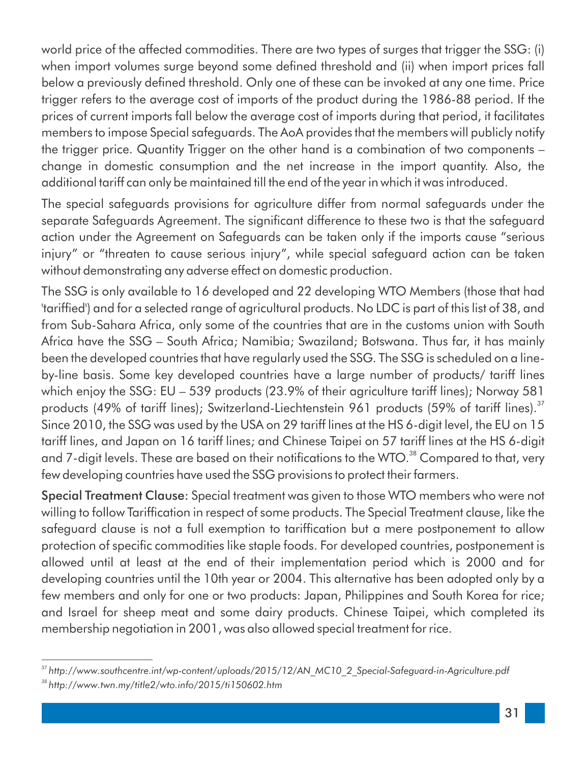world price of the affected commodities. There are two types of surges that trigger the SSG: (i) when import volumes surge beyond some defined threshold and (ii) when import prices fall below a previously defined threshold. Only one of these can be invoked at any one time. Price trigger refers to the average cost of imports of the product during the 1986-88 period. If the prices of current imports fall below the average cost of imports during that period, it facilitates members to impose Special safeguards. The AoA provides that the members will publicly notify the trigger price. Quantity Trigger on the other hand is a combination of two components – change in domestic consumption and the net increase in the import quantity. Also, the additional tariff can only be maintained till the end of the year in which it was introduced.

The special safeguards provisions for agriculture differ from normal safeguards under the separate Safeguards Agreement. The significant difference to these two is that the safeguard action under the Agreement on Safeguards can be taken only if the imports cause "serious injury" or "threaten to cause serious injury", while special safeguard action can be taken without demonstrating any adverse effect on domestic production.

The SSG is only available to 16 developed and 22 developing WTO Members (those that had 'tariffied') and for a selected range of agricultural products. No LDC is part of this list of 38, and from Sub-Sahara Africa, only some of the countries that are in the customs union with South Africa have the SSG – South Africa; Namibia; Swaziland; Botswana. Thus far, it has mainly been the developed countries that have regularly used the SSG. The SSG is scheduled on a line-by-line basis. Some key developed countries have a large number of products/ tariff lines which enjoy the SSG: EU – 539 products (23.9% of their agriculture tariff lines); Norway 581 products (49% of tariff lines); Switzerland-Liechtenstein 961 products (59% of tariff lines).[37] Since 2010, the SSG was used by the USA on 29 tariff lines at the HS 6-digit level, the EU on 15 tariff lines, and Japan on 16 tariff lines; and Chinese Taipei on 57 tariff lines at the HS 6-digit and 7-digit levels. These are based on their notifications to the WTO.[38] Compared to that, very few developing countries have used the SSG provisions to protect their farmers.

**Special Treatment Clause:** Special treatment was given to those WTO members who were not willing to follow Tariffication in respect of some products. The Special Treatment clause, like the safeguard clause is not a full exemption to tariffication but a mere postponement to allow protection of specific commodities like staple foods. For developed countries, postponement is allowed until at least at the end of their implementation period which is 2000 and for developing countries until the 10th year or 2004. This alternative has been adopted only by a few members and only for one or two products: Japan, Philippines and South Korea for rice; and Israel for sheep meat and some dairy products. Chinese Taipei, which completed its membership negotiation in 2001, was also allowed special treatment for rice.

---

[37] *http://www.southcentre.int/wp-content/uploads/2015/12/AN_MC10_2_Special-Safeguard-in-Agriculture.pdf*

[38] *http://www.twn.my/title2/wto.info/2015/ti150602.htm*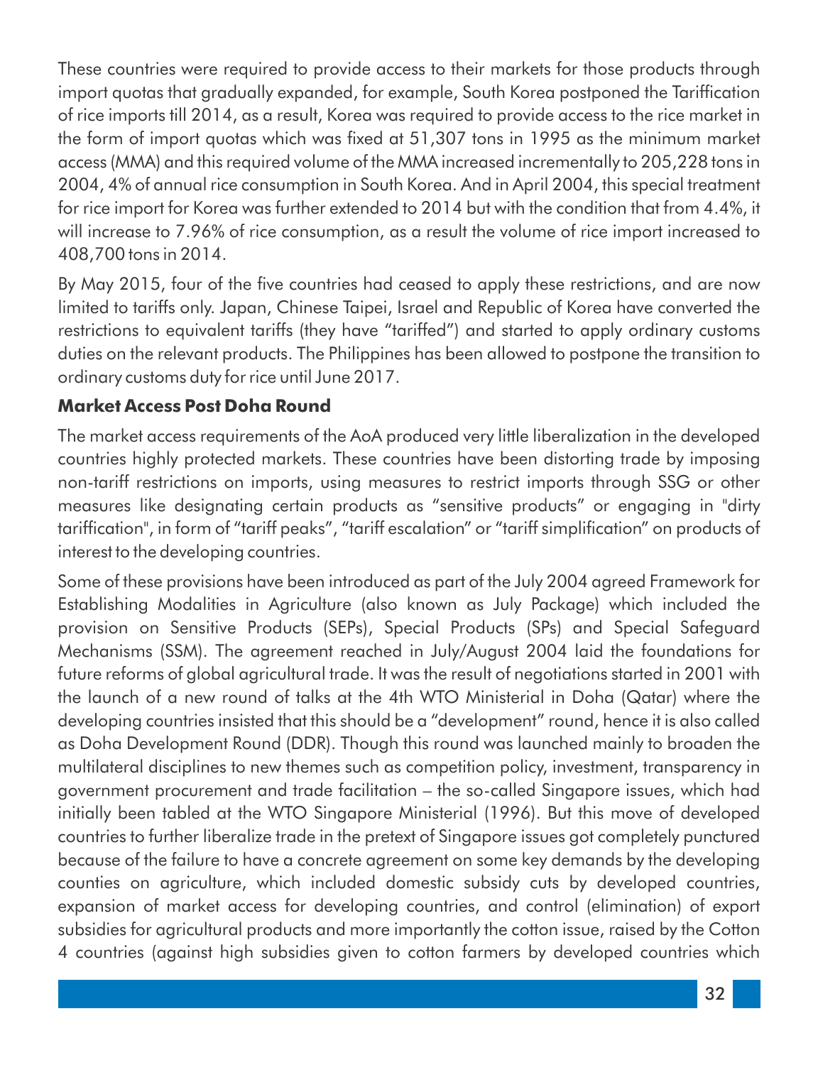These countries were required to provide access to their markets for those products through import quotas that gradually expanded, for example, South Korea postponed the Tariffication of rice imports till 2014, as a result, Korea was required to provide access to the rice market in the form of import quotas which was fixed at 51,307 tons in 1995 as the minimum market access (MMA) and this required volume of the MMA increased incrementally to 205,228 tons in 2004, 4% of annual rice consumption in South Korea. And in April 2004, this special treatment for rice import for Korea was further extended to 2014 but with the condition that from 4.4%, it will increase to 7.96% of rice consumption, as a result the volume of rice import increased to 408,700 tons in 2014.

By May 2015, four of the five countries had ceased to apply these restrictions, and are now limited to tariffs only. Japan, Chinese Taipei, Israel and Republic of Korea have converted the restrictions to equivalent tariffs (they have "tariffed") and started to apply ordinary customs duties on the relevant products. The Philippines has been allowed to postpone the transition to ordinary customs duty for rice until June 2017.

### Market Access Post Doha Round

The market access requirements of the AoA produced very little liberalization in the developed countries highly protected markets. These countries have been distorting trade by imposing non-tariff restrictions on imports, using measures to restrict imports through SSG or other measures like designating certain products as "sensitive products" or engaging in "dirty tariffication", in form of "tariff peaks", "tariff escalation" or "tariff simplification" on products of interest to the developing countries.

Some of these provisions have been introduced as part of the July 2004 agreed Framework for Establishing Modalities in Agriculture (also known as July Package) which included the provision on Sensitive Products (SEPs), Special Products (SPs) and Special Safeguard Mechanisms (SSM). The agreement reached in July/August 2004 laid the foundations for future reforms of global agricultural trade. It was the result of negotiations started in 2001 with the launch of a new round of talks at the 4th WTO Ministerial in Doha (Qatar) where the developing countries insisted that this should be a "development" round, hence it is also called as Doha Development Round (DDR). Though this round was launched mainly to broaden the multilateral disciplines to new themes such as competition policy, investment, transparency in government procurement and trade facilitation – the so-called Singapore issues, which had initially been tabled at the WTO Singapore Ministerial (1996). But this move of developed countries to further liberalize trade in the pretext of Singapore issues got completely punctured because of the failure to have a concrete agreement on some key demands by the developing counties on agriculture, which included domestic subsidy cuts by developed countries, expansion of market access for developing countries, and control (elimination) of export subsidies for agricultural products and more importantly the cotton issue, raised by the Cotton 4 countries (against high subsidies given to cotton farmers by developed countries which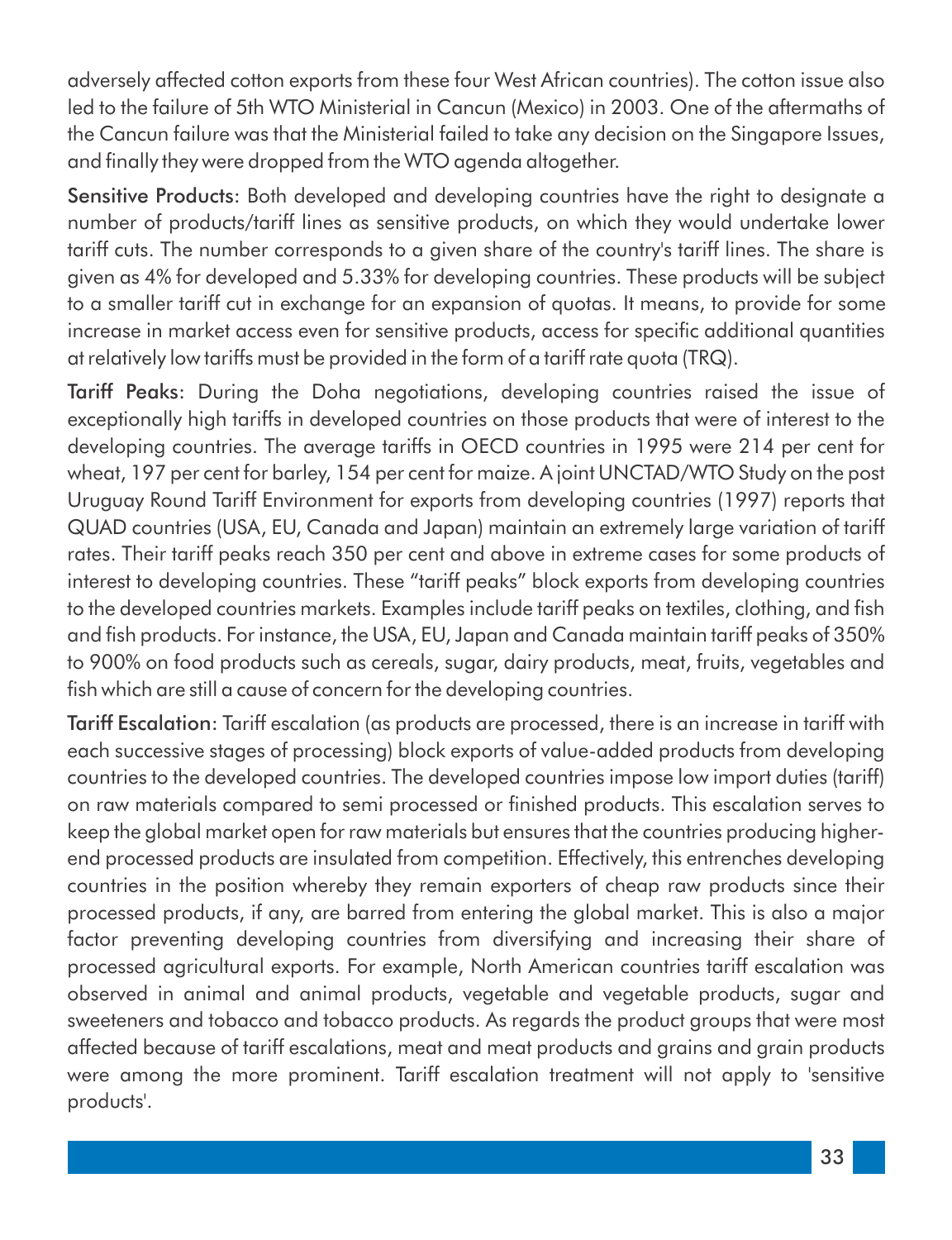adversely affected cotton exports from these four West African countries). The cotton issue also led to the failure of 5th WTO Ministerial in Cancun (Mexico) in 2003. One of the aftermaths of the Cancun failure was that the Ministerial failed to take any decision on the Singapore Issues, and finally they were dropped from the WTO agenda altogether.

**Sensitive Products**: Both developed and developing countries have the right to designate a number of products/tariff lines as sensitive products, on which they would undertake lower tariff cuts. The number corresponds to a given share of the country's tariff lines. The share is given as 4% for developed and 5.33% for developing countries. These products will be subject to a smaller tariff cut in exchange for an expansion of quotas. It means, to provide for some increase in market access even for sensitive products, access for specific additional quantities at relatively low tariffs must be provided in the form of a tariff rate quota (TRQ).

**Tariff Peaks**: During the Doha negotiations, developing countries raised the issue of exceptionally high tariffs in developed countries on those products that were of interest to the developing countries. The average tariffs in OECD countries in 1995 were 214 per cent for wheat, 197 per cent for barley, 154 per cent for maize. A joint UNCTAD/WTO Study on the post Uruguay Round Tariff Environment for exports from developing countries (1997) reports that QUAD countries (USA, EU, Canada and Japan) maintain an extremely large variation of tariff rates. Their tariff peaks reach 350 per cent and above in extreme cases for some products of interest to developing countries. These "tariff peaks" block exports from developing countries to the developed countries markets. Examples include tariff peaks on textiles, clothing, and fish and fish products. For instance, the USA, EU, Japan and Canada maintain tariff peaks of 350% to 900% on food products such as cereals, sugar, dairy products, meat, fruits, vegetables and fish which are still a cause of concern for the developing countries.

**Tariff Escalation**: Tariff escalation (as products are processed, there is an increase in tariff with each successive stages of processing) block exports of value-added products from developing countries to the developed countries. The developed countries impose low import duties (tariff) on raw materials compared to semi processed or finished products. This escalation serves to keep the global market open for raw materials but ensures that the countries producing higher-end processed products are insulated from competition. Effectively, this entrenches developing countries in the position whereby they remain exporters of cheap raw products since their processed products, if any, are barred from entering the global market. This is also a major factor preventing developing countries from diversifying and increasing their share of processed agricultural exports. For example, North American countries tariff escalation was observed in animal and animal products, vegetable and vegetable products, sugar and sweeteners and tobacco and tobacco products. As regards the product groups that were most affected because of tariff escalations, meat and meat products and grains and grain products were among the more prominent. Tariff escalation treatment will not apply to 'sensitive products'.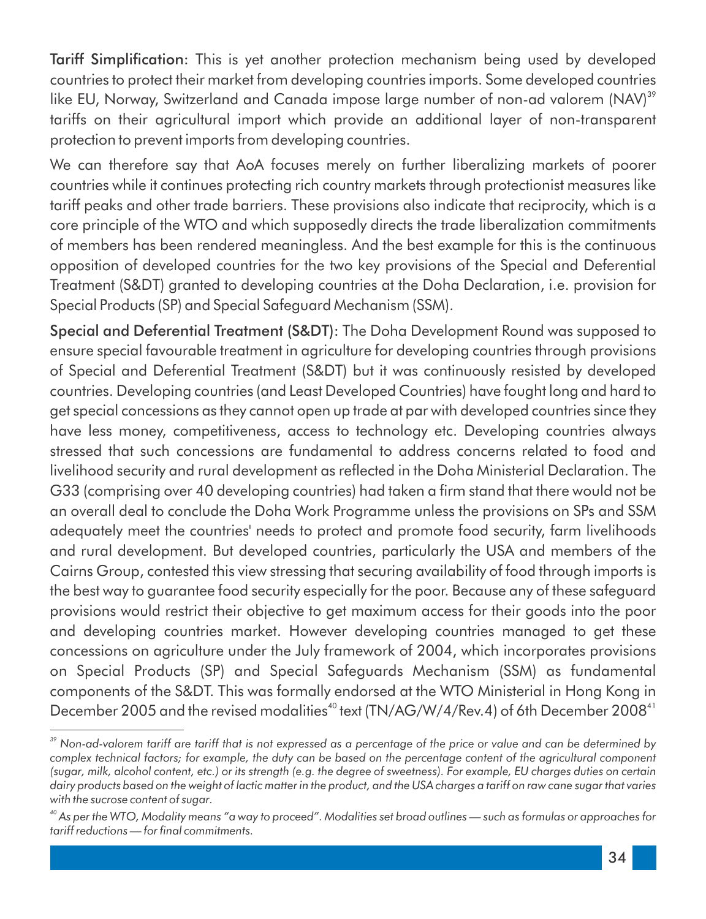**Tariff Simplification**: This is yet another protection mechanism being used by developed countries to protect their market from developing countries imports. Some developed countries like EU, Norway, Switzerland and Canada impose large number of non-ad valorem (NAV)[39] tariffs on their agricultural import which provide an additional layer of non-transparent protection to prevent imports from developing countries.

We can therefore say that AoA focuses merely on further liberalizing markets of poorer countries while it continues protecting rich country markets through protectionist measures like tariff peaks and other trade barriers. These provisions also indicate that reciprocity, which is a core principle of the WTO and which supposedly directs the trade liberalization commitments of members has been rendered meaningless. And the best example for this is the continuous opposition of developed countries for the two key provisions of the Special and Deferential Treatment (S&DT) granted to developing countries at the Doha Declaration, i.e. provision for Special Products (SP) and Special Safeguard Mechanism (SSM).

**Special and Deferential Treatment (S&DT)**: The Doha Development Round was supposed to ensure special favourable treatment in agriculture for developing countries through provisions of Special and Deferential Treatment (S&DT) but it was continuously resisted by developed countries. Developing countries (and Least Developed Countries) have fought long and hard to get special concessions as they cannot open up trade at par with developed countries since they have less money, competitiveness, access to technology etc. Developing countries always stressed that such concessions are fundamental to address concerns related to food and livelihood security and rural development as reflected in the Doha Ministerial Declaration. The G33 (comprising over 40 developing countries) had taken a firm stand that there would not be an overall deal to conclude the Doha Work Programme unless the provisions on SPs and SSM adequately meet the countries' needs to protect and promote food security, farm livelihoods and rural development. But developed countries, particularly the USA and members of the Cairns Group, contested this view stressing that securing availability of food through imports is the best way to guarantee food security especially for the poor. Because any of these safeguard provisions would restrict their objective to get maximum access for their goods into the poor and developing countries market. However developing countries managed to get these concessions on agriculture under the July framework of 2004, which incorporates provisions on Special Products (SP) and Special Safeguards Mechanism (SSM) as fundamental components of the S&DT. This was formally endorsed at the WTO Ministerial in Hong Kong in December 2005 and the revised modalities[40] text (TN/AG/W/4/Rev.4) of 6th December 2008[41]

---

*[39] Non-ad-valorem tariff are tariff that is not expressed as a percentage of the price or value and can be determined by complex technical factors; for example, the duty can be based on the percentage content of the agricultural component (sugar, milk, alcohol content, etc.) or its strength (e.g. the degree of sweetness). For example, EU charges duties on certain dairy products based on the weight of lactic matter in the product, and the USA charges a tariff on raw cane sugar that varies with the sucrose content of sugar.*

*[40] As per the WTO, Modality means "a way to proceed". Modalities set broad outlines — such as formulas or approaches for tariff reductions — for final commitments.*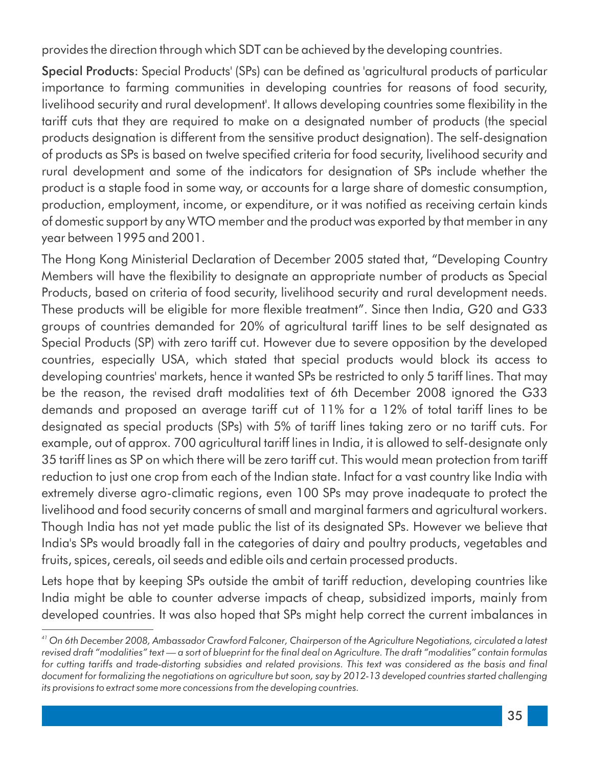provides the direction through which SDT can be achieved by the developing countries.

**Special Products**: Special Products' (SPs) can be defined as 'agricultural products of particular importance to farming communities in developing countries for reasons of food security, livelihood security and rural development'. It allows developing countries some flexibility in the tariff cuts that they are required to make on a designated number of products (the special products designation is different from the sensitive product designation). The self-designation of products as SPs is based on twelve specified criteria for food security, livelihood security and rural development and some of the indicators for designation of SPs include whether the product is a staple food in some way, or accounts for a large share of domestic consumption, production, employment, income, or expenditure, or it was notified as receiving certain kinds of domestic support by any WTO member and the product was exported by that member in any year between 1995 and 2001.

The Hong Kong Ministerial Declaration of December 2005 stated that, "Developing Country Members will have the flexibility to designate an appropriate number of products as Special Products, based on criteria of food security, livelihood security and rural development needs. These products will be eligible for more flexible treatment". Since then India, G20 and G33 groups of countries demanded for 20% of agricultural tariff lines to be self designated as Special Products (SP) with zero tariff cut. However due to severe opposition by the developed countries, especially USA, which stated that special products would block its access to developing countries' markets, hence it wanted SPs be restricted to only 5 tariff lines. That may be the reason, the revised draft modalities text of 6th December 2008 ignored the G33 demands and proposed an average tariff cut of 11% for a 12% of total tariff lines to be designated as special products (SPs) with 5% of tariff lines taking zero or no tariff cuts. For example, out of approx. 700 agricultural tariff lines in India, it is allowed to self-designate only 35 tariff lines as SP on which there will be zero tariff cut. This would mean protection from tariff reduction to just one crop from each of the Indian state. Infact for a vast country like India with extremely diverse agro-climatic regions, even 100 SPs may prove inadequate to protect the livelihood and food security concerns of small and marginal farmers and agricultural workers. Though India has not yet made public the list of its designated SPs. However we believe that India's SPs would broadly fall in the categories of dairy and poultry products, vegetables and fruits, spices, cereals, oil seeds and edible oils and certain processed products.

Lets hope that by keeping SPs outside the ambit of tariff reduction, developing countries like India might be able to counter adverse impacts of cheap, subsidized imports, mainly from developed countries. It was also hoped that SPs might help correct the current imbalances in

---

[41] *On 6th December 2008, Ambassador Crawford Falconer, Chairperson of the Agriculture Negotiations, circulated a latest revised draft "modalities" text — a sort of blueprint for the final deal on Agriculture. The draft "modalities" contain formulas for cutting tariffs and trade-distorting subsidies and related provisions. This text was considered as the basis and final document for formalizing the negotiations on agriculture but soon, say by 2012-13 developed countries started challenging its provisions to extract some more concessions from the developing countries.*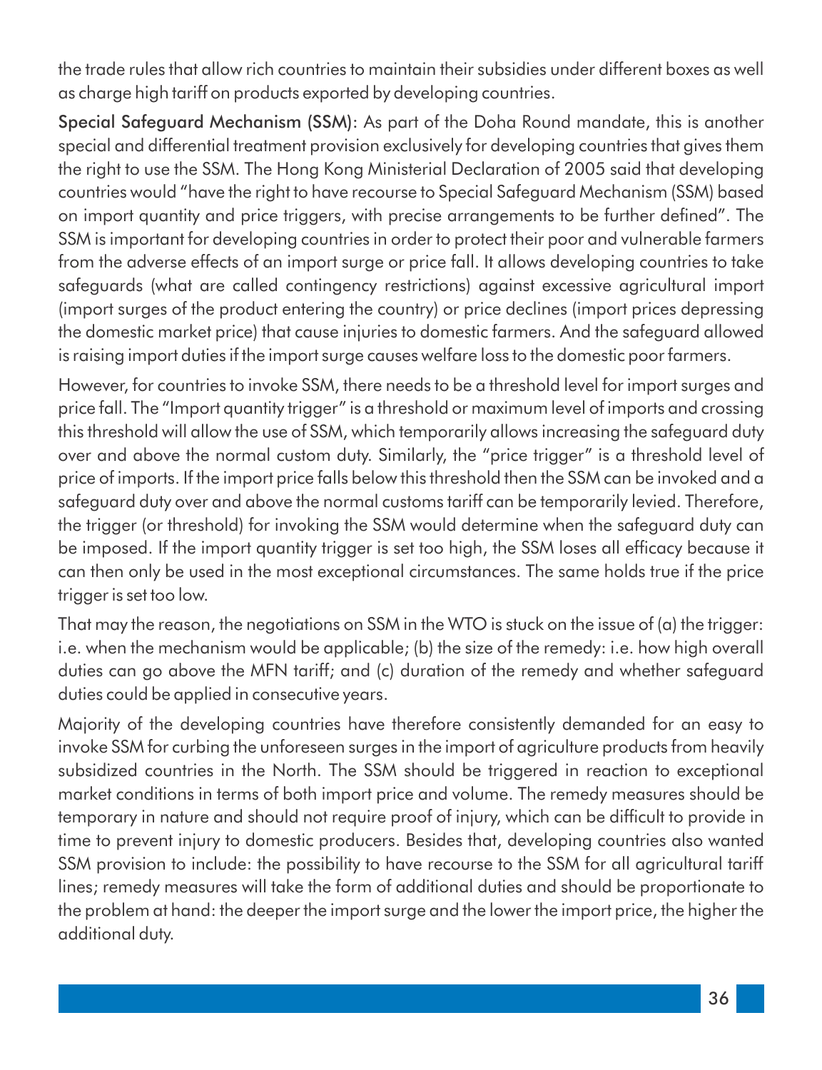the trade rules that allow rich countries to maintain their subsidies under different boxes as well as charge high tariff on products exported by developing countries.

**Special Safeguard Mechanism (SSM)**: As part of the Doha Round mandate, this is another special and differential treatment provision exclusively for developing countries that gives them the right to use the SSM. The Hong Kong Ministerial Declaration of 2005 said that developing countries would "have the right to have recourse to Special Safeguard Mechanism (SSM) based on import quantity and price triggers, with precise arrangements to be further defined". The SSM is important for developing countries in order to protect their poor and vulnerable farmers from the adverse effects of an import surge or price fall. It allows developing countries to take safeguards (what are called contingency restrictions) against excessive agricultural import (import surges of the product entering the country) or price declines (import prices depressing the domestic market price) that cause injuries to domestic farmers. And the safeguard allowed is raising import duties if the import surge causes welfare loss to the domestic poor farmers.

However, for countries to invoke SSM, there needs to be a threshold level for import surges and price fall. The "Import quantity trigger" is a threshold or maximum level of imports and crossing this threshold will allow the use of SSM, which temporarily allows increasing the safeguard duty over and above the normal custom duty. Similarly, the "price trigger" is a threshold level of price of imports. If the import price falls below this threshold then the SSM can be invoked and a safeguard duty over and above the normal customs tariff can be temporarily levied. Therefore, the trigger (or threshold) for invoking the SSM would determine when the safeguard duty can be imposed. If the import quantity trigger is set too high, the SSM loses all efficacy because it can then only be used in the most exceptional circumstances. The same holds true if the price trigger is set too low.

That may the reason, the negotiations on SSM in the WTO is stuck on the issue of (a) the trigger: i.e. when the mechanism would be applicable; (b) the size of the remedy: i.e. how high overall duties can go above the MFN tariff; and (c) duration of the remedy and whether safeguard duties could be applied in consecutive years.

Majority of the developing countries have therefore consistently demanded for an easy to invoke SSM for curbing the unforeseen surges in the import of agriculture products from heavily subsidized countries in the North. The SSM should be triggered in reaction to exceptional market conditions in terms of both import price and volume. The remedy measures should be temporary in nature and should not require proof of injury, which can be difficult to provide in time to prevent injury to domestic producers. Besides that, developing countries also wanted SSM provision to include: the possibility to have recourse to the SSM for all agricultural tariff lines; remedy measures will take the form of additional duties and should be proportionate to the problem at hand: the deeper the import surge and the lower the import price, the higher the additional duty.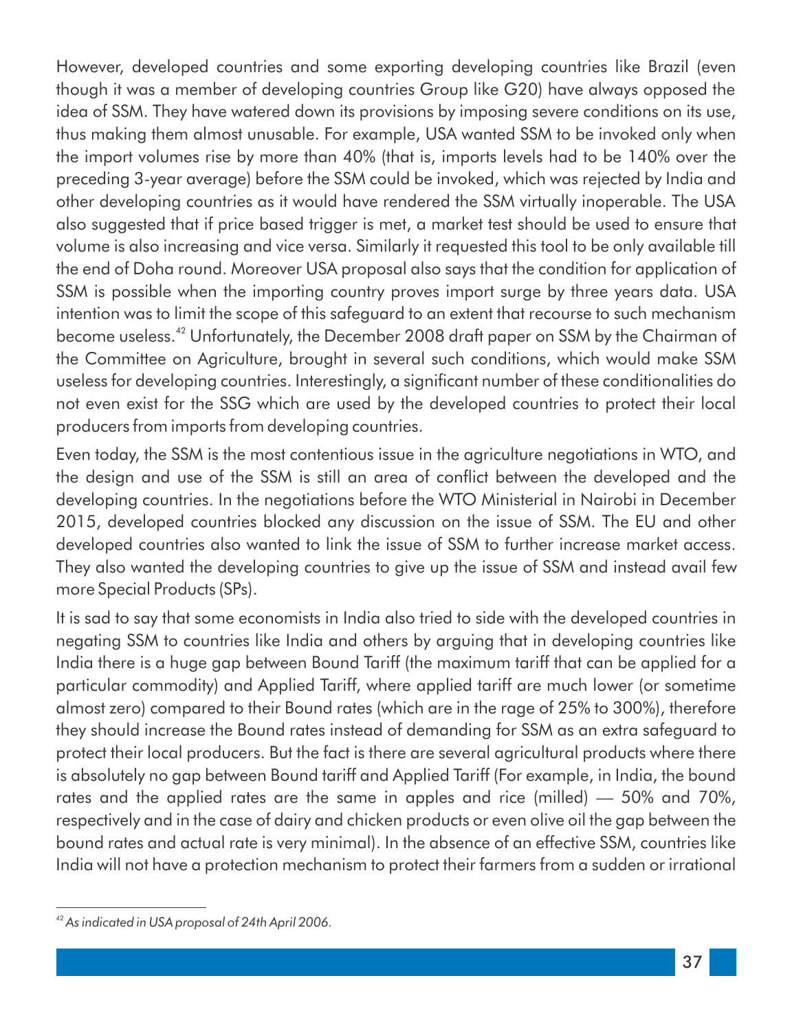However, developed countries and some exporting developing countries like Brazil (even though it was a member of developing countries Group like G20) have always opposed the idea of SSM. They have watered down its provisions by imposing severe conditions on its use, thus making them almost unusable. For example, USA wanted SSM to be invoked only when the import volumes rise by more than 40% (that is, imports levels had to be 140% over the preceding 3-year average) before the SSM could be invoked, which was rejected by India and other developing countries as it would have rendered the SSM virtually inoperable. The USA also suggested that if price based trigger is met, a market test should be used to ensure that volume is also increasing and vice versa. Similarly it requested this tool to be only available till the end of Doha round. Moreover USA proposal also says that the condition for application of SSM is possible when the importing country proves import surge by three years data. USA intention was to limit the scope of this safeguard to an extent that recourse to such mechanism become useless.[42] Unfortunately, the December 2008 draft paper on SSM by the Chairman of the Committee on Agriculture, brought in several such conditions, which would make SSM useless for developing countries. Interestingly, a significant number of these conditionalities do not even exist for the SSG which are used by the developed countries to protect their local producers from imports from developing countries.

Even today, the SSM is the most contentious issue in the agriculture negotiations in WTO, and the design and use of the SSM is still an area of conflict between the developed and the developing countries. In the negotiations before the WTO Ministerial in Nairobi in December 2015, developed countries blocked any discussion on the issue of SSM. The EU and other developed countries also wanted to link the issue of SSM to further increase market access. They also wanted the developing countries to give up the issue of SSM and instead avail few more Special Products (SPs).

It is sad to say that some economists in India also tried to side with the developed countries in negating SSM to countries like India and others by arguing that in developing countries like India there is a huge gap between Bound Tariff (the maximum tariff that can be applied for a particular commodity) and Applied Tariff, where applied tariff are much lower (or sometime almost zero) compared to their Bound rates (which are in the rage of 25% to 300%), therefore they should increase the Bound rates instead of demanding for SSM as an extra safeguard to protect their local producers. But the fact is there are several agricultural products where there is absolutely no gap between Bound tariff and Applied Tariff (For example, in India, the bound rates and the applied rates are the same in apples and rice (milled) — 50% and 70%, respectively and in the case of dairy and chicken products or even olive oil the gap between the bound rates and actual rate is very minimal). In the absence of an effective SSM, countries like India will not have a protection mechanism to protect their farmers from a sudden or irrational

---

[42] *As indicated in USA proposal of 24th April 2006.*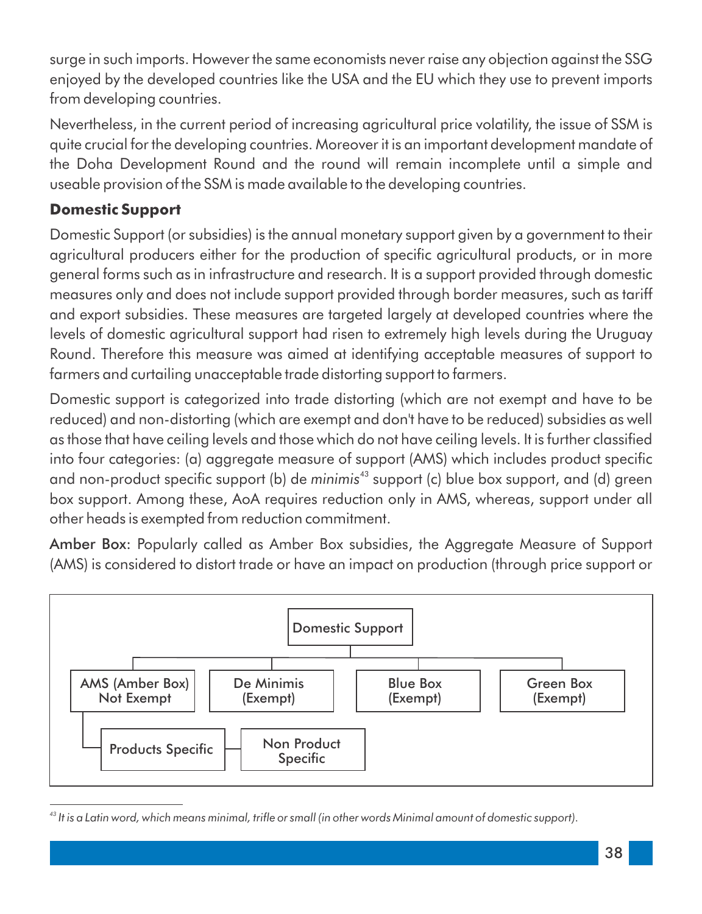surge in such imports. However the same economists never raise any objection against the SSG enjoyed by the developed countries like the USA and the EU which they use to prevent imports from developing countries.

Nevertheless, in the current period of increasing agricultural price volatility, the issue of SSM is quite crucial for the developing countries. Moreover it is an important development mandate of the Doha Development Round and the round will remain incomplete until a simple and useable provision of the SSM is made available to the developing countries.

**Domestic Support**

Domestic Support (or subsidies) is the annual monetary support given by a government to their agricultural producers either for the production of specific agricultural products, or in more general forms such as in infrastructure and research. It is a support provided through domestic measures only and does not include support provided through border measures, such as tariff and export subsidies. These measures are targeted largely at developed countries where the levels of domestic agricultural support had risen to extremely high levels during the Uruguay Round. Therefore this measure was aimed at identifying acceptable measures of support to farmers and curtailing unacceptable trade distorting support to farmers.

Domestic support is categorized into trade distorting (which are not exempt and have to be reduced) and non-distorting (which are exempt and don't have to be reduced) subsidies as well as those that have ceiling levels and those which do not have ceiling levels. It is further classified into four categories: (a) aggregate measure of support (AMS) which includes product specific and non-product specific support (b) de *minimis*[43] support (c) blue box support, and (d) green box support. Among these, AoA requires reduction only in AMS, whereas, support under all other heads is exempted from reduction commitment.

Amber Box: Popularly called as Amber Box subsidies, the Aggregate Measure of Support (AMS) is considered to distort trade or have an impact on production (through price support or

- Domestic Support
  - AMS (Amber Box) Not Exempt
    - Products Specific
    - Non Product Specific
  - De Minimis (Exempt)
  - Blue Box (Exempt)
  - Green Box (Exempt)

[43] *It is a Latin word, which means minimal, trifle or small (in other words Minimal amount of domestic support).*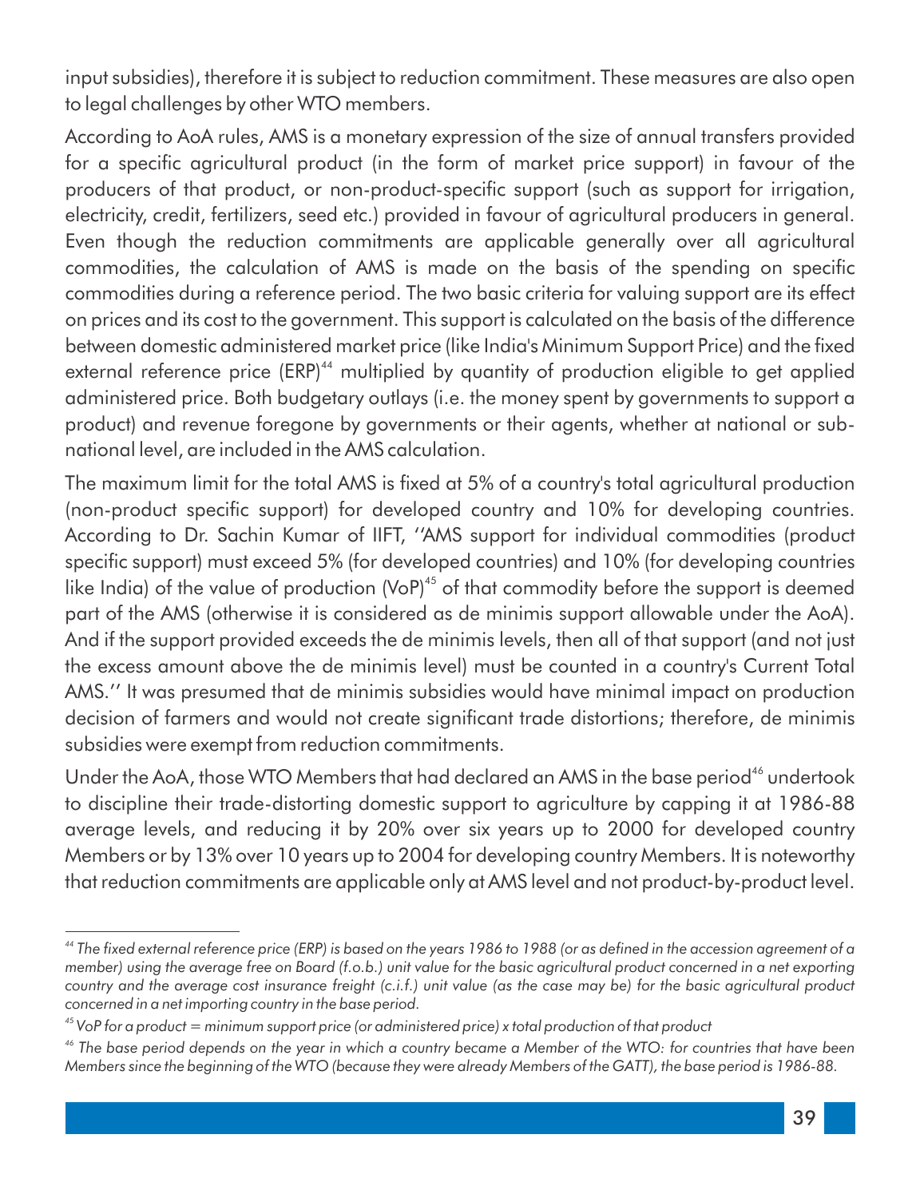input subsidies), therefore it is subject to reduction commitment. These measures are also open to legal challenges by other WTO members.

According to AoA rules, AMS is a monetary expression of the size of annual transfers provided for a specific agricultural product (in the form of market price support) in favour of the producers of that product, or non-product-specific support (such as support for irrigation, electricity, credit, fertilizers, seed etc.) provided in favour of agricultural producers in general. Even though the reduction commitments are applicable generally over all agricultural commodities, the calculation of AMS is made on the basis of the spending on specific commodities during a reference period. The two basic criteria for valuing support are its effect on prices and its cost to the government. This support is calculated on the basis of the difference between domestic administered market price (like India's Minimum Support Price) and the fixed external reference price (ERP)[44] multiplied by quantity of production eligible to get applied administered price. Both budgetary outlays (i.e. the money spent by governments to support a product) and revenue foregone by governments or their agents, whether at national or sub-national level, are included in the AMS calculation.

The maximum limit for the total AMS is fixed at 5% of a country's total agricultural production (non-product specific support) for developed country and 10% for developing countries. According to Dr. Sachin Kumar of IIFT, ''AMS support for individual commodities (product specific support) must exceed 5% (for developed countries) and 10% (for developing countries like India) of the value of production (VoP)[45] of that commodity before the support is deemed part of the AMS (otherwise it is considered as de minimis support allowable under the AoA). And if the support provided exceeds the de minimis levels, then all of that support (and not just the excess amount above the de minimis level) must be counted in a country's Current Total AMS.'' It was presumed that de minimis subsidies would have minimal impact on production decision of farmers and would not create significant trade distortions; therefore, de minimis subsidies were exempt from reduction commitments.

Under the AoA, those WTO Members that had declared an AMS in the base period[46] undertook to discipline their trade-distorting domestic support to agriculture by capping it at 1986-88 average levels, and reducing it by 20% over six years up to 2000 for developed country Members or by 13% over 10 years up to 2004 for developing country Members. It is noteworthy that reduction commitments are applicable only at AMS level and not product-by-product level.

---

*[44] The fixed external reference price (ERP) is based on the years 1986 to 1988 (or as defined in the accession agreement of a member) using the average free on Board (f.o.b.) unit value for the basic agricultural product concerned in a net exporting country and the average cost insurance freight (c.i.f.) unit value (as the case may be) for the basic agricultural product concerned in a net importing country in the base period.*

*[45] VoP for a product = minimum support price (or administered price) x total production of that product*

*[46] The base period depends on the year in which a country became a Member of the WTO: for countries that have been Members since the beginning of the WTO (because they were already Members of the GATT), the base period is 1986-88.*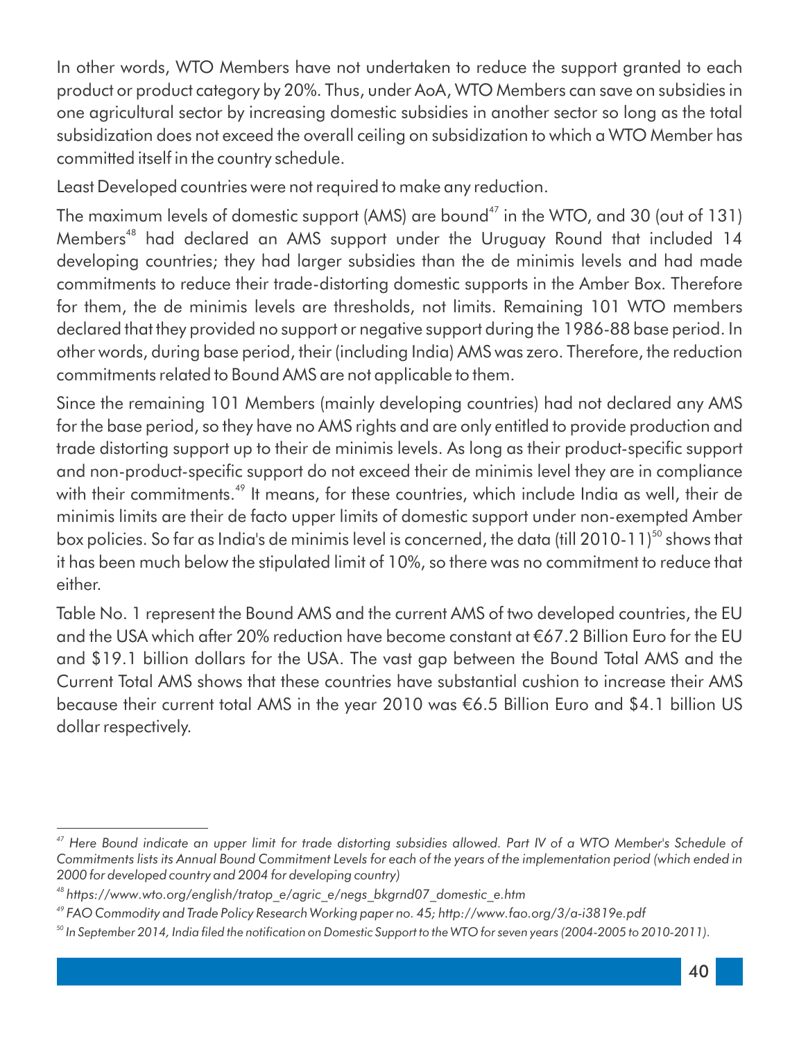In other words, WTO Members have not undertaken to reduce the support granted to each product or product category by 20%. Thus, under AoA, WTO Members can save on subsidies in one agricultural sector by increasing domestic subsidies in another sector so long as the total subsidization does not exceed the overall ceiling on subsidization to which a WTO Member has committed itself in the country schedule.

Least Developed countries were not required to make any reduction.

The maximum levels of domestic support (AMS) are bound[47] in the WTO, and 30 (out of 131) Members[48] had declared an AMS support under the Uruguay Round that included 14 developing countries; they had larger subsidies than the de minimis levels and had made commitments to reduce their trade-distorting domestic supports in the Amber Box. Therefore for them, the de minimis levels are thresholds, not limits. Remaining 101 WTO members declared that they provided no support or negative support during the 1986-88 base period. In other words, during base period, their (including India) AMS was zero. Therefore, the reduction commitments related to Bound AMS are not applicable to them.

Since the remaining 101 Members (mainly developing countries) had not declared any AMS for the base period, so they have no AMS rights and are only entitled to provide production and trade distorting support up to their de minimis levels. As long as their product-specific support and non-product-specific support do not exceed their de minimis level they are in compliance with their commitments.[49] It means, for these countries, which include India as well, their de minimis limits are their de facto upper limits of domestic support under non-exempted Amber box policies. So far as India's de minimis level is concerned, the data (till 2010-11)[50] shows that it has been much below the stipulated limit of 10%, so there was no commitment to reduce that either.

Table No. 1 represent the Bound AMS and the current AMS of two developed countries, the EU and the USA which after 20% reduction have become constant at €67.2 Billion Euro for the EU and $19.1 billion dollars for the USA. The vast gap between the Bound Total AMS and the Current Total AMS shows that these countries have substantial cushion to increase their AMS because their current total AMS in the year 2010 was €6.5 Billion Euro and $4.1 billion US dollar respectively.

---

[47] *Here Bound indicate an upper limit for trade distorting subsidies allowed. Part IV of a WTO Member's Schedule of Commitments lists its Annual Bound Commitment Levels for each of the years of the implementation period (which ended in 2000 for developed country and 2004 for developing country)*

[48] *https://www.wto.org/english/tratop_e/agric_e/negs_bkgrnd07_domestic_e.htm*

[49] *FAO Commodity and Trade Policy Research Working paper no. 45; http://www.fao.org/3/a-i3819e.pdf*

[50] *In September 2014, India filed the notification on Domestic Support to the WTO for seven years (2004-2005 to 2010-2011).*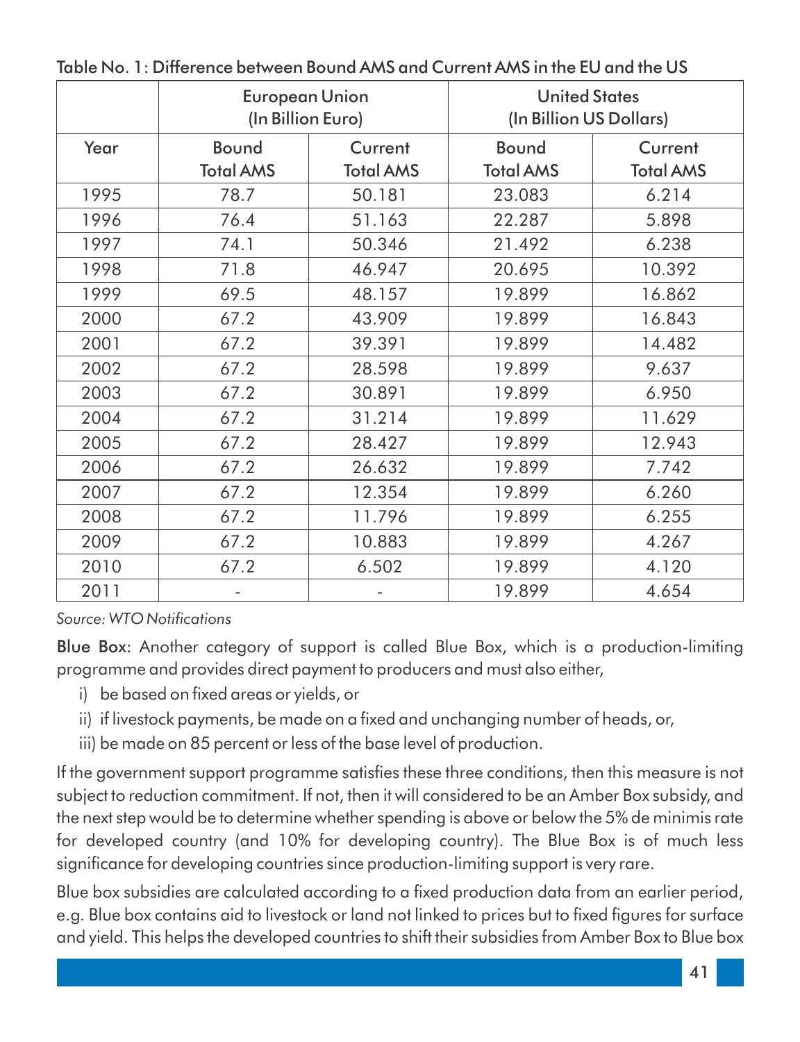Table No. 1: Difference between Bound AMS and Current AMS in the EU and the US

| | European Union (In Billion Euro) | | United States (In Billion US Dollars) | |
|---|---|---|---|---|
| Year | Bound Total AMS | Current Total AMS | Bound Total AMS | Current Total AMS |
| 1995 | 78.7 | 50.181 | 23.083 | 6.214 |
| 1996 | 76.4 | 51.163 | 22.287 | 5.898 |
| 1997 | 74.1 | 50.346 | 21.492 | 6.238 |
| 1998 | 71.8 | 46.947 | 20.695 | 10.392 |
| 1999 | 69.5 | 48.157 | 19.899 | 16.862 |
| 2000 | 67.2 | 43.909 | 19.899 | 16.843 |
| 2001 | 67.2 | 39.391 | 19.899 | 14.482 |
| 2002 | 67.2 | 28.598 | 19.899 | 9.637 |
| 2003 | 67.2 | 30.891 | 19.899 | 6.950 |
| 2004 | 67.2 | 31.214 | 19.899 | 11.629 |
| 2005 | 67.2 | 28.427 | 19.899 | 12.943 |
| 2006 | 67.2 | 26.632 | 19.899 | 7.742 |
| 2007 | 67.2 | 12.354 | 19.899 | 6.260 |
| 2008 | 67.2 | 11.796 | 19.899 | 6.255 |
| 2009 | 67.2 | 10.883 | 19.899 | 4.267 |
| 2010 | 67.2 | 6.502 | 19.899 | 4.120 |
| 2011 | - | - | 19.899 | 4.654 |

*Source: WTO Notifications*

**Blue Box:** Another category of support is called Blue Box, which is a production-limiting programme and provides direct payment to producers and must also either,

i) be based on fixed areas or yields, or

ii) if livestock payments, be made on a fixed and unchanging number of heads, or,

iii) be made on 85 percent or less of the base level of production.

If the government support programme satisfies these three conditions, then this measure is not subject to reduction commitment. If not, then it will considered to be an Amber Box subsidy, and the next step would be to determine whether spending is above or below the 5% de minimis rate for developed country (and 10% for developing country). The Blue Box is of much less significance for developing countries since production-limiting support is very rare.

Blue box subsidies are calculated according to a fixed production data from an earlier period, e.g. Blue box contains aid to livestock or land not linked to prices but to fixed figures for surface and yield. This helps the developed countries to shift their subsidies from Amber Box to Blue box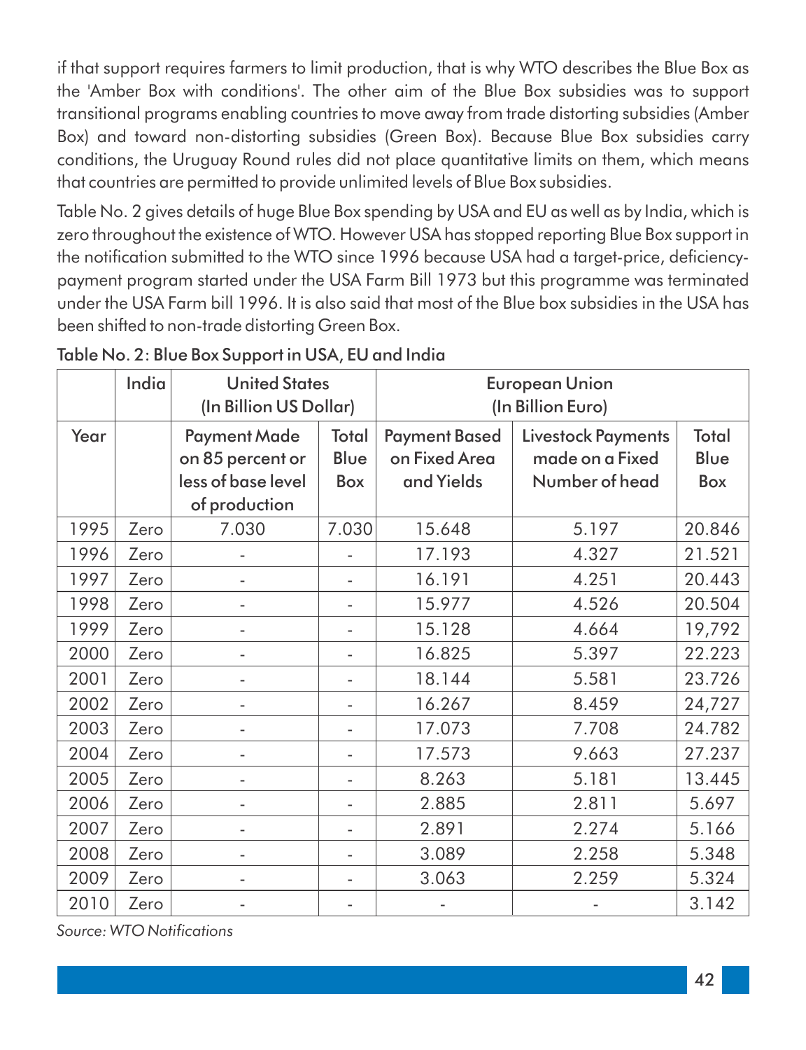if that support requires farmers to limit production, that is why WTO describes the Blue Box as the 'Amber Box with conditions'. The other aim of the Blue Box subsidies was to support transitional programs enabling countries to move away from trade distorting subsidies (Amber Box) and toward non-distorting subsidies (Green Box). Because Blue Box subsidies carry conditions, the Uruguay Round rules did not place quantitative limits on them, which means that countries are permitted to provide unlimited levels of Blue Box subsidies.

Table No. 2 gives details of huge Blue Box spending by USA and EU as well as by India, which is zero throughout the existence of WTO. However USA has stopped reporting Blue Box support in the notification submitted to the WTO since 1996 because USA had a target-price, deficiency-payment program started under the USA Farm Bill 1973 but this programme was terminated under the USA Farm bill 1996. It is also said that most of the Blue box subsidies in the USA has been shifted to non-trade distorting Green Box.

Table No. 2: Blue Box Support in USA, EU and India

| | India | United States (In Billion US Dollar) | | European Union (In Billion Euro) | | |
|---|---|---|---|---|---|---|
| Year | | Payment Made on 85 percent or less of base level of production | Total Blue Box | Payment Based on Fixed Area and Yields | Livestock Payments made on a Fixed Number of head | Total Blue Box |
| 1995 | Zero | 7.030 | 7.030 | 15.648 | 5.197 | 20.846 |
| 1996 | Zero | - | - | 17.193 | 4.327 | 21.521 |
| 1997 | Zero | - | - | 16.191 | 4.251 | 20.443 |
| 1998 | Zero | - | - | 15.977 | 4.526 | 20.504 |
| 1999 | Zero | - | - | 15.128 | 4.664 | 19,792 |
| 2000 | Zero | - | - | 16.825 | 5.397 | 22.223 |
| 2001 | Zero | - | - | 18.144 | 5.581 | 23.726 |
| 2002 | Zero | - | - | 16.267 | 8.459 | 24,727 |
| 2003 | Zero | - | - | 17.073 | 7.708 | 24.782 |
| 2004 | Zero | - | - | 17.573 | 9.663 | 27.237 |
| 2005 | Zero | - | - | 8.263 | 5.181 | 13.445 |
| 2006 | Zero | - | - | 2.885 | 2.811 | 5.697 |
| 2007 | Zero | - | - | 2.891 | 2.274 | 5.166 |
| 2008 | Zero | - | - | 3.089 | 2.258 | 5.348 |
| 2009 | Zero | - | - | 3.063 | 2.259 | 5.324 |
| 2010 | Zero | - | - | - | - | 3.142 |

*Source: WTO Notifications*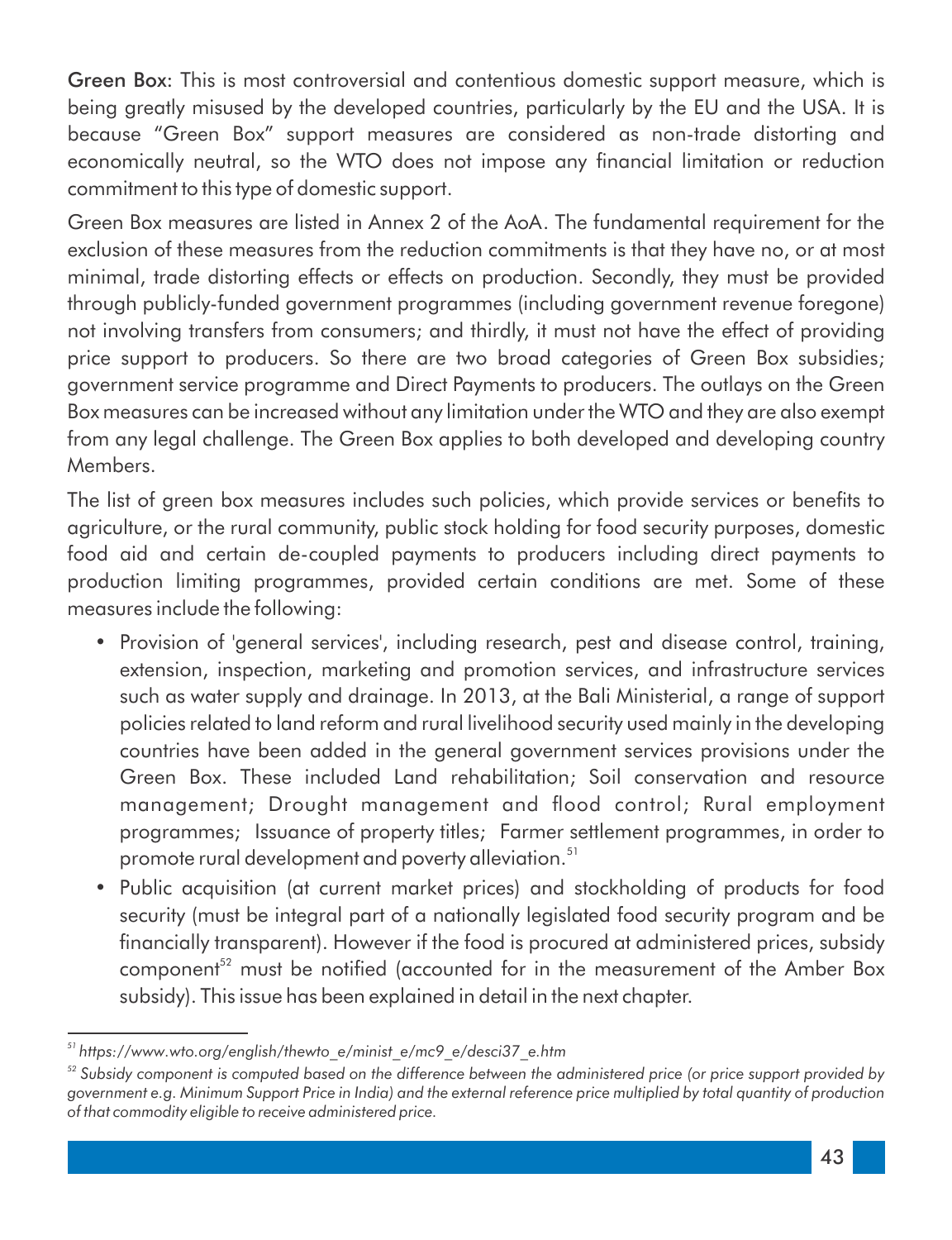**Green Box**: This is most controversial and contentious domestic support measure, which is being greatly misused by the developed countries, particularly by the EU and the USA. It is because "Green Box" support measures are considered as non-trade distorting and economically neutral, so the WTO does not impose any financial limitation or reduction commitment to this type of domestic support.

Green Box measures are listed in Annex 2 of the AoA. The fundamental requirement for the exclusion of these measures from the reduction commitments is that they have no, or at most minimal, trade distorting effects or effects on production. Secondly, they must be provided through publicly-funded government programmes (including government revenue foregone) not involving transfers from consumers; and thirdly, it must not have the effect of providing price support to producers. So there are two broad categories of Green Box subsidies; government service programme and Direct Payments to producers. The outlays on the Green Box measures can be increased without any limitation under the WTO and they are also exempt from any legal challenge. The Green Box applies to both developed and developing country Members.

The list of green box measures includes such policies, which provide services or benefits to agriculture, or the rural community, public stock holding for food security purposes, domestic food aid and certain de-coupled payments to producers including direct payments to production limiting programmes, provided certain conditions are met. Some of these measures include the following:

- Provision of 'general services', including research, pest and disease control, training, extension, inspection, marketing and promotion services, and infrastructure services such as water supply and drainage. In 2013, at the Bali Ministerial, a range of support policies related to land reform and rural livelihood security used mainly in the developing countries have been added in the general government services provisions under the Green Box. These included Land rehabilitation; Soil conservation and resource management; Drought management and flood control; Rural employment programmes; Issuance of property titles; Farmer settlement programmes, in order to promote rural development and poverty alleviation.[51]
- Public acquisition (at current market prices) and stockholding of products for food security (must be integral part of a nationally legislated food security program and be financially transparent). However if the food is procured at administered prices, subsidy component[52] must be notified (accounted for in the measurement of the Amber Box subsidy). This issue has been explained in detail in the next chapter.

---

[51] *https://www.wto.org/english/thewto_e/minist_e/mc9_e/desci37_e.htm*

[52] *Subsidy component is computed based on the difference between the administered price (or price support provided by government e.g. Minimum Support Price in India) and the external reference price multiplied by total quantity of production of that commodity eligible to receive administered price.*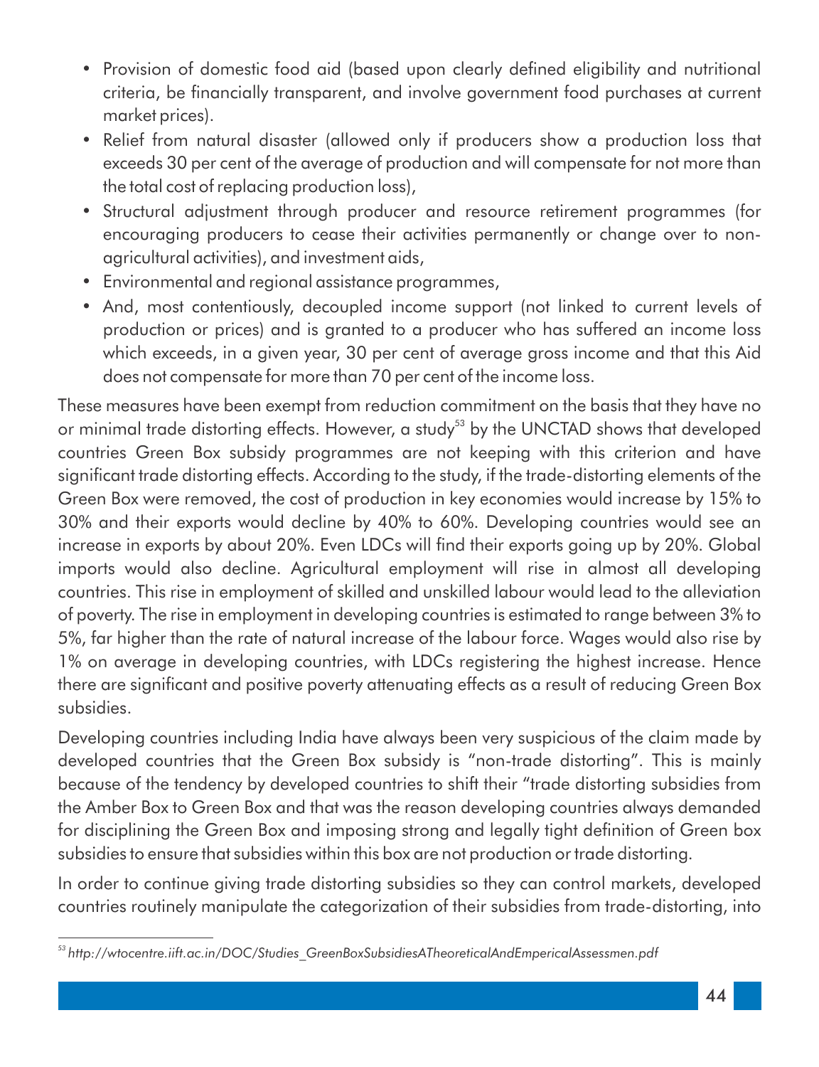- Provision of domestic food aid (based upon clearly defined eligibility and nutritional criteria, be financially transparent, and involve government food purchases at current market prices).
- Relief from natural disaster (allowed only if producers show a production loss that exceeds 30 per cent of the average of production and will compensate for not more than the total cost of replacing production loss),
- Structural adjustment through producer and resource retirement programmes (for encouraging producers to cease their activities permanently or change over to non-agricultural activities), and investment aids,
- Environmental and regional assistance programmes,
- And, most contentiously, decoupled income support (not linked to current levels of production or prices) and is granted to a producer who has suffered an income loss which exceeds, in a given year, 30 per cent of average gross income and that this Aid does not compensate for more than 70 per cent of the income loss.

These measures have been exempt from reduction commitment on the basis that they have no or minimal trade distorting effects. However, a study[53] by the UNCTAD shows that developed countries Green Box subsidy programmes are not keeping with this criterion and have significant trade distorting effects. According to the study, if the trade-distorting elements of the Green Box were removed, the cost of production in key economies would increase by 15% to 30% and their exports would decline by 40% to 60%. Developing countries would see an increase in exports by about 20%. Even LDCs will find their exports going up by 20%. Global imports would also decline. Agricultural employment will rise in almost all developing countries. This rise in employment of skilled and unskilled labour would lead to the alleviation of poverty. The rise in employment in developing countries is estimated to range between 3% to 5%, far higher than the rate of natural increase of the labour force. Wages would also rise by 1% on average in developing countries, with LDCs registering the highest increase. Hence there are significant and positive poverty attenuating effects as a result of reducing Green Box subsidies.

Developing countries including India have always been very suspicious of the claim made by developed countries that the Green Box subsidy is "non-trade distorting". This is mainly because of the tendency by developed countries to shift their "trade distorting subsidies from the Amber Box to Green Box and that was the reason developing countries always demanded for disciplining the Green Box and imposing strong and legally tight definition of Green box subsidies to ensure that subsidies within this box are not production or trade distorting.

In order to continue giving trade distorting subsidies so they can control markets, developed countries routinely manipulate the categorization of their subsidies from trade-distorting, into

[53] *http://wtocentre.iift.ac.in/DOC/Studies_GreenBoxSubsidiesATheoreticalAndEmpericalAssessmen.pdf*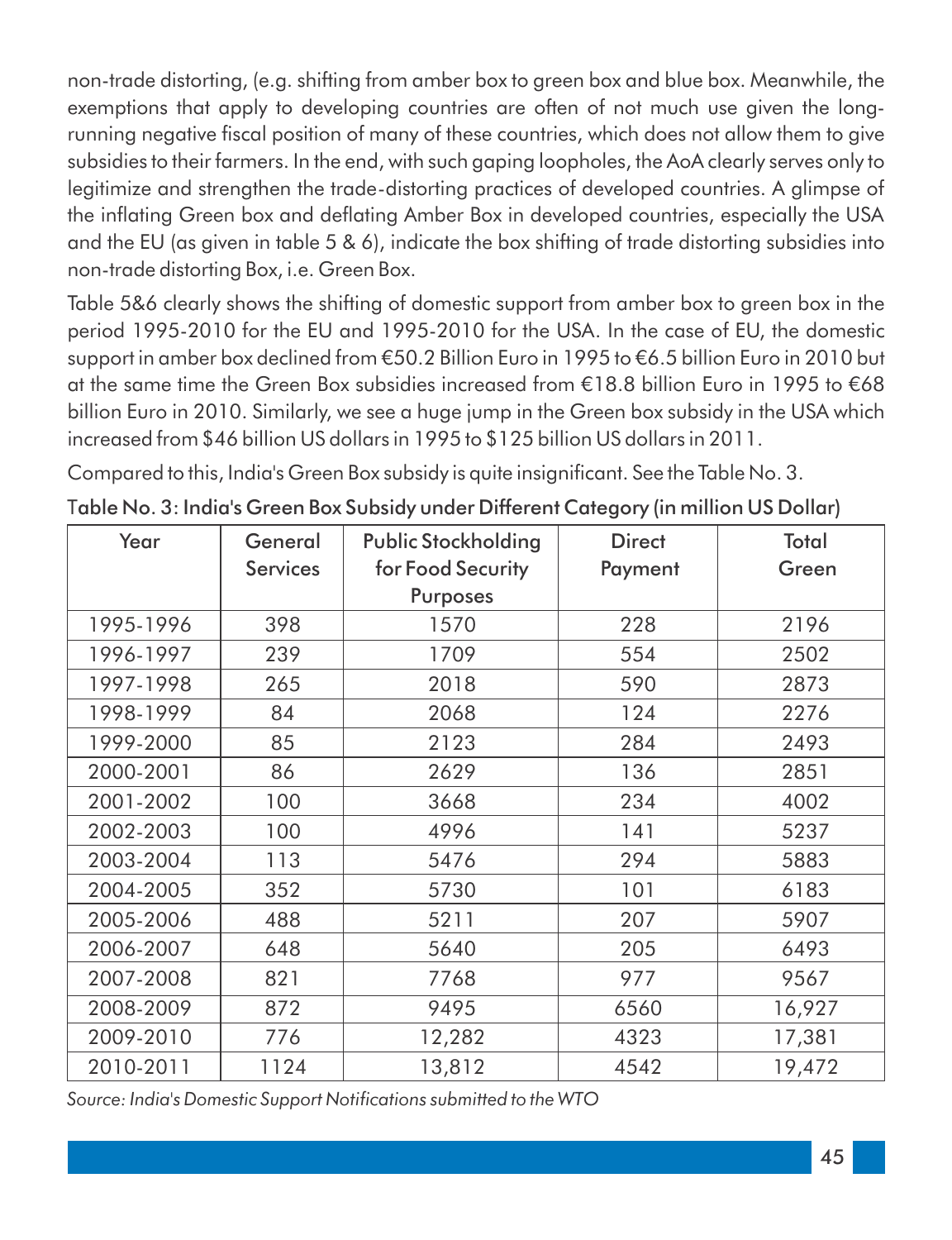non-trade distorting, (e.g. shifting from amber box to green box and blue box. Meanwhile, the exemptions that apply to developing countries are often of not much use given the long-running negative fiscal position of many of these countries, which does not allow them to give subsidies to their farmers. In the end, with such gaping loopholes, the AoA clearly serves only to legitimize and strengthen the trade-distorting practices of developed countries. A glimpse of the inflating Green box and deflating Amber Box in developed countries, especially the USA and the EU (as given in table 5 & 6), indicate the box shifting of trade distorting subsidies into non-trade distorting Box, i.e. Green Box.

Table 5&6 clearly shows the shifting of domestic support from amber box to green box in the period 1995-2010 for the EU and 1995-2010 for the USA. In the case of EU, the domestic support in amber box declined from €50.2 Billion Euro in 1995 to €6.5 billion Euro in 2010 but at the same time the Green Box subsidies increased from €18.8 billion Euro in 1995 to €68 billion Euro in 2010. Similarly, we see a huge jump in the Green box subsidy in the USA which increased from $46 billion US dollars in 1995 to $125 billion US dollars in 2011.

Compared to this, India's Green Box subsidy is quite insignificant. See the Table No. 3.

**Table No. 3: India's Green Box Subsidy under Different Category (in million US Dollar)**

| Year | General Services | Public Stockholding for Food Security Purposes | Direct Payment | Total Green |
|---|---|---|---|---|
| 1995-1996 | 398 | 1570 | 228 | 2196 |
| 1996-1997 | 239 | 1709 | 554 | 2502 |
| 1997-1998 | 265 | 2018 | 590 | 2873 |
| 1998-1999 | 84 | 2068 | 124 | 2276 |
| 1999-2000 | 85 | 2123 | 284 | 2493 |
| 2000-2001 | 86 | 2629 | 136 | 2851 |
| 2001-2002 | 100 | 3668 | 234 | 4002 |
| 2002-2003 | 100 | 4996 | 141 | 5237 |
| 2003-2004 | 113 | 5476 | 294 | 5883 |
| 2004-2005 | 352 | 5730 | 101 | 6183 |
| 2005-2006 | 488 | 5211 | 207 | 5907 |
| 2006-2007 | 648 | 5640 | 205 | 6493 |
| 2007-2008 | 821 | 7768 | 977 | 9567 |
| 2008-2009 | 872 | 9495 | 6560 | 16,927 |
| 2009-2010 | 776 | 12,282 | 4323 | 17,381 |
| 2010-2011 | 1124 | 13,812 | 4542 | 19,472 |

*Source: India's Domestic Support Notifications submitted to the WTO*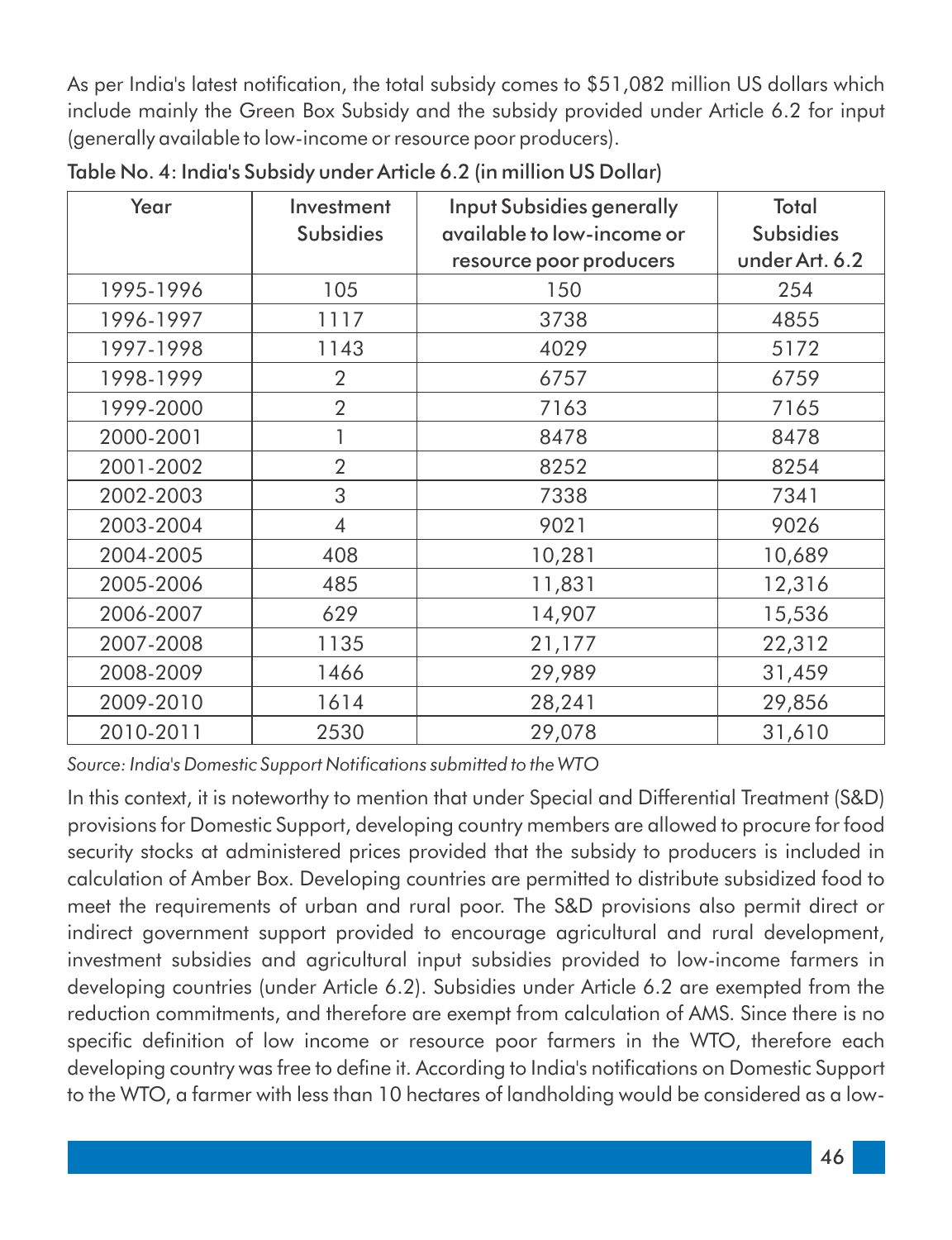As per India's latest notification, the total subsidy comes to $51,082 million US dollars which include mainly the Green Box Subsidy and the subsidy provided under Article 6.2 for input (generally available to low-income or resource poor producers).

Table No. 4: India's Subsidy under Article 6.2 (in million US Dollar)

| Year | Investment Subsidies | Input Subsidies generally available to low-income or resource poor producers | Total Subsidies under Art. 6.2 |
|---|---|---|---|
| 1995-1996 | 105 | 150 | 254 |
| 1996-1997 | 1117 | 3738 | 4855 |
| 1997-1998 | 1143 | 4029 | 5172 |
| 1998-1999 | 2 | 6757 | 6759 |
| 1999-2000 | 2 | 7163 | 7165 |
| 2000-2001 | 1 | 8478 | 8478 |
| 2001-2002 | 2 | 8252 | 8254 |
| 2002-2003 | 3 | 7338 | 7341 |
| 2003-2004 | 4 | 9021 | 9026 |
| 2004-2005 | 408 | 10,281 | 10,689 |
| 2005-2006 | 485 | 11,831 | 12,316 |
| 2006-2007 | 629 | 14,907 | 15,536 |
| 2007-2008 | 1135 | 21,177 | 22,312 |
| 2008-2009 | 1466 | 29,989 | 31,459 |
| 2009-2010 | 1614 | 28,241 | 29,856 |
| 2010-2011 | 2530 | 29,078 | 31,610 |

*Source: India's Domestic Support Notifications submitted to the WTO*

In this context, it is noteworthy to mention that under Special and Differential Treatment (S&D) provisions for Domestic Support, developing country members are allowed to procure for food security stocks at administered prices provided that the subsidy to producers is included in calculation of Amber Box. Developing countries are permitted to distribute subsidized food to meet the requirements of urban and rural poor. The S&D provisions also permit direct or indirect government support provided to encourage agricultural and rural development, investment subsidies and agricultural input subsidies provided to low-income farmers in developing countries (under Article 6.2). Subsidies under Article 6.2 are exempted from the reduction commitments, and therefore are exempt from calculation of AMS. Since there is no specific definition of low income or resource poor farmers in the WTO, therefore each developing country was free to define it. According to India's notifications on Domestic Support to the WTO, a farmer with less than 10 hectares of landholding would be considered as a low-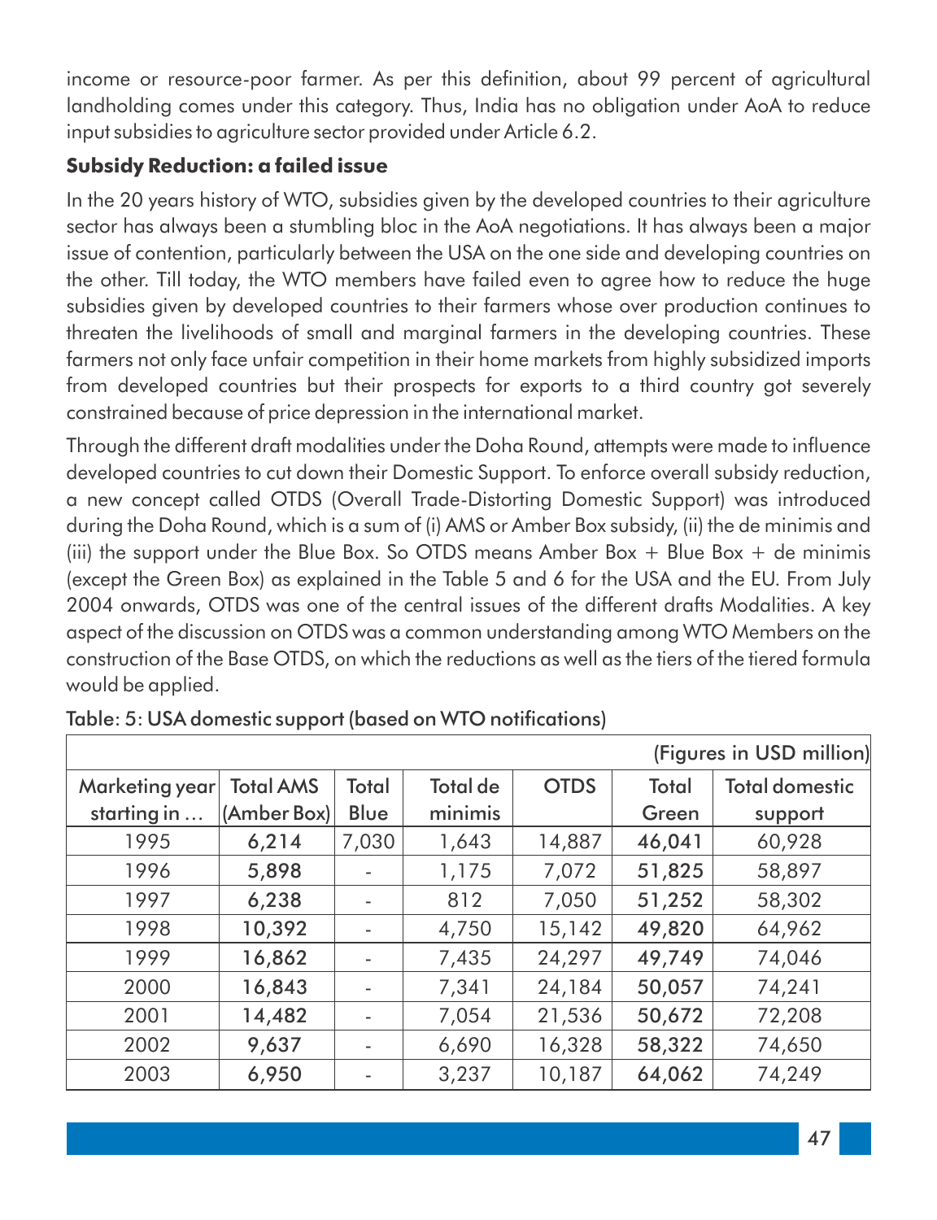income or resource-poor farmer. As per this definition, about 99 percent of agricultural landholding comes under this category. Thus, India has no obligation under AoA to reduce input subsidies to agriculture sector provided under Article 6.2.

### Subsidy Reduction: a failed issue

In the 20 years history of WTO, subsidies given by the developed countries to their agriculture sector has always been a stumbling bloc in the AoA negotiations. It has always been a major issue of contention, particularly between the USA on the one side and developing countries on the other. Till today, the WTO members have failed even to agree how to reduce the huge subsidies given by developed countries to their farmers whose over production continues to threaten the livelihoods of small and marginal farmers in the developing countries. These farmers not only face unfair competition in their home markets from highly subsidized imports from developed countries but their prospects for exports to a third country got severely constrained because of price depression in the international market.

Through the different draft modalities under the Doha Round, attempts were made to influence developed countries to cut down their Domestic Support. To enforce overall subsidy reduction, a new concept called OTDS (Overall Trade-Distorting Domestic Support) was introduced during the Doha Round, which is a sum of (i) AMS or Amber Box subsidy, (ii) the de minimis and (iii) the support under the Blue Box. So OTDS means Amber Box + Blue Box + de minimis (except the Green Box) as explained in the Table 5 and 6 for the USA and the EU. From July 2004 onwards, OTDS was one of the central issues of the different drafts Modalities. A key aspect of the discussion on OTDS was a common understanding among WTO Members on the construction of the Base OTDS, on which the reductions as well as the tiers of the tiered formula would be applied.

Table: 5: USA domestic support (based on WTO notifications)

(Figures in USD million)

| Marketing year starting in … | Total AMS (Amber Box) | Total Blue | Total de minimis | OTDS | Total Green | Total domestic support |
|---|---|---|---|---|---|---|
| 1995 | **6,214** | 7,030 | 1,643 | 14,887 | **46,041** | 60,928 |
| 1996 | **5,898** | - | 1,175 | 7,072 | **51,825** | 58,897 |
| 1997 | **6,238** | - | 812 | 7,050 | **51,252** | 58,302 |
| 1998 | **10,392** | - | 4,750 | 15,142 | **49,820** | 64,962 |
| 1999 | **16,862** | - | 7,435 | 24,297 | **49,749** | 74,046 |
| 2000 | **16,843** | - | 7,341 | 24,184 | **50,057** | 74,241 |
| 2001 | **14,482** | - | 7,054 | 21,536 | **50,672** | 72,208 |
| 2002 | **9,637** | - | 6,690 | 16,328 | **58,322** | 74,650 |
| 2003 | **6,950** | - | 3,237 | 10,187 | **64,062** | 74,249 |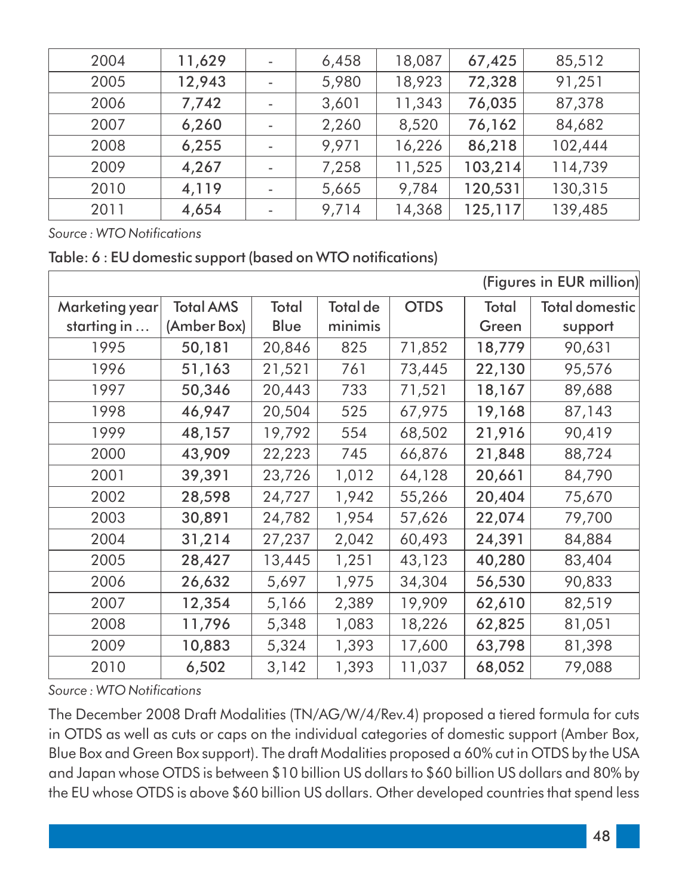| 2004 | **11,629** | - | 6,458 | 18,087 | **67,425** | 85,512 |
|---|---|---|---|---|---|---|
| 2005 | **12,943** | - | 5,980 | 18,923 | **72,328** | 91,251 |
| 2006 | **7,742** | - | 3,601 | 11,343 | **76,035** | 87,378 |
| 2007 | **6,260** | - | 2,260 | 8,520 | **76,162** | 84,682 |
| 2008 | **6,255** | - | 9,971 | 16,226 | **86,218** | 102,444 |
| 2009 | **4,267** | - | 7,258 | 11,525 | **103,214** | 114,739 |
| 2010 | **4,119** | - | 5,665 | 9,784 | **120,531** | 130,315 |
| 2011 | **4,654** | - | 9,714 | 14,368 | **125,117** | 139,485 |

*Source : WTO Notifications*

Table: 6 : EU domestic support (based on WTO notifications)

(Figures in EUR million)

| Marketing year starting in … | Total AMS (Amber Box) | Total Blue | Total de minimis | OTDS | Total Green | Total domestic support |
|---|---|---|---|---|---|---|
| 1995 | **50,181** | 20,846 | 825 | 71,852 | **18,779** | 90,631 |
| 1996 | **51,163** | 21,521 | 761 | 73,445 | **22,130** | 95,576 |
| 1997 | **50,346** | 20,443 | 733 | 71,521 | **18,167** | 89,688 |
| 1998 | **46,947** | 20,504 | 525 | 67,975 | **19,168** | 87,143 |
| 1999 | **48,157** | 19,792 | 554 | 68,502 | **21,916** | 90,419 |
| 2000 | **43,909** | 22,223 | 745 | 66,876 | **21,848** | 88,724 |
| 2001 | **39,391** | 23,726 | 1,012 | 64,128 | **20,661** | 84,790 |
| 2002 | **28,598** | 24,727 | 1,942 | 55,266 | **20,404** | 75,670 |
| 2003 | **30,891** | 24,782 | 1,954 | 57,626 | **22,074** | 79,700 |
| 2004 | **31,214** | 27,237 | 2,042 | 60,493 | **24,391** | 84,884 |
| 2005 | **28,427** | 13,445 | 1,251 | 43,123 | **40,280** | 83,404 |
| 2006 | **26,632** | 5,697 | 1,975 | 34,304 | **56,530** | 90,833 |
| 2007 | **12,354** | 5,166 | 2,389 | 19,909 | **62,610** | 82,519 |
| 2008 | **11,796** | 5,348 | 1,083 | 18,226 | **62,825** | 81,051 |
| 2009 | **10,883** | 5,324 | 1,393 | 17,600 | **63,798** | 81,398 |
| 2010 | **6,502** | 3,142 | 1,393 | 11,037 | **68,052** | 79,088 |

*Source : WTO Notifications*

The December 2008 Draft Modalities (TN/AG/W/4/Rev.4) proposed a tiered formula for cuts in OTDS as well as cuts or caps on the individual categories of domestic support (Amber Box, Blue Box and Green Box support). The draft Modalities proposed a 60% cut in OTDS by the USA and Japan whose OTDS is between $10 billion US dollars to $60 billion US dollars and 80% by the EU whose OTDS is above $60 billion US dollars. Other developed countries that spend less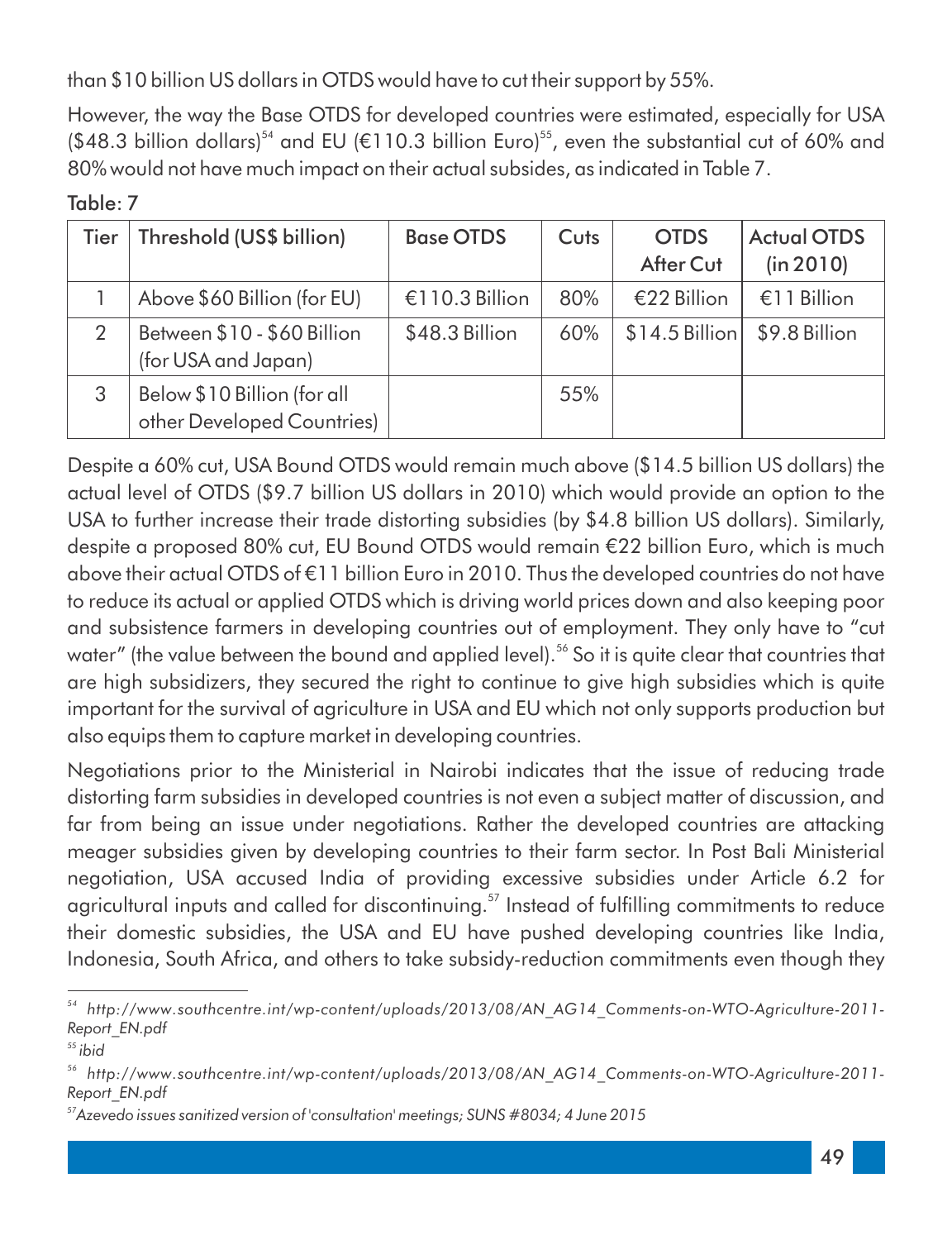than $10 billion US dollars in OTDS would have to cut their support by 55%.

However, the way the Base OTDS for developed countries were estimated, especially for USA ($48.3 billion dollars)[54] and EU (€110.3 billion Euro)[55], even the substantial cut of 60% and 80% would not have much impact on their actual subsides, as indicated in Table 7.

Table: 7

| Tier | Threshold (US$ billion) | Base OTDS | Cuts | OTDS After Cut | Actual OTDS (in 2010) |
|---|---|---|---|---|---|
| 1 | Above $60 Billion (for EU) | €110.3 Billion | 80% | €22 Billion | €11 Billion |
| 2 | Between $10 - $60 Billion (for USA and Japan) | $48.3 Billion | 60% | $14.5 Billion | $9.8 Billion |
| 3 | Below $10 Billion (for all other Developed Countries) | | 55% | | |

Despite a 60% cut, USA Bound OTDS would remain much above ($14.5 billion US dollars) the actual level of OTDS ($9.7 billion US dollars in 2010) which would provide an option to the USA to further increase their trade distorting subsidies (by $4.8 billion US dollars). Similarly, despite a proposed 80% cut, EU Bound OTDS would remain €22 billion Euro, which is much above their actual OTDS of €11 billion Euro in 2010. Thus the developed countries do not have to reduce its actual or applied OTDS which is driving world prices down and also keeping poor and subsistence farmers in developing countries out of employment. They only have to "cut water" (the value between the bound and applied level).[56] So it is quite clear that countries that are high subsidizers, they secured the right to continue to give high subsidies which is quite important for the survival of agriculture in USA and EU which not only supports production but also equips them to capture market in developing countries.

Negotiations prior to the Ministerial in Nairobi indicates that the issue of reducing trade distorting farm subsidies in developed countries is not even a subject matter of discussion, and far from being an issue under negotiations. Rather the developed countries are attacking meager subsidies given by developing countries to their farm sector. In Post Bali Ministerial negotiation, USA accused India of providing excessive subsidies under Article 6.2 for agricultural inputs and called for discontinuing.[57] Instead of fulfilling commitments to reduce their domestic subsidies, the USA and EU have pushed developing countries like India, Indonesia, South Africa, and others to take subsidy-reduction commitments even though they

---

[54] *http://www.southcentre.int/wp-content/uploads/2013/08/AN_AG14_Comments-on-WTO-Agriculture-2011-Report_EN.pdf*

[55] *ibid*

[56] *http://www.southcentre.int/wp-content/uploads/2013/08/AN_AG14_Comments-on-WTO-Agriculture-2011-Report_EN.pdf*

[57] *Azevedo issues sanitized version of 'consultation' meetings; SUNS #8034; 4 June 2015*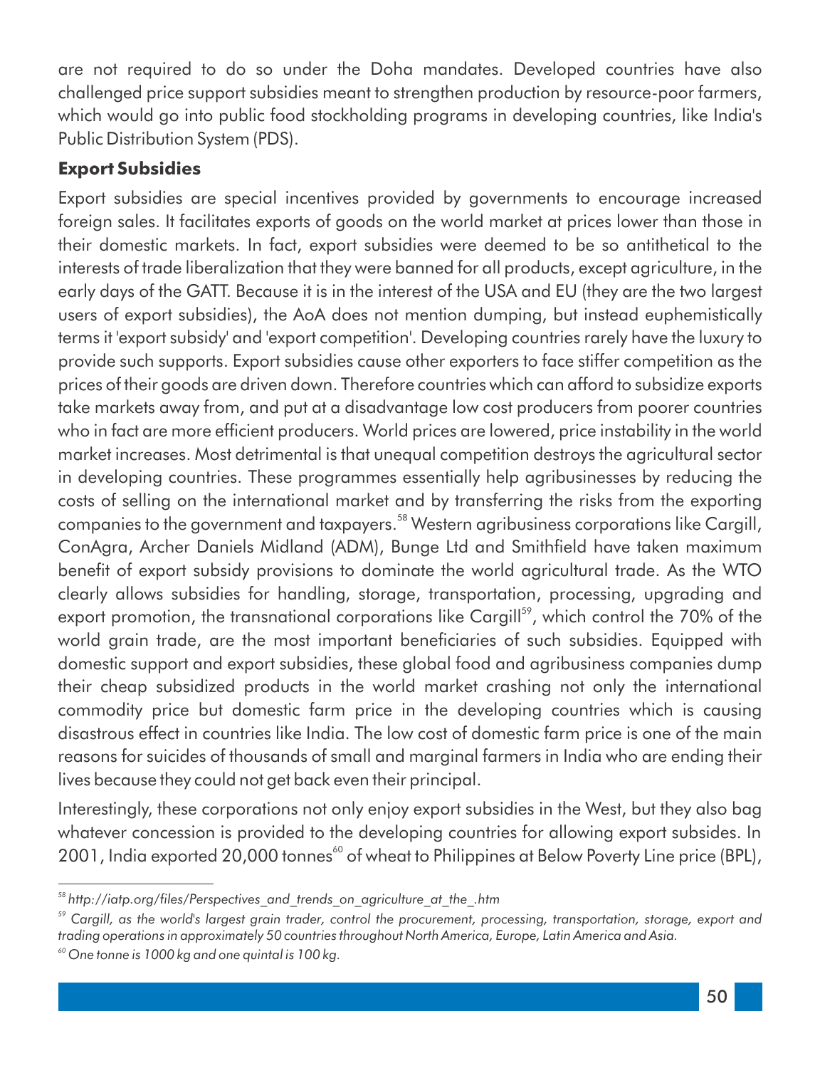are not required to do so under the Doha mandates. Developed countries have also challenged price support subsidies meant to strengthen production by resource-poor farmers, which would go into public food stockholding programs in developing countries, like India's Public Distribution System (PDS).

**Export Subsidies**

Export subsidies are special incentives provided by governments to encourage increased foreign sales. It facilitates exports of goods on the world market at prices lower than those in their domestic markets. In fact, export subsidies were deemed to be so antithetical to the interests of trade liberalization that they were banned for all products, except agriculture, in the early days of the GATT. Because it is in the interest of the USA and EU (they are the two largest users of export subsidies), the AoA does not mention dumping, but instead euphemistically terms it 'export subsidy' and 'export competition'. Developing countries rarely have the luxury to provide such supports. Export subsidies cause other exporters to face stiffer competition as the prices of their goods are driven down. Therefore countries which can afford to subsidize exports take markets away from, and put at a disadvantage low cost producers from poorer countries who in fact are more efficient producers. World prices are lowered, price instability in the world market increases. Most detrimental is that unequal competition destroys the agricultural sector in developing countries. These programmes essentially help agribusinesses by reducing the costs of selling on the international market and by transferring the risks from the exporting companies to the government and taxpayers.[58] Western agribusiness corporations like Cargill, ConAgra, Archer Daniels Midland (ADM), Bunge Ltd and Smithfield have taken maximum benefit of export subsidy provisions to dominate the world agricultural trade. As the WTO clearly allows subsidies for handling, storage, transportation, processing, upgrading and export promotion, the transnational corporations like Cargill[59], which control the 70% of the world grain trade, are the most important beneficiaries of such subsidies. Equipped with domestic support and export subsidies, these global food and agribusiness companies dump their cheap subsidized products in the world market crashing not only the international commodity price but domestic farm price in the developing countries which is causing disastrous effect in countries like India. The low cost of domestic farm price is one of the main reasons for suicides of thousands of small and marginal farmers in India who are ending their lives because they could not get back even their principal.

Interestingly, these corporations not only enjoy export subsidies in the West, but they also bag whatever concession is provided to the developing countries for allowing export subsides. In 2001, India exported 20,000 tonnes[60] of wheat to Philippines at Below Poverty Line price (BPL),

---

[58] *http://iatp.org/files/Perspectives_and_trends_on_agriculture_at_the_.htm*

[59] *Cargill, as the world's largest grain trader, control the procurement, processing, transportation, storage, export and trading operations in approximately 50 countries throughout North America, Europe, Latin America and Asia.*

[60] *One tonne is 1000 kg and one quintal is 100 kg.*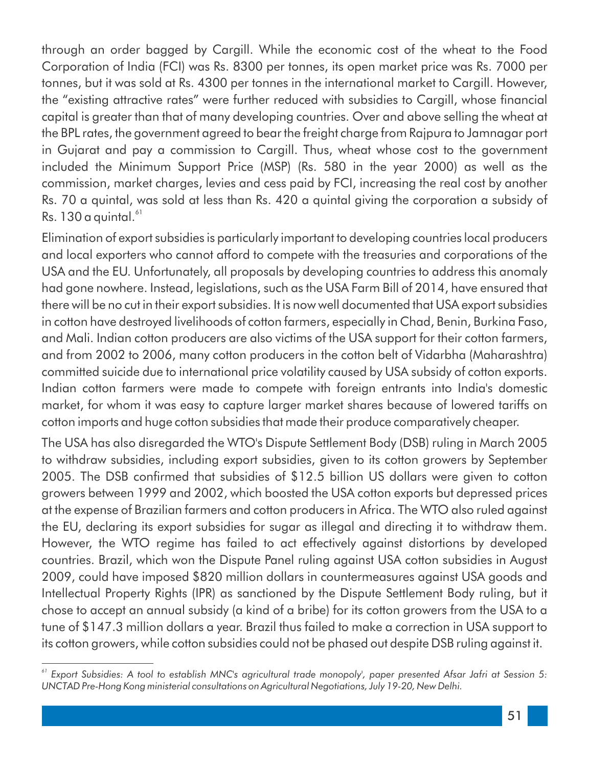through an order bagged by Cargill. While the economic cost of the wheat to the Food Corporation of India (FCI) was Rs. 8300 per tonnes, its open market price was Rs. 7000 per tonnes, but it was sold at Rs. 4300 per tonnes in the international market to Cargill. However, the "existing attractive rates" were further reduced with subsidies to Cargill, whose financial capital is greater than that of many developing countries. Over and above selling the wheat at the BPL rates, the government agreed to bear the freight charge from Rajpura to Jamnagar port in Gujarat and pay a commission to Cargill. Thus, wheat whose cost to the government included the Minimum Support Price (MSP) (Rs. 580 in the year 2000) as well as the commission, market charges, levies and cess paid by FCI, increasing the real cost by another Rs. 70 a quintal, was sold at less than Rs. 420 a quintal giving the corporation a subsidy of Rs. 130 a quintal.[61]

Elimination of export subsidies is particularly important to developing countries local producers and local exporters who cannot afford to compete with the treasuries and corporations of the USA and the EU. Unfortunately, all proposals by developing countries to address this anomaly had gone nowhere. Instead, legislations, such as the USA Farm Bill of 2014, have ensured that there will be no cut in their export subsidies. It is now well documented that USA export subsidies in cotton have destroyed livelihoods of cotton farmers, especially in Chad, Benin, Burkina Faso, and Mali. Indian cotton producers are also victims of the USA support for their cotton farmers, and from 2002 to 2006, many cotton producers in the cotton belt of Vidarbha (Maharashtra) committed suicide due to international price volatility caused by USA subsidy of cotton exports. Indian cotton farmers were made to compete with foreign entrants into India's domestic market, for whom it was easy to capture larger market shares because of lowered tariffs on cotton imports and huge cotton subsidies that made their produce comparatively cheaper.

The USA has also disregarded the WTO's Dispute Settlement Body (DSB) ruling in March 2005 to withdraw subsidies, including export subsidies, given to its cotton growers by September 2005. The DSB confirmed that subsidies of $12.5 billion US dollars were given to cotton growers between 1999 and 2002, which boosted the USA cotton exports but depressed prices at the expense of Brazilian farmers and cotton producers in Africa. The WTO also ruled against the EU, declaring its export subsidies for sugar as illegal and directing it to withdraw them. However, the WTO regime has failed to act effectively against distortions by developed countries. Brazil, which won the Dispute Panel ruling against USA cotton subsidies in August 2009, could have imposed $820 million dollars in countermeasures against USA goods and Intellectual Property Rights (IPR) as sanctioned by the Dispute Settlement Body ruling, but it chose to accept an annual subsidy (a kind of a bribe) for its cotton growers from the USA to a tune of $147.3 million dollars a year. Brazil thus failed to make a correction in USA support to its cotton growers, while cotton subsidies could not be phased out despite DSB ruling against it.

---

[61] *Export Subsidies: A tool to establish MNC's agricultural trade monopoly', paper presented Afsar Jafri at Session 5: UNCTAD Pre-Hong Kong ministerial consultations on Agricultural Negotiations, July 19-20, New Delhi.*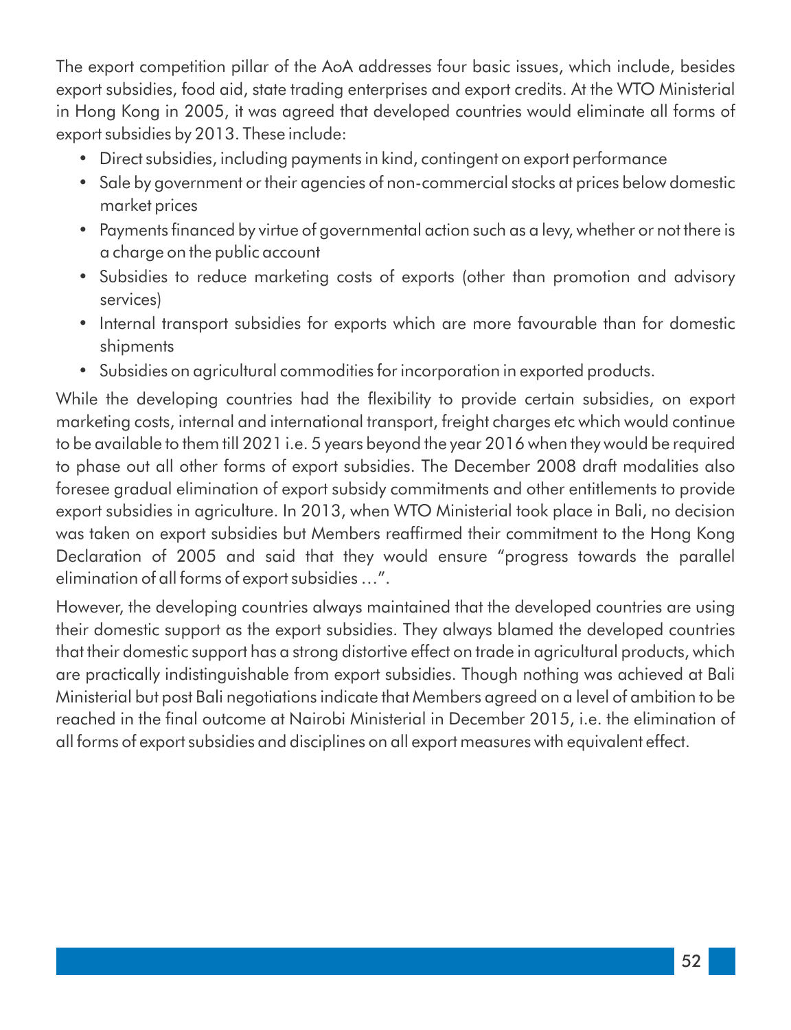The export competition pillar of the AoA addresses four basic issues, which include, besides export subsidies, food aid, state trading enterprises and export credits. At the WTO Ministerial in Hong Kong in 2005, it was agreed that developed countries would eliminate all forms of export subsidies by 2013. These include:

- Direct subsidies, including payments in kind, contingent on export performance
- Sale by government or their agencies of non-commercial stocks at prices below domestic market prices
- Payments financed by virtue of governmental action such as a levy, whether or not there is a charge on the public account
- Subsidies to reduce marketing costs of exports (other than promotion and advisory services)
- Internal transport subsidies for exports which are more favourable than for domestic shipments
- Subsidies on agricultural commodities for incorporation in exported products.

While the developing countries had the flexibility to provide certain subsidies, on export marketing costs, internal and international transport, freight charges etc which would continue to be available to them till 2021 i.e. 5 years beyond the year 2016 when they would be required to phase out all other forms of export subsidies. The December 2008 draft modalities also foresee gradual elimination of export subsidy commitments and other entitlements to provide export subsidies in agriculture. In 2013, when WTO Ministerial took place in Bali, no decision was taken on export subsidies but Members reaffirmed their commitment to the Hong Kong Declaration of 2005 and said that they would ensure "progress towards the parallel elimination of all forms of export subsidies …".

However, the developing countries always maintained that the developed countries are using their domestic support as the export subsidies. They always blamed the developed countries that their domestic support has a strong distortive effect on trade in agricultural products, which are practically indistinguishable from export subsidies. Though nothing was achieved at Bali Ministerial but post Bali negotiations indicate that Members agreed on a level of ambition to be reached in the final outcome at Nairobi Ministerial in December 2015, i.e. the elimination of all forms of export subsidies and disciplines on all export measures with equivalent effect.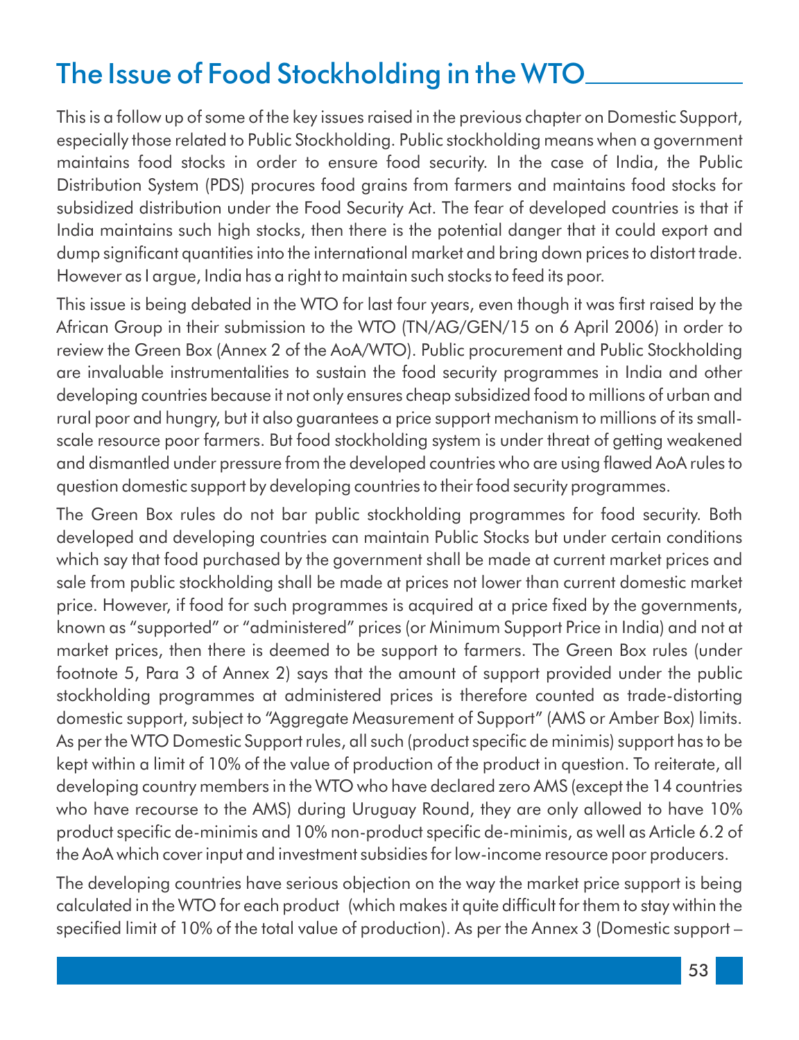# The Issue of Food Stockholding in the WTO

This is a follow up of some of the key issues raised in the previous chapter on Domestic Support, especially those related to Public Stockholding. Public stockholding means when a government maintains food stocks in order to ensure food security. In the case of India, the Public Distribution System (PDS) procures food grains from farmers and maintains food stocks for subsidized distribution under the Food Security Act. The fear of developed countries is that if India maintains such high stocks, then there is the potential danger that it could export and dump significant quantities into the international market and bring down prices to distort trade. However as I argue, India has a right to maintain such stocks to feed its poor.

This issue is being debated in the WTO for last four years, even though it was first raised by the African Group in their submission to the WTO (TN/AG/GEN/15 on 6 April 2006) in order to review the Green Box (Annex 2 of the AoA/WTO). Public procurement and Public Stockholding are invaluable instrumentalities to sustain the food security programmes in India and other developing countries because it not only ensures cheap subsidized food to millions of urban and rural poor and hungry, but it also guarantees a price support mechanism to millions of its small-scale resource poor farmers. But food stockholding system is under threat of getting weakened and dismantled under pressure from the developed countries who are using flawed AoA rules to question domestic support by developing countries to their food security programmes.

The Green Box rules do not bar public stockholding programmes for food security. Both developed and developing countries can maintain Public Stocks but under certain conditions which say that food purchased by the government shall be made at current market prices and sale from public stockholding shall be made at prices not lower than current domestic market price. However, if food for such programmes is acquired at a price fixed by the governments, known as "supported" or "administered" prices (or Minimum Support Price in India) and not at market prices, then there is deemed to be support to farmers. The Green Box rules (under footnote 5, Para 3 of Annex 2) says that the amount of support provided under the public stockholding programmes at administered prices is therefore counted as trade-distorting domestic support, subject to "Aggregate Measurement of Support" (AMS or Amber Box) limits. As per the WTO Domestic Support rules, all such (product specific de minimis) support has to be kept within a limit of 10% of the value of production of the product in question. To reiterate, all developing country members in the WTO who have declared zero AMS (except the 14 countries who have recourse to the AMS) during Uruguay Round, they are only allowed to have 10% product specific de-minimis and 10% non-product specific de-minimis, as well as Article 6.2 of the AoA which cover input and investment subsidies for low-income resource poor producers.

The developing countries have serious objection on the way the market price support is being calculated in the WTO for each product (which makes it quite difficult for them to stay within the specified limit of 10% of the total value of production). As per the Annex 3 (Domestic support –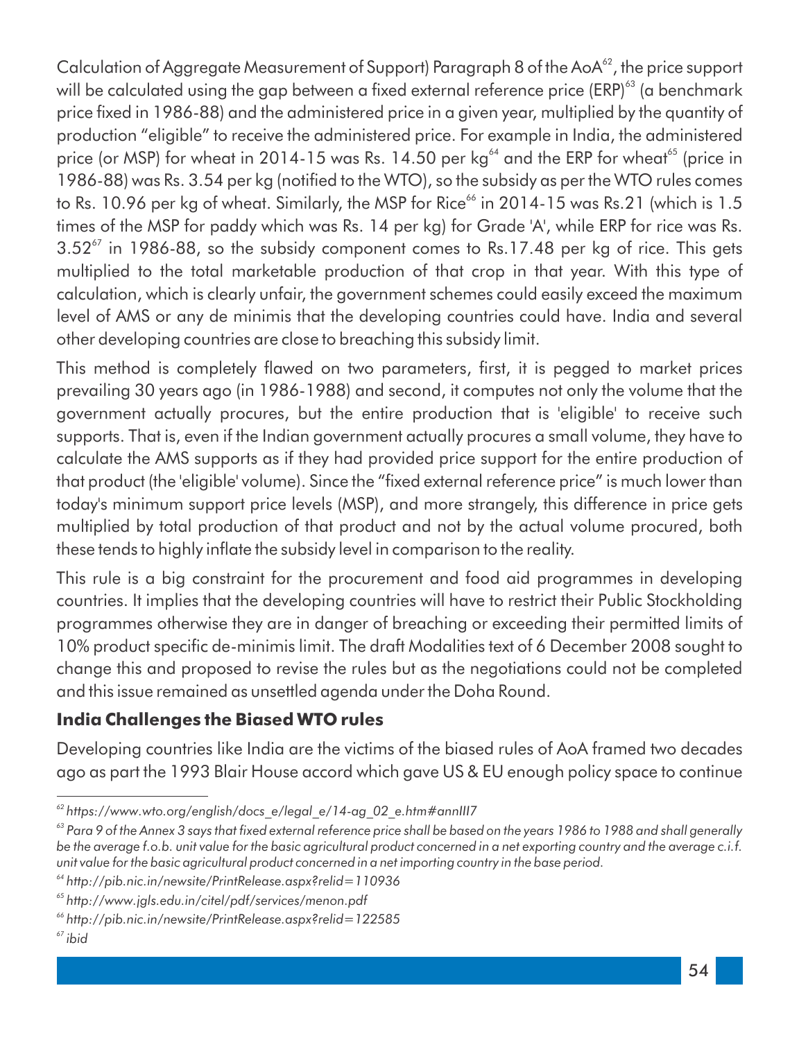Calculation of Aggregate Measurement of Support) Paragraph 8 of the AoA[62], the price support will be calculated using the gap between a fixed external reference price (ERP)[63] (a benchmark price fixed in 1986-88) and the administered price in a given year, multiplied by the quantity of production "eligible" to receive the administered price. For example in India, the administered price (or MSP) for wheat in 2014-15 was Rs. 14.50 per kg[64] and the ERP for wheat[65] (price in 1986-88) was Rs. 3.54 per kg (notified to the WTO), so the subsidy as per the WTO rules comes to Rs. 10.96 per kg of wheat. Similarly, the MSP for Rice[66] in 2014-15 was Rs.21 (which is 1.5 times of the MSP for paddy which was Rs. 14 per kg) for Grade 'A', while ERP for rice was Rs. 3.52[67] in 1986-88, so the subsidy component comes to Rs.17.48 per kg of rice. This gets multiplied to the total marketable production of that crop in that year. With this type of calculation, which is clearly unfair, the government schemes could easily exceed the maximum level of AMS or any de minimis that the developing countries could have. India and several other developing countries are close to breaching this subsidy limit.

This method is completely flawed on two parameters, first, it is pegged to market prices prevailing 30 years ago (in 1986-1988) and second, it computes not only the volume that the government actually procures, but the entire production that is 'eligible' to receive such supports. That is, even if the Indian government actually procures a small volume, they have to calculate the AMS supports as if they had provided price support for the entire production of that product (the 'eligible' volume). Since the "fixed external reference price" is much lower than today's minimum support price levels (MSP), and more strangely, this difference in price gets multiplied by total production of that product and not by the actual volume procured, both these tends to highly inflate the subsidy level in comparison to the reality.

This rule is a big constraint for the procurement and food aid programmes in developing countries. It implies that the developing countries will have to restrict their Public Stockholding programmes otherwise they are in danger of breaching or exceeding their permitted limits of 10% product specific de-minimis limit. The draft Modalities text of 6 December 2008 sought to change this and proposed to revise the rules but as the negotiations could not be completed and this issue remained as unsettled agenda under the Doha Round.

### India Challenges the Biased WTO rules

Developing countries like India are the victims of the biased rules of AoA framed two decades ago as part the 1993 Blair House accord which gave US & EU enough policy space to continue

---

[62] *https://www.wto.org/english/docs_e/legal_e/14-ag_02_e.htm#annIII7*

[63] *Para 9 of the Annex 3 says that fixed external reference price shall be based on the years 1986 to 1988 and shall generally be the average f.o.b. unit value for the basic agricultural product concerned in a net exporting country and the average c.i.f. unit value for the basic agricultural product concerned in a net importing country in the base period.*

[64] *http://pib.nic.in/newsite/PrintRelease.aspx?relid=110936*

[65] *http://www.jgls.edu.in/citel/pdf/services/menon.pdf*

[66] *http://pib.nic.in/newsite/PrintRelease.aspx?relid=122585*

[67] *ibid*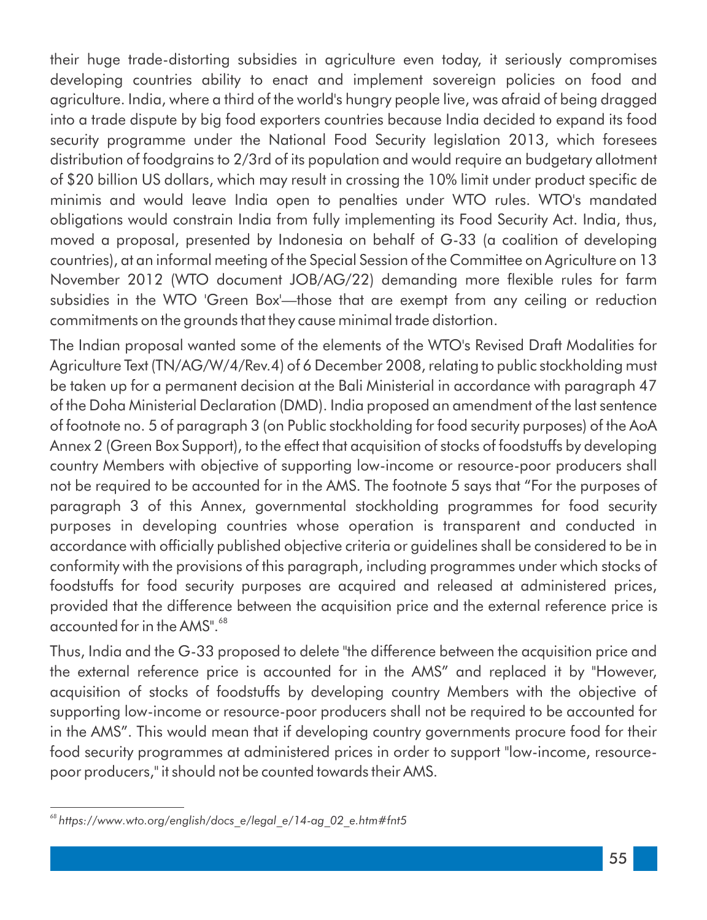their huge trade-distorting subsidies in agriculture even today, it seriously compromises developing countries ability to enact and implement sovereign policies on food and agriculture. India, where a third of the world's hungry people live, was afraid of being dragged into a trade dispute by big food exporters countries because India decided to expand its food security programme under the National Food Security legislation 2013, which foresees distribution of foodgrains to 2/3rd of its population and would require an budgetary allotment of $20 billion US dollars, which may result in crossing the 10% limit under product specific de minimis and would leave India open to penalties under WTO rules. WTO's mandated obligations would constrain India from fully implementing its Food Security Act. India, thus, moved a proposal, presented by Indonesia on behalf of G-33 (a coalition of developing countries), at an informal meeting of the Special Session of the Committee on Agriculture on 13 November 2012 (WTO document JOB/AG/22) demanding more flexible rules for farm subsidies in the WTO 'Green Box'—those that are exempt from any ceiling or reduction commitments on the grounds that they cause minimal trade distortion.

The Indian proposal wanted some of the elements of the WTO's Revised Draft Modalities for Agriculture Text (TN/AG/W/4/Rev.4) of 6 December 2008, relating to public stockholding must be taken up for a permanent decision at the Bali Ministerial in accordance with paragraph 47 of the Doha Ministerial Declaration (DMD). India proposed an amendment of the last sentence of footnote no. 5 of paragraph 3 (on Public stockholding for food security purposes) of the AoA Annex 2 (Green Box Support), to the effect that acquisition of stocks of foodstuffs by developing country Members with objective of supporting low-income or resource-poor producers shall not be required to be accounted for in the AMS. The footnote 5 says that "For the purposes of paragraph 3 of this Annex, governmental stockholding programmes for food security purposes in developing countries whose operation is transparent and conducted in accordance with officially published objective criteria or guidelines shall be considered to be in conformity with the provisions of this paragraph, including programmes under which stocks of foodstuffs for food security purposes are acquired and released at administered prices, provided that the difference between the acquisition price and the external reference price is accounted for in the AMS".[68]

Thus, India and the G-33 proposed to delete "the difference between the acquisition price and the external reference price is accounted for in the AMS" and replaced it by "However, acquisition of stocks of foodstuffs by developing country Members with the objective of supporting low-income or resource-poor producers shall not be required to be accounted for in the AMS". This would mean that if developing country governments procure food for their food security programmes at administered prices in order to support "low-income, resource-poor producers," it should not be counted towards their AMS.

---

[68] *https://www.wto.org/english/docs_e/legal_e/14-ag_02_e.htm#fnt5*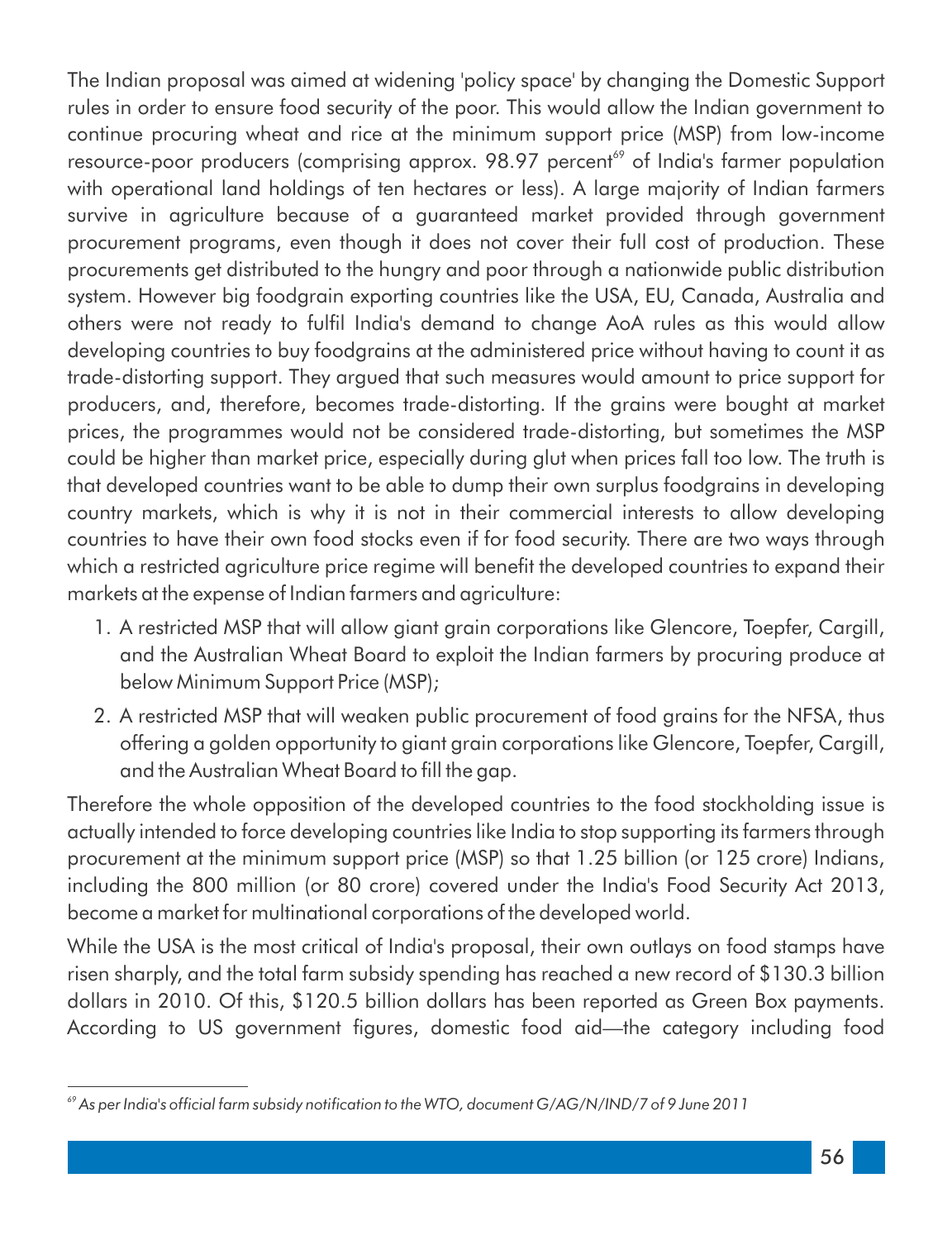The Indian proposal was aimed at widening 'policy space' by changing the Domestic Support rules in order to ensure food security of the poor. This would allow the Indian government to continue procuring wheat and rice at the minimum support price (MSP) from low-income resource-poor producers (comprising approx. 98.97 percent[69] of India's farmer population with operational land holdings of ten hectares or less). A large majority of Indian farmers survive in agriculture because of a guaranteed market provided through government procurement programs, even though it does not cover their full cost of production. These procurements get distributed to the hungry and poor through a nationwide public distribution system. However big foodgrain exporting countries like the USA, EU, Canada, Australia and others were not ready to fulfil India's demand to change AoA rules as this would allow developing countries to buy foodgrains at the administered price without having to count it as trade-distorting support. They argued that such measures would amount to price support for producers, and, therefore, becomes trade-distorting. If the grains were bought at market prices, the programmes would not be considered trade-distorting, but sometimes the MSP could be higher than market price, especially during glut when prices fall too low. The truth is that developed countries want to be able to dump their own surplus foodgrains in developing country markets, which is why it is not in their commercial interests to allow developing countries to have their own food stocks even if for food security. There are two ways through which a restricted agriculture price regime will benefit the developed countries to expand their markets at the expense of Indian farmers and agriculture:

1. A restricted MSP that will allow giant grain corporations like Glencore, Toepfer, Cargill, and the Australian Wheat Board to exploit the Indian farmers by procuring produce at below Minimum Support Price (MSP);
2. A restricted MSP that will weaken public procurement of food grains for the NFSA, thus offering a golden opportunity to giant grain corporations like Glencore, Toepfer, Cargill, and the Australian Wheat Board to fill the gap.

Therefore the whole opposition of the developed countries to the food stockholding issue is actually intended to force developing countries like India to stop supporting its farmers through procurement at the minimum support price (MSP) so that 1.25 billion (or 125 crore) Indians, including the 800 million (or 80 crore) covered under the India's Food Security Act 2013, become a market for multinational corporations of the developed world.

While the USA is the most critical of India's proposal, their own outlays on food stamps have risen sharply, and the total farm subsidy spending has reached a new record of $130.3 billion dollars in 2010. Of this, $120.5 billion dollars has been reported as Green Box payments. According to US government figures, domestic food aid—the category including food

[69] *As per India's official farm subsidy notification to the WTO, document G/AG/N/IND/7 of 9 June 2011*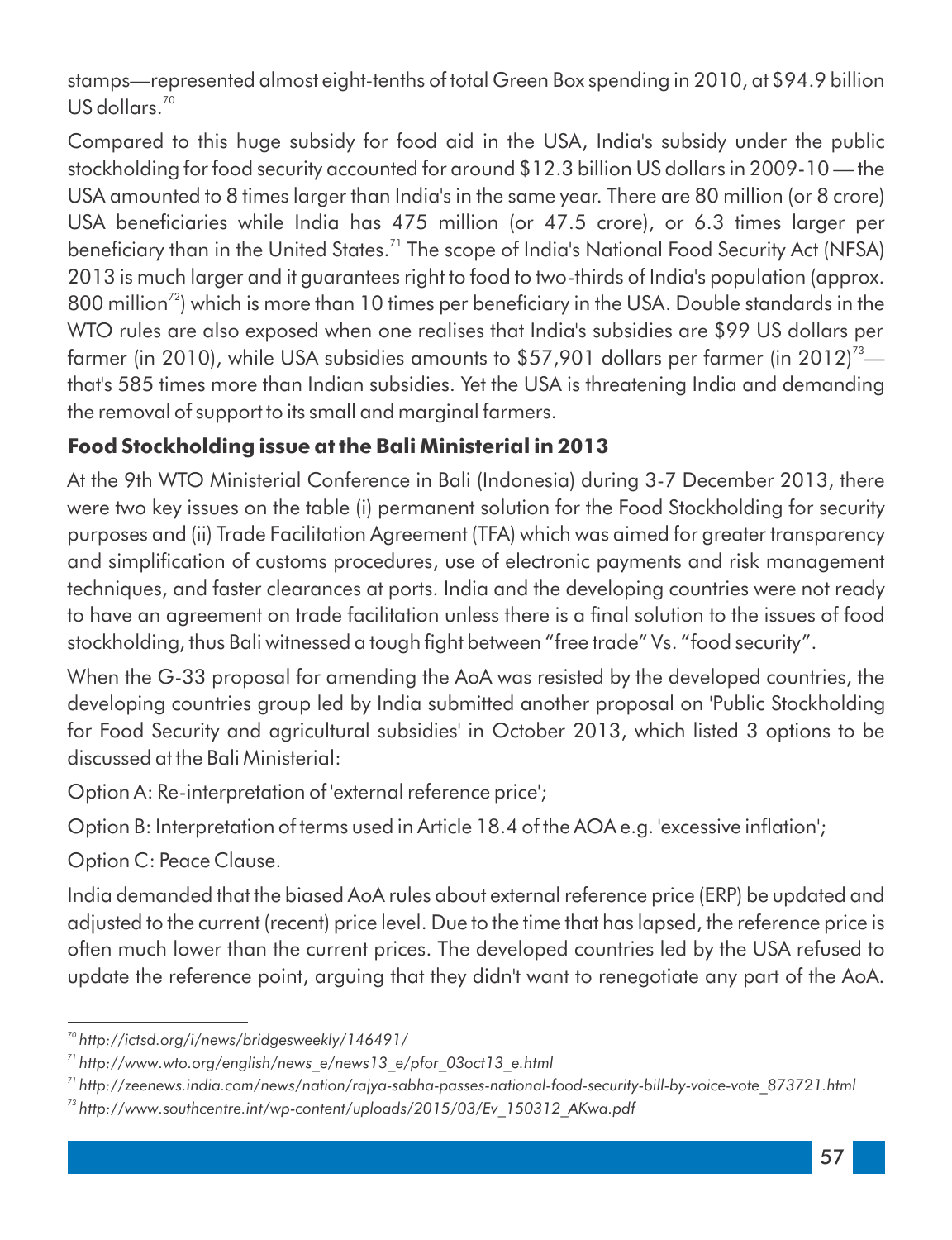stamps—represented almost eight-tenths of total Green Box spending in 2010, at $94.9 billion US dollars.[70]

Compared to this huge subsidy for food aid in the USA, India's subsidy under the public stockholding for food security accounted for around $12.3 billion US dollars in 2009-10 — the USA amounted to 8 times larger than India's in the same year. There are 80 million (or 8 crore) USA beneficiaries while India has 475 million (or 47.5 crore), or 6.3 times larger per beneficiary than in the United States.[71] The scope of India's National Food Security Act (NFSA) 2013 is much larger and it guarantees right to food to two-thirds of India's population (approx. 800 million[72]) which is more than 10 times per beneficiary in the USA. Double standards in the WTO rules are also exposed when one realises that India's subsidies are $99 US dollars per farmer (in 2010), while USA subsidies amounts to $57,901 dollars per farmer (in 2012)[73]— that's 585 times more than Indian subsidies. Yet the USA is threatening India and demanding the removal of support to its small and marginal farmers.

**Food Stockholding issue at the Bali Ministerial in 2013**

At the 9th WTO Ministerial Conference in Bali (Indonesia) during 3-7 December 2013, there were two key issues on the table (i) permanent solution for the Food Stockholding for security purposes and (ii) Trade Facilitation Agreement (TFA) which was aimed for greater transparency and simplification of customs procedures, use of electronic payments and risk management techniques, and faster clearances at ports. India and the developing countries were not ready to have an agreement on trade facilitation unless there is a final solution to the issues of food stockholding, thus Bali witnessed a tough fight between "free trade" Vs. "food security".

When the G-33 proposal for amending the AoA was resisted by the developed countries, the developing countries group led by India submitted another proposal on 'Public Stockholding for Food Security and agricultural subsidies' in October 2013, which listed 3 options to be discussed at the Bali Ministerial:

Option A: Re-interpretation of 'external reference price';

Option B: Interpretation of terms used in Article 18.4 of the AOA e.g. 'excessive inflation';

Option C: Peace Clause.

India demanded that the biased AoA rules about external reference price (ERP) be updated and adjusted to the current (recent) price level. Due to the time that has lapsed, the reference price is often much lower than the current prices. The developed countries led by the USA refused to update the reference point, arguing that they didn't want to renegotiate any part of the AoA.

---

[70] *http://ictsd.org/i/news/bridgesweekly/146491/*

[71] *http://www.wto.org/english/news_e/news13_e/pfor_03oct13_e.html*

[71] *http://zeenews.india.com/news/nation/rajya-sabha-passes-national-food-security-bill-by-voice-vote_873721.html*

[73] *http://www.southcentre.int/wp-content/uploads/2015/03/Ev_150312_AKwa.pdf*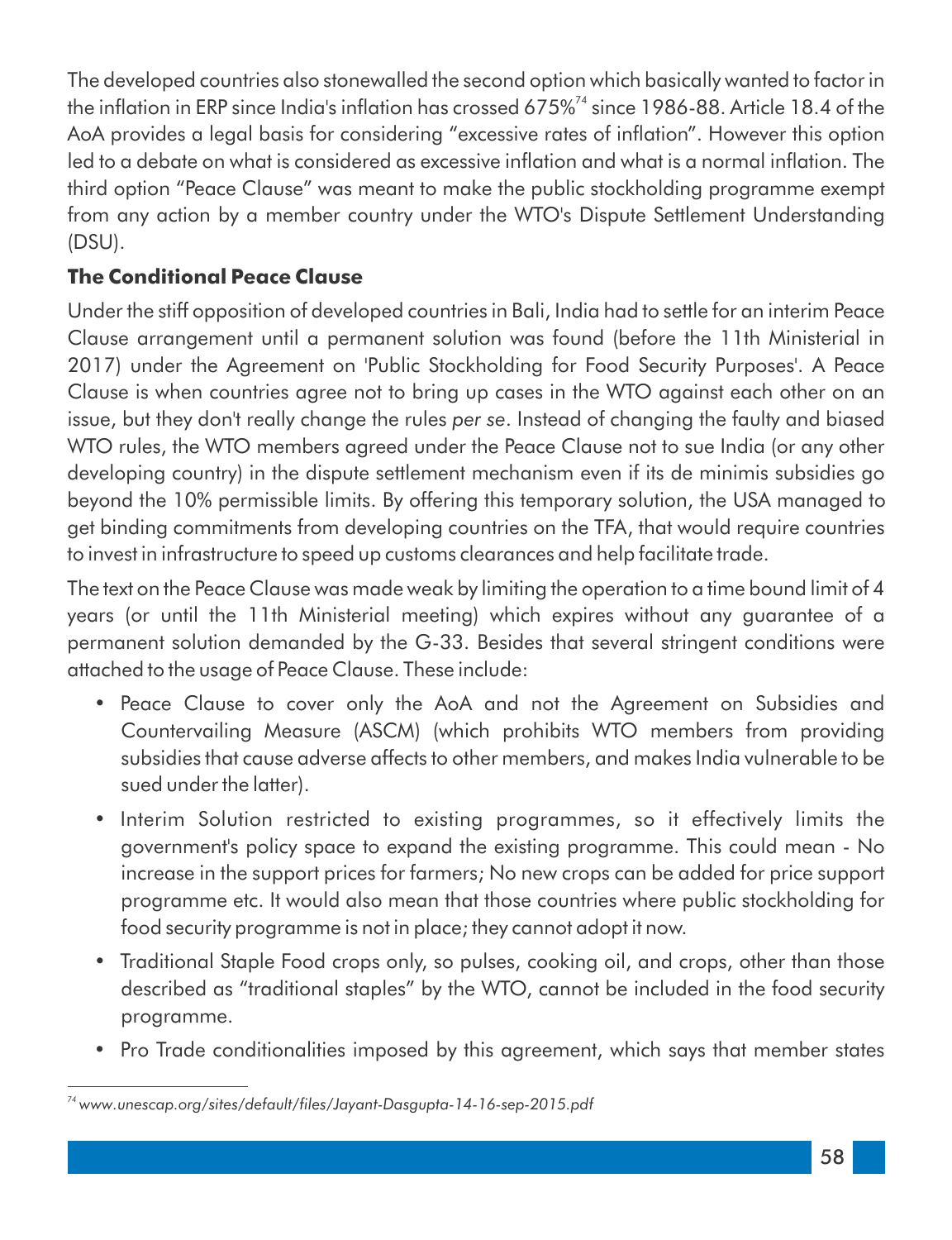The developed countries also stonewalled the second option which basically wanted to factor in the inflation in ERP since India's inflation has crossed 675%[74] since 1986-88. Article 18.4 of the AoA provides a legal basis for considering "excessive rates of inflation". However this option led to a debate on what is considered as excessive inflation and what is a normal inflation. The third option "Peace Clause" was meant to make the public stockholding programme exempt from any action by a member country under the WTO's Dispute Settlement Understanding (DSU).

### The Conditional Peace Clause

Under the stiff opposition of developed countries in Bali, India had to settle for an interim Peace Clause arrangement until a permanent solution was found (before the 11th Ministerial in 2017) under the Agreement on 'Public Stockholding for Food Security Purposes'. A Peace Clause is when countries agree not to bring up cases in the WTO against each other on an issue, but they don't really change the rules *per se*. Instead of changing the faulty and biased WTO rules, the WTO members agreed under the Peace Clause not to sue India (or any other developing country) in the dispute settlement mechanism even if its de minimis subsidies go beyond the 10% permissible limits. By offering this temporary solution, the USA managed to get binding commitments from developing countries on the TFA, that would require countries to invest in infrastructure to speed up customs clearances and help facilitate trade.

The text on the Peace Clause was made weak by limiting the operation to a time bound limit of 4 years (or until the 11th Ministerial meeting) which expires without any guarantee of a permanent solution demanded by the G-33. Besides that several stringent conditions were attached to the usage of Peace Clause. These include:

- Peace Clause to cover only the AoA and not the Agreement on Subsidies and Countervailing Measure (ASCM) (which prohibits WTO members from providing subsidies that cause adverse affects to other members, and makes India vulnerable to be sued under the latter).
- Interim Solution restricted to existing programmes, so it effectively limits the government's policy space to expand the existing programme. This could mean - No increase in the support prices for farmers; No new crops can be added for price support programme etc. It would also mean that those countries where public stockholding for food security programme is not in place; they cannot adopt it now.
- Traditional Staple Food crops only, so pulses, cooking oil, and crops, other than those described as "traditional staples" by the WTO, cannot be included in the food security programme.
- Pro Trade conditionalities imposed by this agreement, which says that member states

[74] *www.unescap.org/sites/default/files/Jayant-Dasgupta-14-16-sep-2015.pdf*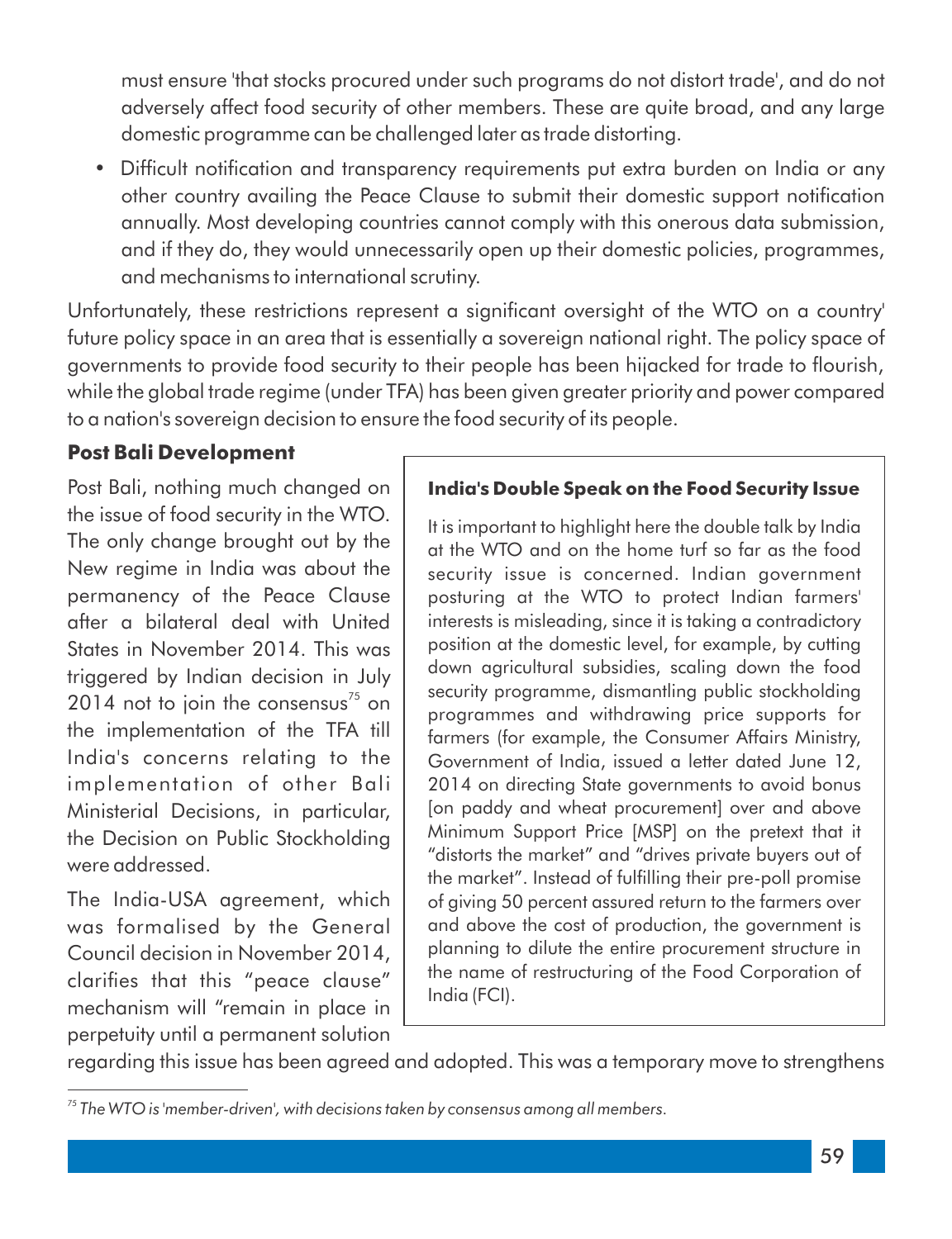must ensure 'that stocks procured under such programs do not distort trade', and do not adversely affect food security of other members. These are quite broad, and any large domestic programme can be challenged later as trade distorting.

- Difficult notification and transparency requirements put extra burden on India or any other country availing the Peace Clause to submit their domestic support notification annually. Most developing countries cannot comply with this onerous data submission, and if they do, they would unnecessarily open up their domestic policies, programmes, and mechanisms to international scrutiny.

Unfortunately, these restrictions represent a significant oversight of the WTO on a country' future policy space in an area that is essentially a sovereign national right. The policy space of governments to provide food security to their people has been hijacked for trade to flourish, while the global trade regime (under TFA) has been given greater priority and power compared to a nation's sovereign decision to ensure the food security of its people.

**Post Bali Development**

Post Bali, nothing much changed on the issue of food security in the WTO. The only change brought out by the New regime in India was about the permanency of the Peace Clause after a bilateral deal with United States in November 2014. This was triggered by Indian decision in July 2014 not to join the consensus[75] on the implementation of the TFA till India's concerns relating to the implementation of other Bali Ministerial Decisions, in particular, the Decision on Public Stockholding were addressed.

The India-USA agreement, which was formalised by the General Council decision in November 2014, clarifies that this "peace clause" mechanism will "remain in place in perpetuity until a permanent solution regarding this issue has been agreed and adopted. This was a temporary move to strengthens

> **India's Double Speak on the Food Security Issue**
>
> It is important to highlight here the double talk by India at the WTO and on the home turf so far as the food security issue is concerned. Indian government posturing at the WTO to protect Indian farmers' interests is misleading, since it is taking a contradictory position at the domestic level, for example, by cutting down agricultural subsidies, scaling down the food security programme, dismantling public stockholding programmes and withdrawing price supports for farmers (for example, the Consumer Affairs Ministry, Government of India, issued a letter dated June 12, 2014 on directing State governments to avoid bonus [on paddy and wheat procurement] over and above Minimum Support Price [MSP] on the pretext that it "distorts the market" and "drives private buyers out of the market". Instead of fulfilling their pre-poll promise of giving 50 percent assured return to the farmers over and above the cost of production, the government is planning to dilute the entire procurement structure in the name of restructuring of the Food Corporation of India (FCI).

[75] *The WTO is 'member-driven', with decisions taken by consensus among all members.*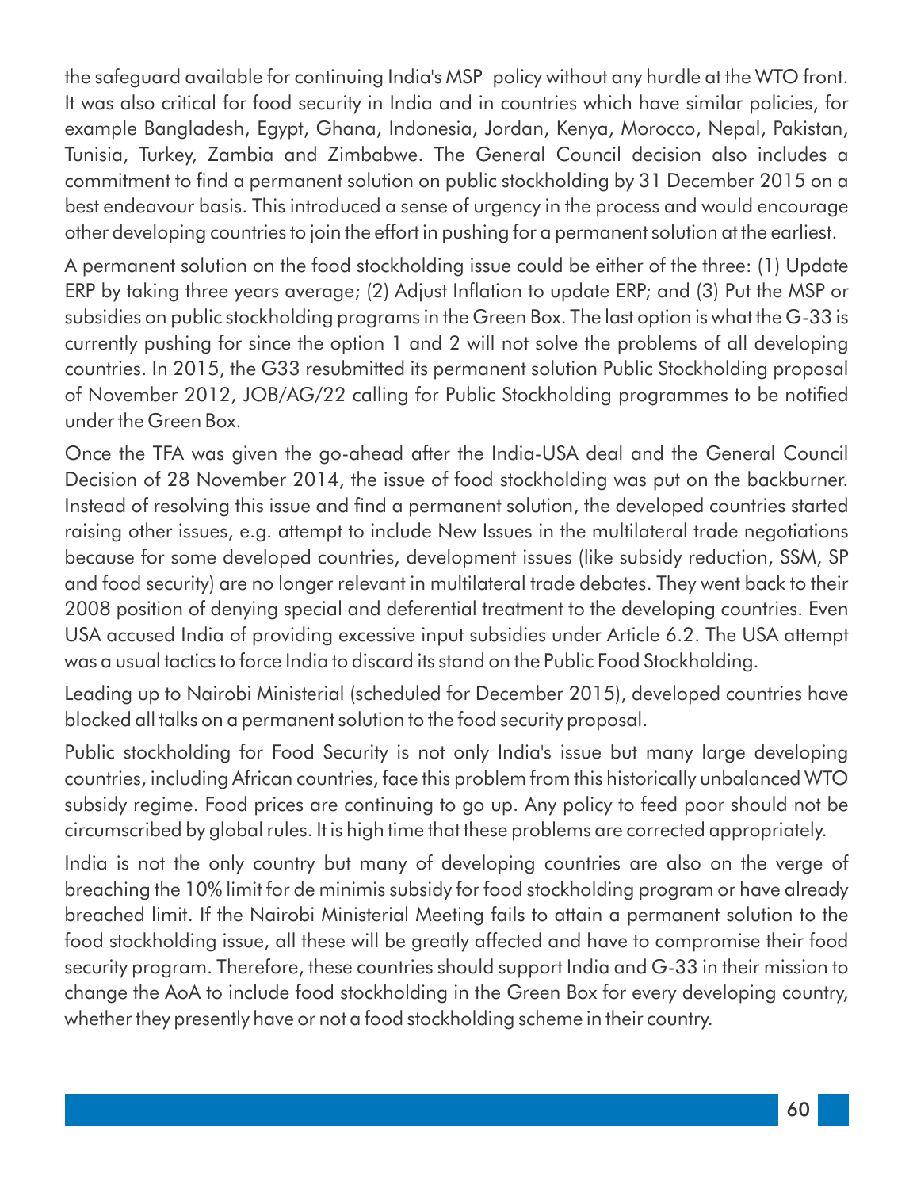the safeguard available for continuing India's MSP policy without any hurdle at the WTO front. It was also critical for food security in India and in countries which have similar policies, for example Bangladesh, Egypt, Ghana, Indonesia, Jordan, Kenya, Morocco, Nepal, Pakistan, Tunisia, Turkey, Zambia and Zimbabwe. The General Council decision also includes a commitment to find a permanent solution on public stockholding by 31 December 2015 on a best endeavour basis. This introduced a sense of urgency in the process and would encourage other developing countries to join the effort in pushing for a permanent solution at the earliest.

A permanent solution on the food stockholding issue could be either of the three: (1) Update ERP by taking three years average; (2) Adjust Inflation to update ERP; and (3) Put the MSP or subsidies on public stockholding programs in the Green Box. The last option is what the G-33 is currently pushing for since the option 1 and 2 will not solve the problems of all developing countries. In 2015, the G33 resubmitted its permanent solution Public Stockholding proposal of November 2012, JOB/AG/22 calling for Public Stockholding programmes to be notified under the Green Box.

Once the TFA was given the go-ahead after the India-USA deal and the General Council Decision of 28 November 2014, the issue of food stockholding was put on the backburner. Instead of resolving this issue and find a permanent solution, the developed countries started raising other issues, e.g. attempt to include New Issues in the multilateral trade negotiations because for some developed countries, development issues (like subsidy reduction, SSM, SP and food security) are no longer relevant in multilateral trade debates. They went back to their 2008 position of denying special and deferential treatment to the developing countries. Even USA accused India of providing excessive input subsidies under Article 6.2. The USA attempt was a usual tactics to force India to discard its stand on the Public Food Stockholding.

Leading up to Nairobi Ministerial (scheduled for December 2015), developed countries have blocked all talks on a permanent solution to the food security proposal.

Public stockholding for Food Security is not only India's issue but many large developing countries, including African countries, face this problem from this historically unbalanced WTO subsidy regime. Food prices are continuing to go up. Any policy to feed poor should not be circumscribed by global rules. It is high time that these problems are corrected appropriately.

India is not the only country but many of developing countries are also on the verge of breaching the 10% limit for de minimis subsidy for food stockholding program or have already breached limit. If the Nairobi Ministerial Meeting fails to attain a permanent solution to the food stockholding issue, all these will be greatly affected and have to compromise their food security program. Therefore, these countries should support India and G-33 in their mission to change the AoA to include food stockholding in the Green Box for every developing country, whether they presently have or not a food stockholding scheme in their country.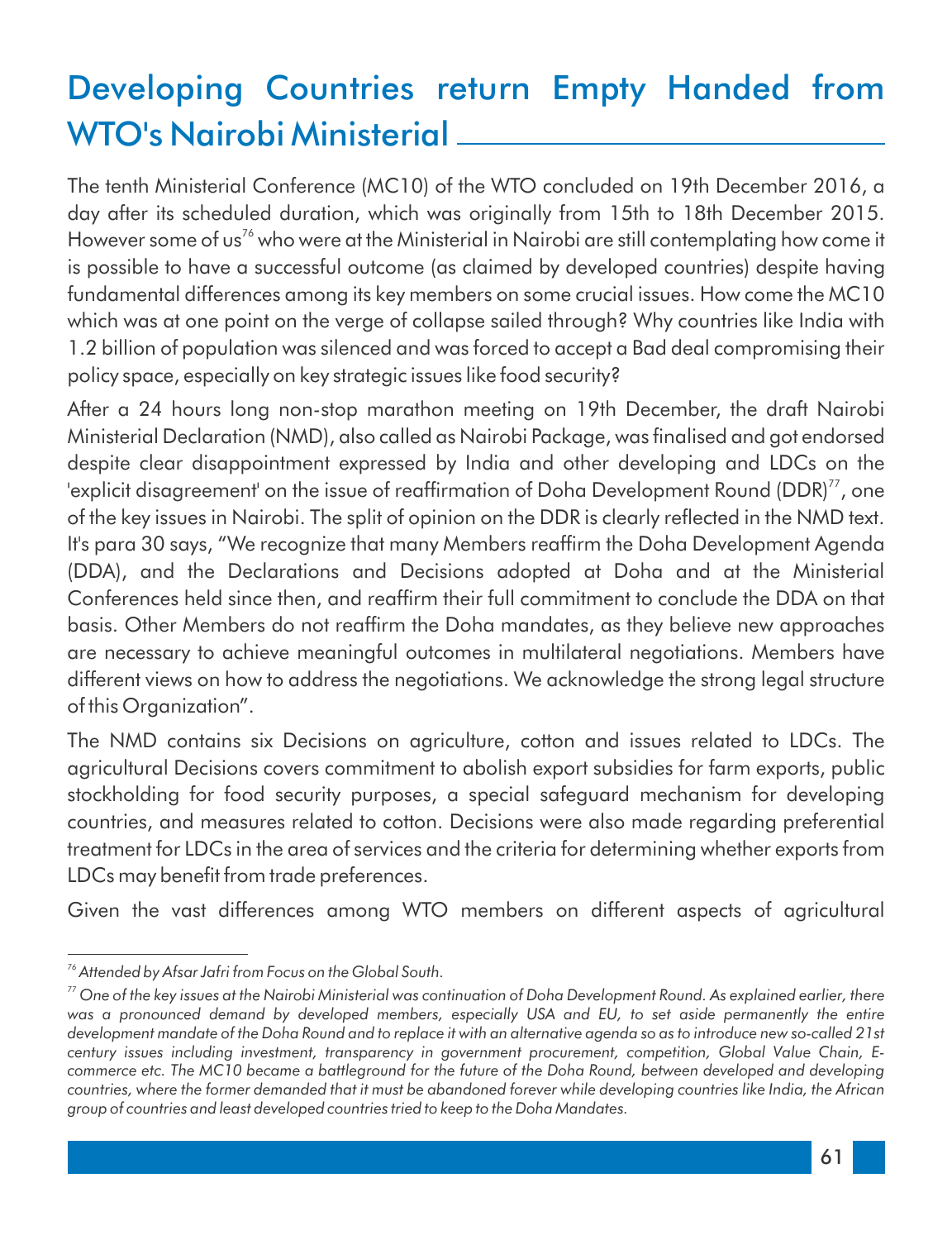# Developing Countries return Empty Handed from WTO's Nairobi Ministerial

The tenth Ministerial Conference (MC10) of the WTO concluded on 19th December 2016, a day after its scheduled duration, which was originally from 15th to 18th December 2015. However some of us[76] who were at the Ministerial in Nairobi are still contemplating how come it is possible to have a successful outcome (as claimed by developed countries) despite having fundamental differences among its key members on some crucial issues. How come the MC10 which was at one point on the verge of collapse sailed through? Why countries like India with 1.2 billion of population was silenced and was forced to accept a Bad deal compromising their policy space, especially on key strategic issues like food security?

After a 24 hours long non-stop marathon meeting on 19th December, the draft Nairobi Ministerial Declaration (NMD), also called as Nairobi Package, was finalised and got endorsed despite clear disappointment expressed by India and other developing and LDCs on the 'explicit disagreement' on the issue of reaffirmation of Doha Development Round (DDR)[77], one of the key issues in Nairobi. The split of opinion on the DDR is clearly reflected in the NMD text. It's para 30 says, “We recognize that many Members reaffirm the Doha Development Agenda (DDA), and the Declarations and Decisions adopted at Doha and at the Ministerial Conferences held since then, and reaffirm their full commitment to conclude the DDA on that basis. Other Members do not reaffirm the Doha mandates, as they believe new approaches are necessary to achieve meaningful outcomes in multilateral negotiations. Members have different views on how to address the negotiations. We acknowledge the strong legal structure of this Organization”.

The NMD contains six Decisions on agriculture, cotton and issues related to LDCs. The agricultural Decisions covers commitment to abolish export subsidies for farm exports, public stockholding for food security purposes, a special safeguard mechanism for developing countries, and measures related to cotton. Decisions were also made regarding preferential treatment for LDCs in the area of services and the criteria for determining whether exports from LDCs may benefit from trade preferences.

Given the vast differences among WTO members on different aspects of agricultural

---

*[76] Attended by Afsar Jafri from Focus on the Global South.*

*[77] One of the key issues at the Nairobi Ministerial was continuation of Doha Development Round. As explained earlier, there was a pronounced demand by developed members, especially USA and EU, to set aside permanently the entire development mandate of the Doha Round and to replace it with an alternative agenda so as to introduce new so-called 21st century issues including investment, transparency in government procurement, competition, Global Value Chain, E-commerce etc. The MC10 became a battleground for the future of the Doha Round, between developed and developing countries, where the former demanded that it must be abandoned forever while developing countries like India, the African group of countries and least developed countries tried to keep to the Doha Mandates.*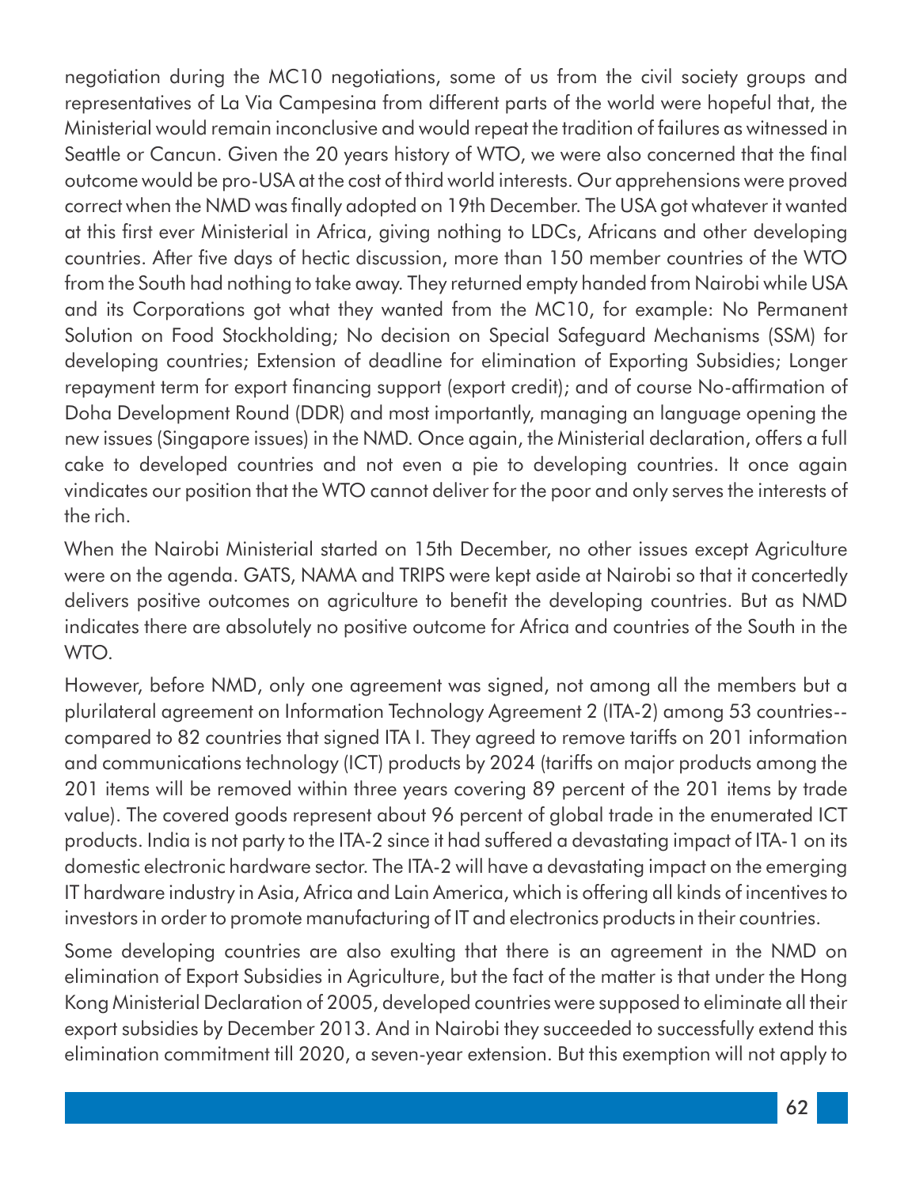negotiation during the MC10 negotiations, some of us from the civil society groups and representatives of La Via Campesina from different parts of the world were hopeful that, the Ministerial would remain inconclusive and would repeat the tradition of failures as witnessed in Seattle or Cancun. Given the 20 years history of WTO, we were also concerned that the final outcome would be pro-USA at the cost of third world interests. Our apprehensions were proved correct when the NMD was finally adopted on 19th December. The USA got whatever it wanted at this first ever Ministerial in Africa, giving nothing to LDCs, Africans and other developing countries. After five days of hectic discussion, more than 150 member countries of the WTO from the South had nothing to take away. They returned empty handed from Nairobi while USA and its Corporations got what they wanted from the MC10, for example: No Permanent Solution on Food Stockholding; No decision on Special Safeguard Mechanisms (SSM) for developing countries; Extension of deadline for elimination of Exporting Subsidies; Longer repayment term for export financing support (export credit); and of course No-affirmation of Doha Development Round (DDR) and most importantly, managing an language opening the new issues (Singapore issues) in the NMD. Once again, the Ministerial declaration, offers a full cake to developed countries and not even a pie to developing countries. It once again vindicates our position that the WTO cannot deliver for the poor and only serves the interests of the rich.

When the Nairobi Ministerial started on 15th December, no other issues except Agriculture were on the agenda. GATS, NAMA and TRIPS were kept aside at Nairobi so that it concertedly delivers positive outcomes on agriculture to benefit the developing countries. But as NMD indicates there are absolutely no positive outcome for Africa and countries of the South in the WTO.

However, before NMD, only one agreement was signed, not among all the members but a plurilateral agreement on Information Technology Agreement 2 (ITA-2) among 53 countries--compared to 82 countries that signed ITA I. They agreed to remove tariffs on 201 information and communications technology (ICT) products by 2024 (tariffs on major products among the 201 items will be removed within three years covering 89 percent of the 201 items by trade value). The covered goods represent about 96 percent of global trade in the enumerated ICT products. India is not party to the ITA-2 since it had suffered a devastating impact of ITA-1 on its domestic electronic hardware sector. The ITA-2 will have a devastating impact on the emerging IT hardware industry in Asia, Africa and Lain America, which is offering all kinds of incentives to investors in order to promote manufacturing of IT and electronics products in their countries.

Some developing countries are also exulting that there is an agreement in the NMD on elimination of Export Subsidies in Agriculture, but the fact of the matter is that under the Hong Kong Ministerial Declaration of 2005, developed countries were supposed to eliminate all their export subsidies by December 2013. And in Nairobi they succeeded to successfully extend this elimination commitment till 2020, a seven-year extension. But this exemption will not apply to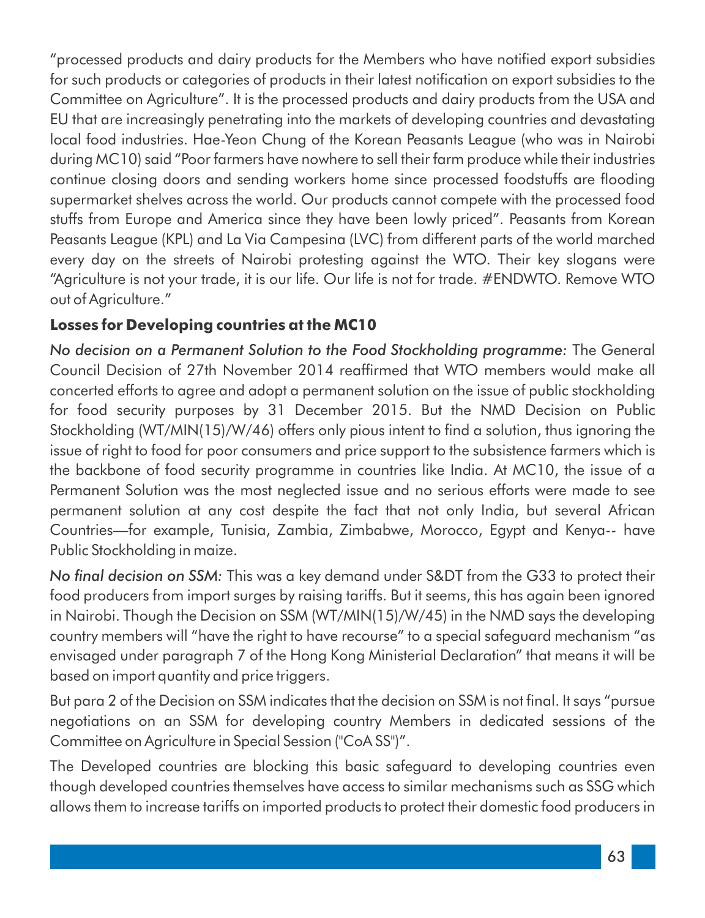"processed products and dairy products for the Members who have notified export subsidies for such products or categories of products in their latest notification on export subsidies to the Committee on Agriculture". It is the processed products and dairy products from the USA and EU that are increasingly penetrating into the markets of developing countries and devastating local food industries. Hae-Yeon Chung of the Korean Peasants League (who was in Nairobi during MC10) said "Poor farmers have nowhere to sell their farm produce while their industries continue closing doors and sending workers home since processed foodstuffs are flooding supermarket shelves across the world. Our products cannot compete with the processed food stuffs from Europe and America since they have been lowly priced". Peasants from Korean Peasants League (KPL) and La Via Campesina (LVC) from different parts of the world marched every day on the streets of Nairobi protesting against the WTO. Their key slogans were "Agriculture is not your trade, it is our life. Our life is not for trade. #ENDWTO. Remove WTO out of Agriculture."

**Losses for Developing countries at the MC10**

*No decision on a Permanent Solution to the Food Stockholding programme:* The General Council Decision of 27th November 2014 reaffirmed that WTO members would make all concerted efforts to agree and adopt a permanent solution on the issue of public stockholding for food security purposes by 31 December 2015. But the NMD Decision on Public Stockholding (WT/MIN(15)/W/46) offers only pious intent to find a solution, thus ignoring the issue of right to food for poor consumers and price support to the subsistence farmers which is the backbone of food security programme in countries like India. At MC10, the issue of a Permanent Solution was the most neglected issue and no serious efforts were made to see permanent solution at any cost despite the fact that not only India, but several African Countries—for example, Tunisia, Zambia, Zimbabwe, Morocco, Egypt and Kenya-- have Public Stockholding in maize.

*No final decision on SSM:* This was a key demand under S&DT from the G33 to protect their food producers from import surges by raising tariffs. But it seems, this has again been ignored in Nairobi. Though the Decision on SSM (WT/MIN(15)/W/45) in the NMD says the developing country members will "have the right to have recourse" to a special safeguard mechanism "as envisaged under paragraph 7 of the Hong Kong Ministerial Declaration" that means it will be based on import quantity and price triggers.

But para 2 of the Decision on SSM indicates that the decision on SSM is not final. It says "pursue negotiations on an SSM for developing country Members in dedicated sessions of the Committee on Agriculture in Special Session ("CoA SS")".

The Developed countries are blocking this basic safeguard to developing countries even though developed countries themselves have access to similar mechanisms such as SSG which allows them to increase tariffs on imported products to protect their domestic food producers in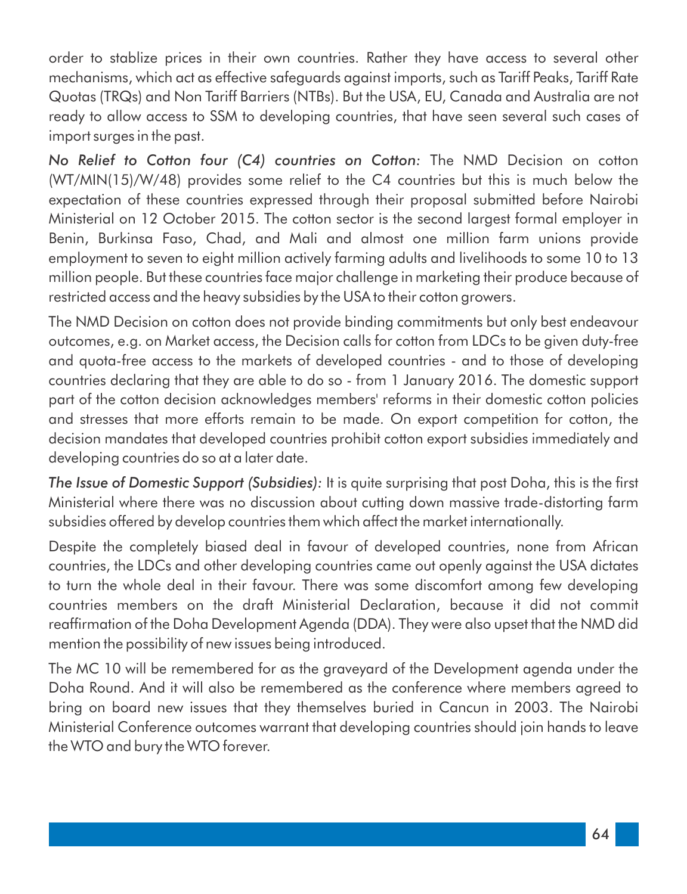order to stablize prices in their own countries. Rather they have access to several other mechanisms, which act as effective safeguards against imports, such as Tariff Peaks, Tariff Rate Quotas (TRQs) and Non Tariff Barriers (NTBs). But the USA, EU, Canada and Australia are not ready to allow access to SSM to developing countries, that have seen several such cases of import surges in the past.

*No Relief to Cotton four (C4) countries on Cotton:* The NMD Decision on cotton (WT/MIN(15)/W/48) provides some relief to the C4 countries but this is much below the expectation of these countries expressed through their proposal submitted before Nairobi Ministerial on 12 October 2015. The cotton sector is the second largest formal employer in Benin, Burkinsa Faso, Chad, and Mali and almost one million farm unions provide employment to seven to eight million actively farming adults and livelihoods to some 10 to 13 million people. But these countries face major challenge in marketing their produce because of restricted access and the heavy subsidies by the USA to their cotton growers.

The NMD Decision on cotton does not provide binding commitments but only best endeavour outcomes, e.g. on Market access, the Decision calls for cotton from LDCs to be given duty-free and quota-free access to the markets of developed countries - and to those of developing countries declaring that they are able to do so - from 1 January 2016. The domestic support part of the cotton decision acknowledges members' reforms in their domestic cotton policies and stresses that more efforts remain to be made. On export competition for cotton, the decision mandates that developed countries prohibit cotton export subsidies immediately and developing countries do so at a later date.

*The Issue of Domestic Support (Subsidies):* It is quite surprising that post Doha, this is the first Ministerial where there was no discussion about cutting down massive trade-distorting farm subsidies offered by develop countries them which affect the market internationally.

Despite the completely biased deal in favour of developed countries, none from African countries, the LDCs and other developing countries came out openly against the USA dictates to turn the whole deal in their favour. There was some discomfort among few developing countries members on the draft Ministerial Declaration, because it did not commit reaffirmation of the Doha Development Agenda (DDA). They were also upset that the NMD did mention the possibility of new issues being introduced.

The MC 10 will be remembered for as the graveyard of the Development agenda under the Doha Round. And it will also be remembered as the conference where members agreed to bring on board new issues that they themselves buried in Cancun in 2003. The Nairobi Ministerial Conference outcomes warrant that developing countries should join hands to leave the WTO and bury the WTO forever.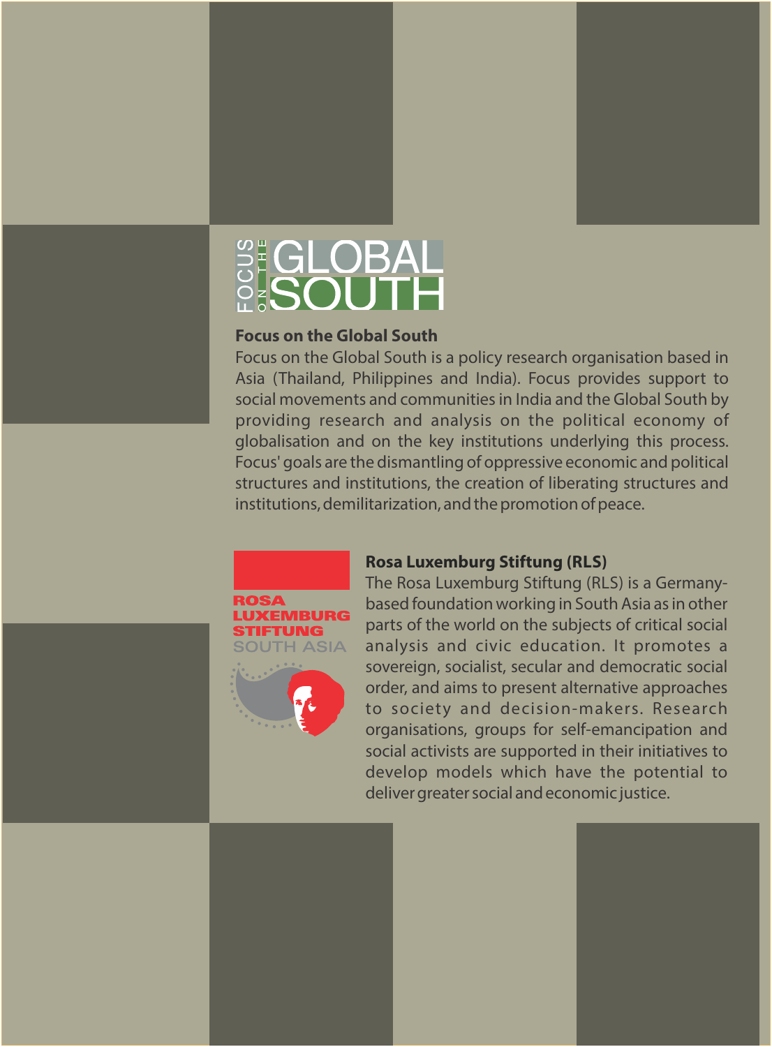FOCUS ON THE GLOBAL SOUTH

## Focus on the Global South

Focus on the Global South is a policy research organisation based in Asia (Thailand, Philippines and India). Focus provides support to social movements and communities in India and the Global South by providing research and analysis on the political economy of globalisation and on the key institutions underlying this process. Focus' goals are the dismantling of oppressive economic and political structures and institutions, the creation of liberating structures and institutions, demilitarization, and the promotion of peace.

ROSA LUXEMBURG STIFTUNG SOUTH ASIA

## Rosa Luxemburg Stiftung (RLS)

The Rosa Luxemburg Stiftung (RLS) is a Germany-based foundation working in South Asia as in other parts of the world on the subjects of critical social analysis and civic education. It promotes a sovereign, socialist, secular and democratic social order, and aims to present alternative approaches to society and decision-makers. Research organisations, groups for self-emancipation and social activists are supported in their initiatives to develop models which have the potential to deliver greater social and economic justice.